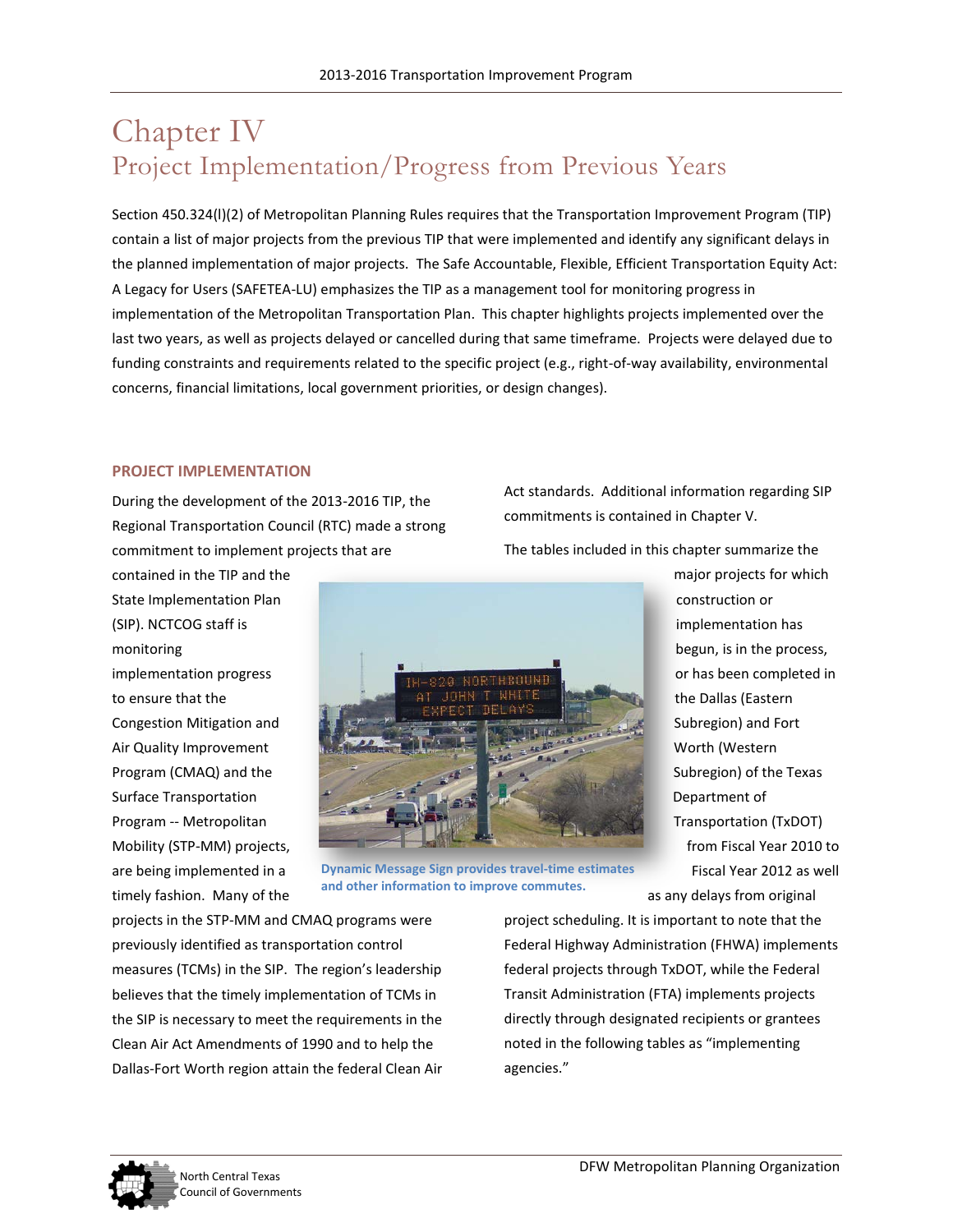# Chapter IV
## Project Implementation/Progress from Previous Years

Section 450.324(l)(2) of Metropolitan Planning Rules requires that the Transportation Improvement Program (TIP) contain a list of major projects from the previous TIP that were implemented and identify any significant delays in the planned implementation of major projects. The Safe Accountable, Flexible, Efficient Transportation Equity Act: A Legacy for Users (SAFETEA-LU) emphasizes the TIP as a management tool for monitoring progress in implementation of the Metropolitan Transportation Plan. This chapter highlights projects implemented over the last two years, as well as projects delayed or cancelled during that same timeframe. Projects were delayed due to funding constraints and requirements related to the specific project (e.g., right-of-way availability, environmental concerns, financial limitations, local government priorities, or design changes).

### PROJECT IMPLEMENTATION

During the development of the 2013-2016 TIP, the Regional Transportation Council (RTC) made a strong commitment to implement projects that are contained in the TIP and the State Implementation Plan (SIP). NCTCOG staff is monitoring implementation progress to ensure that the Congestion Mitigation and Air Quality Improvement Program (CMAQ) and the Surface Transportation Program -- Metropolitan Mobility (STP-MM) projects, are being implemented in a timely fashion. Many of the projects in the STP-MM and CMAQ programs were previously identified as transportation control measures (TCMs) in the SIP. The region's leadership believes that the timely implementation of TCMs in the SIP is necessary to meet the requirements in the Clean Air Act Amendments of 1990 and to help the Dallas-Fort Worth region attain the federal Clean Air Act standards. Additional information regarding SIP commitments is contained in Chapter V.

Dynamic Message Sign provides travel-time estimates and other information to improve commutes.

The tables included in this chapter summarize the major projects for which construction or implementation has begun, is in the process, or has been completed in the Dallas (Eastern Subregion) and Fort Worth (Western Subregion) of the Texas Department of Transportation (TxDOT) from Fiscal Year 2010 to Fiscal Year 2012 as well as any delays from original project scheduling. It is important to note that the Federal Highway Administration (FHWA) implements federal projects through TxDOT, while the Federal Transit Administration (FTA) implements projects directly through designated recipients or grantees noted in the following tables as "implementing agencies."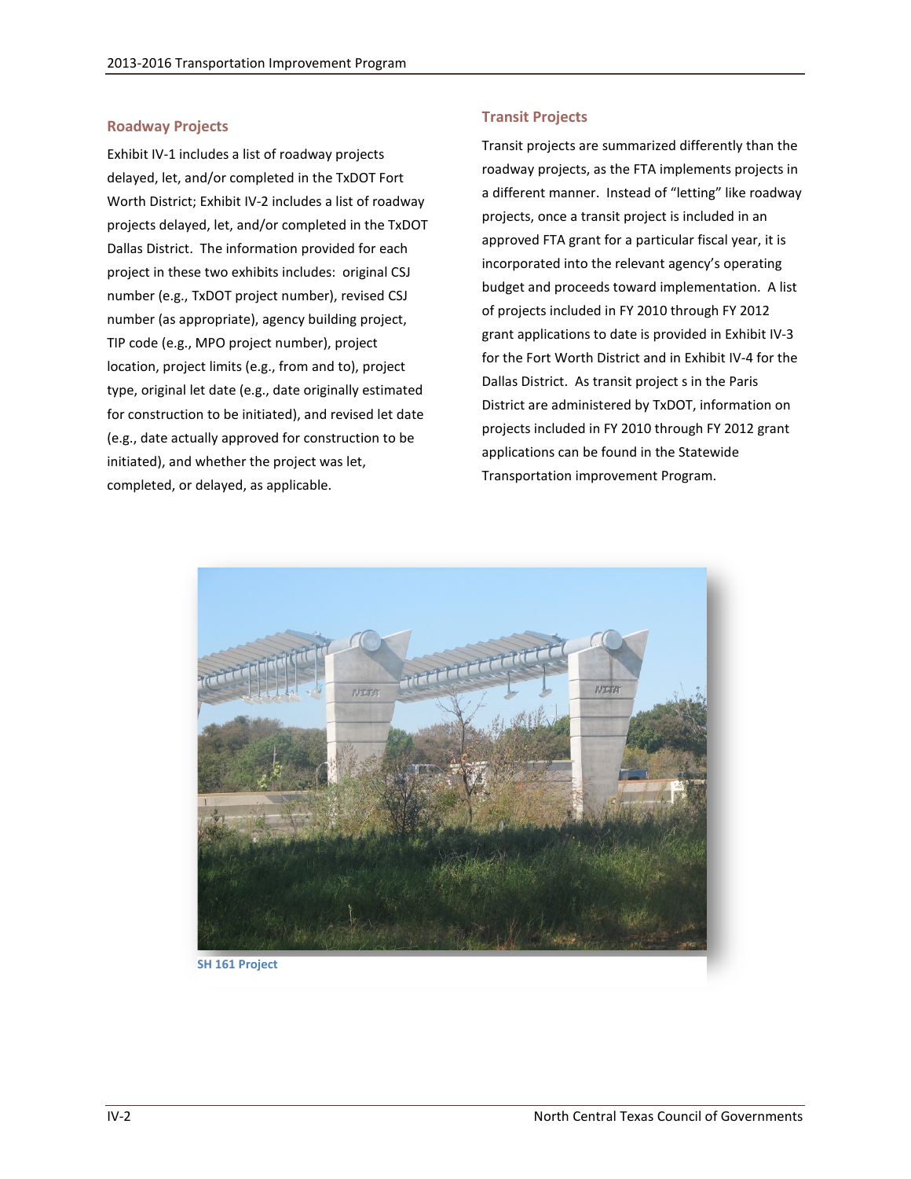## Roadway Projects

Exhibit IV-1 includes a list of roadway projects delayed, let, and/or completed in the TxDOT Fort Worth District; Exhibit IV-2 includes a list of roadway projects delayed, let, and/or completed in the TxDOT Dallas District. The information provided for each project in these two exhibits includes: original CSJ number (e.g., TxDOT project number), revised CSJ number (as appropriate), agency building project, TIP code (e.g., MPO project number), project location, project limits (e.g., from and to), project type, original let date (e.g., date originally estimated for construction to be initiated), and revised let date (e.g., date actually approved for construction to be initiated), and whether the project was let, completed, or delayed, as applicable.

## Transit Projects

Transit projects are summarized differently than the roadway projects, as the FTA implements projects in a different manner. Instead of "letting" like roadway projects, once a transit project is included in an approved FTA grant for a particular fiscal year, it is incorporated into the relevant agency's operating budget and proceeds toward implementation. A list of projects included in FY 2010 through FY 2012 grant applications to date is provided in Exhibit IV-3 for the Fort Worth District and in Exhibit IV-4 for the Dallas District. As transit project s in the Paris District are administered by TxDOT, information on projects included in FY 2010 through FY 2012 grant applications can be found in the Statewide Transportation improvement Program.

**SH 161 Project**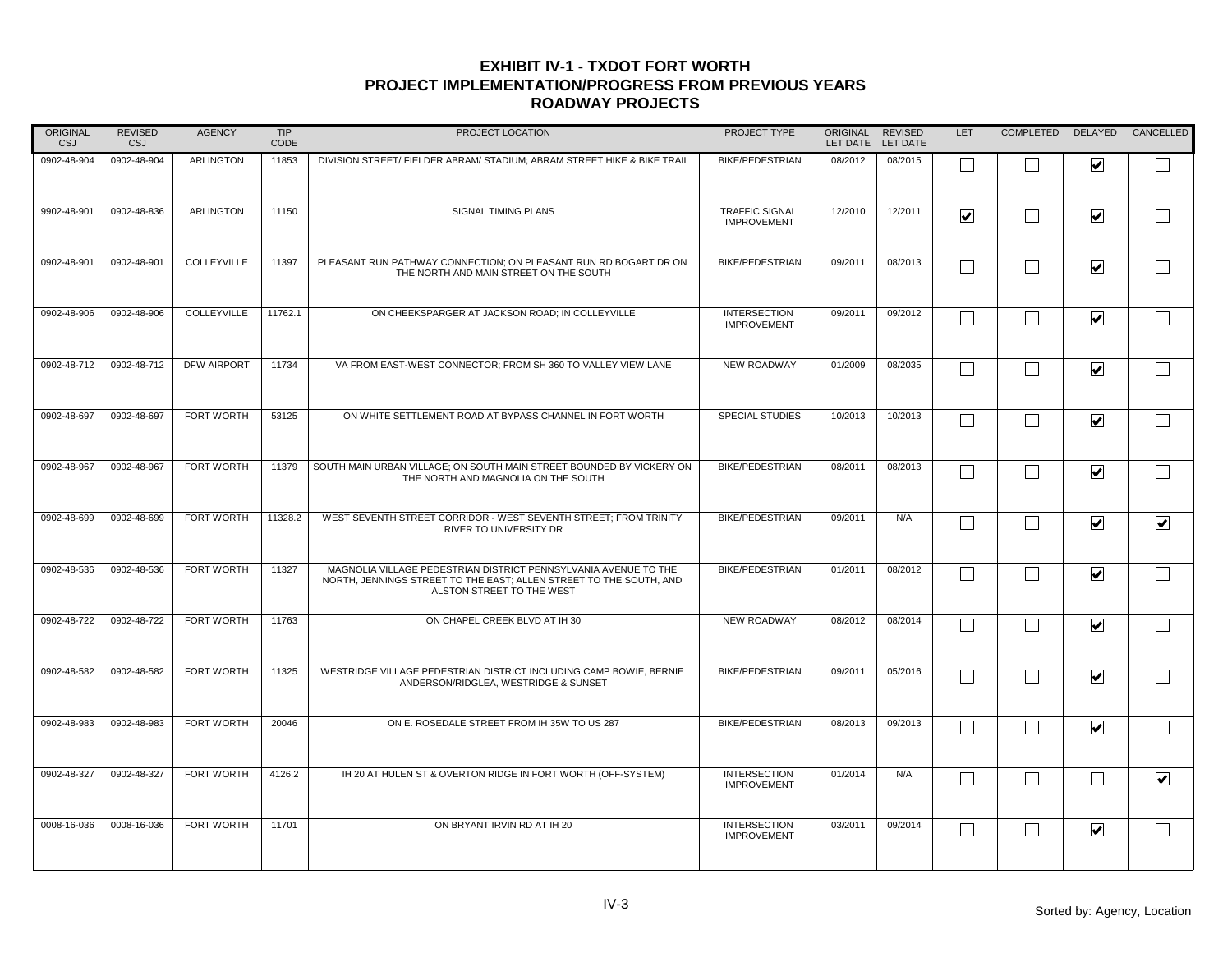# EXHIBIT IV-1 - TXDOT FORT WORTH
## PROJECT IMPLEMENTATION/PROGRESS FROM PREVIOUS YEARS
## ROADWAY PROJECTS

| ORIGINAL CSJ | REVISED CSJ | AGENCY | TIP CODE | PROJECT LOCATION | PROJECT TYPE | ORIGINAL LET DATE | REVISED LET DATE | LET | COMPLETED | DELAYED | CANCELLED |
|---|---|---|---|---|---|---|---|---|---|---|---|
| 0902-48-904 | 0902-48-904 | ARLINGTON | 11853 | DIVISION STREET/ FIELDER ABRAM/ STADIUM; ABRAM STREET HIKE & BIKE TRAIL | BIKE/PEDESTRIAN | 08/2012 | 08/2015 | ☐ | ☐ | ☑ | ☐ |
| 9902-48-901 | 0902-48-836 | ARLINGTON | 11150 | SIGNAL TIMING PLANS | TRAFFIC SIGNAL IMPROVEMENT | 12/2010 | 12/2011 | ☑ | ☐ | ☑ | ☐ |
| 0902-48-901 | 0902-48-901 | COLLEYVILLE | 11397 | PLEASANT RUN PATHWAY CONNECTION; ON PLEASANT RUN RD BOGART DR ON THE NORTH AND MAIN STREET ON THE SOUTH | BIKE/PEDESTRIAN | 09/2011 | 08/2013 | ☐ | ☐ | ☑ | ☐ |
| 0902-48-906 | 0902-48-906 | COLLEYVILLE | 11762.1 | ON CHEEKSPARGER AT JACKSON ROAD; IN COLLEYVILLE | INTERSECTION IMPROVEMENT | 09/2011 | 09/2012 | ☐ | ☐ | ☑ | ☐ |
| 0902-48-712 | 0902-48-712 | DFW AIRPORT | 11734 | VA FROM EAST-WEST CONNECTOR; FROM SH 360 TO VALLEY VIEW LANE | NEW ROADWAY | 01/2009 | 08/2035 | ☐ | ☐ | ☑ | ☐ |
| 0902-48-697 | 0902-48-697 | FORT WORTH | 53125 | ON WHITE SETTLEMENT ROAD AT BYPASS CHANNEL IN FORT WORTH | SPECIAL STUDIES | 10/2013 | 10/2013 | ☐ | ☐ | ☑ | ☐ |
| 0902-48-967 | 0902-48-967 | FORT WORTH | 11379 | SOUTH MAIN URBAN VILLAGE; ON SOUTH MAIN STREET BOUNDED BY VICKERY ON THE NORTH AND MAGNOLIA ON THE SOUTH | BIKE/PEDESTRIAN | 08/2011 | 08/2013 | ☐ | ☐ | ☑ | ☐ |
| 0902-48-699 | 0902-48-699 | FORT WORTH | 11328.2 | WEST SEVENTH STREET CORRIDOR - WEST SEVENTH STREET; FROM TRINITY RIVER TO UNIVERSITY DR | BIKE/PEDESTRIAN | 09/2011 | N/A | ☐ | ☐ | ☑ | ☑ |
| 0902-48-536 | 0902-48-536 | FORT WORTH | 11327 | MAGNOLIA VILLAGE PEDESTRIAN DISTRICT PENNSYLVANIA AVENUE TO THE NORTH, JENNINGS STREET TO THE EAST; ALLEN STREET TO THE SOUTH, AND ALSTON STREET TO THE WEST | BIKE/PEDESTRIAN | 01/2011 | 08/2012 | ☐ | ☐ | ☑ | ☐ |
| 0902-48-722 | 0902-48-722 | FORT WORTH | 11763 | ON CHAPEL CREEK BLVD AT IH 30 | NEW ROADWAY | 08/2012 | 08/2014 | ☐ | ☐ | ☑ | ☐ |
| 0902-48-582 | 0902-48-582 | FORT WORTH | 11325 | WESTRIDGE VILLAGE PEDESTRIAN DISTRICT INCLUDING CAMP BOWIE, BERNIE ANDERSON/RIDGLEA, WESTRIDGE & SUNSET | BIKE/PEDESTRIAN | 09/2011 | 05/2016 | ☐ | ☐ | ☑ | ☐ |
| 0902-48-983 | 0902-48-983 | FORT WORTH | 20046 | ON E. ROSEDALE STREET FROM IH 35W TO US 287 | BIKE/PEDESTRIAN | 08/2013 | 09/2013 | ☐ | ☐ | ☑ | ☐ |
| 0902-48-327 | 0902-48-327 | FORT WORTH | 4126.2 | IH 20 AT HULEN ST & OVERTON RIDGE IN FORT WORTH (OFF-SYSTEM) | INTERSECTION IMPROVEMENT | 01/2014 | N/A | ☐ | ☐ | ☐ | ☑ |
| 0008-16-036 | 0008-16-036 | FORT WORTH | 11701 | ON BRYANT IRVIN RD AT IH 20 | INTERSECTION IMPROVEMENT | 03/2011 | 09/2014 | ☐ | ☐ | ☑ | ☐ |

Sorted by: Agency, Location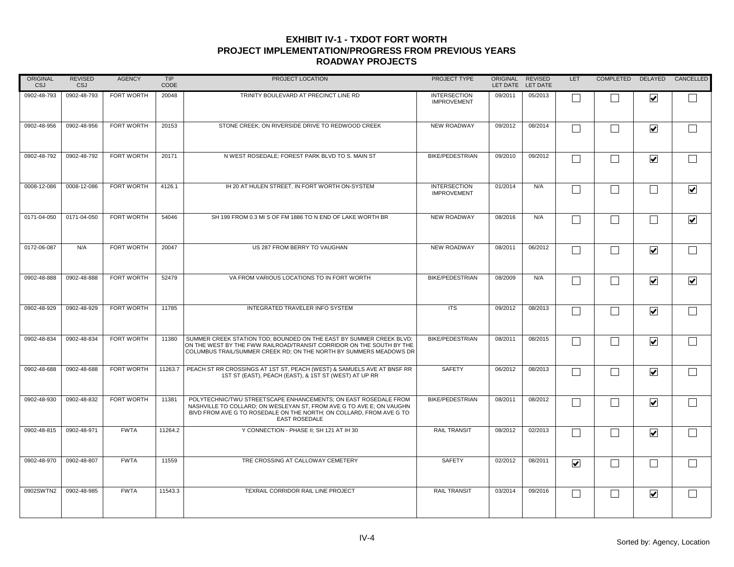# EXHIBIT IV-1 - TXDOT FORT WORTH
## PROJECT IMPLEMENTATION/PROGRESS FROM PREVIOUS YEARS
### ROADWAY PROJECTS

| ORIGINAL CSJ | REVISED CSJ | AGENCY | TIP CODE | PROJECT LOCATION | PROJECT TYPE | ORIGINAL LET DATE | REVISED LET DATE | LET | COMPLETED | DELAYED | CANCELLED |
|---|---|---|---|---|---|---|---|---|---|---|---|
| 0902-48-793 | 0902-48-793 | FORT WORTH | 20048 | TRINITY BOULEVARD AT PRECINCT LINE RD | INTERSECTION IMPROVEMENT | 09/2011 | 05/2013 | ☐ | ☐ | ☑ | ☐ |
| 0902-48-956 | 0902-48-956 | FORT WORTH | 20153 | STONE CREEK; ON RIVERSIDE DRIVE TO REDWOOD CREEK | NEW ROADWAY | 09/2012 | 08/2014 | ☐ | ☐ | ☑ | ☐ |
| 0902-48-792 | 0902-48-792 | FORT WORTH | 20171 | N WEST ROSEDALE; FOREST PARK BLVD TO S. MAIN ST | BIKE/PEDESTRIAN | 09/2010 | 09/2012 | ☐ | ☐ | ☑ | ☐ |
| 0008-12-086 | 0008-12-086 | FORT WORTH | 4126.1 | IH 20 AT HULEN STREET, IN FORT WORTH ON-SYSTEM | INTERSECTION IMPROVEMENT | 01/2014 | N/A | ☐ | ☐ | ☐ | ☑ |
| 0171-04-050 | 0171-04-050 | FORT WORTH | 54046 | SH 199 FROM 0.3 MI S OF FM 1886 TO N END OF LAKE WORTH BR | NEW ROADWAY | 08/2016 | N/A | ☐ | ☐ | ☐ | ☑ |
| 0172-06-087 | N/A | FORT WORTH | 20047 | US 287 FROM BERRY TO VAUGHAN | NEW ROADWAY | 08/2011 | 06/2012 | ☐ | ☐ | ☑ | ☐ |
| 0902-48-888 | 0902-48-888 | FORT WORTH | 52479 | VA FROM VARIOUS LOCATIONS TO IN FORT WORTH | BIKE/PEDESTRIAN | 08/2009 | N/A | ☐ | ☐ | ☑ | ☑ |
| 0902-48-929 | 0902-48-929 | FORT WORTH | 11785 | INTEGRATED TRAVELER INFO SYSTEM | ITS | 09/2012 | 08/2013 | ☐ | ☐ | ☑ | ☐ |
| 0902-48-834 | 0902-48-834 | FORT WORTH | 11380 | SUMMER CREEK STATION TOD; BOUNDED ON THE EAST BY SUMMER CREEK BLVD; ON THE WEST BY THE FWW RAILROAD/TRANSIT CORRIDOR ON THE SOUTH BY THE COLUMBUS TRAIL/SUMMER CREEK RD; ON THE NORTH BY SUMMERS MEADOWS DR | BIKE/PEDESTRIAN | 08/2011 | 08/2015 | ☐ | ☐ | ☑ | ☐ |
| 0902-48-688 | 0902-48-688 | FORT WORTH | 11263.7 | PEACH ST RR CROSSINGS AT 1ST ST, PEACH (WEST) & SAMUELS AVE AT BNSF RR 1ST ST (EAST), PEACH (EAST), & 1ST ST (WEST) AT UP RR | SAFETY | 06/2012 | 08/2013 | ☐ | ☐ | ☑ | ☐ |
| 0902-48-930 | 0902-48-832 | FORT WORTH | 11381 | POLYTECHNIC/TWU STREETSCAPE ENHANCEMENTS; ON EAST ROSEDALE FROM NASHVILLE TO COLLARD; ON WESLEYAN ST, FROM AVE G TO AVE E; ON VAUGHN BIVD FROM AVE G TO ROSEDALE ON THE NORTH; ON COLLARD, FROM AVE G TO EAST ROSEDALE | BIKE/PEDESTRIAN | 08/2011 | 08/2012 | ☐ | ☐ | ☑ | ☐ |
| 0902-48-815 | 0902-48-971 | FWTA | 11264.2 | Y CONNECTION - PHASE II; SH 121 AT IH 30 | RAIL TRANSIT | 08/2012 | 02/2013 | ☐ | ☐ | ☑ | ☐ |
| 0902-48-970 | 0902-48-807 | FWTA | 11559 | TRE CROSSING AT CALLOWAY CEMETERY | SAFETY | 02/2012 | 08/2011 | ☑ | ☐ | ☐ | ☐ |
| 0902SWTN2 | 0902-48-985 | FWTA | 11543.3 | TEXRAIL CORRIDOR RAIL LINE PROJECT | RAIL TRANSIT | 03/2014 | 09/2016 | ☐ | ☐ | ☑ | ☐ |

Sorted by: Agency, Location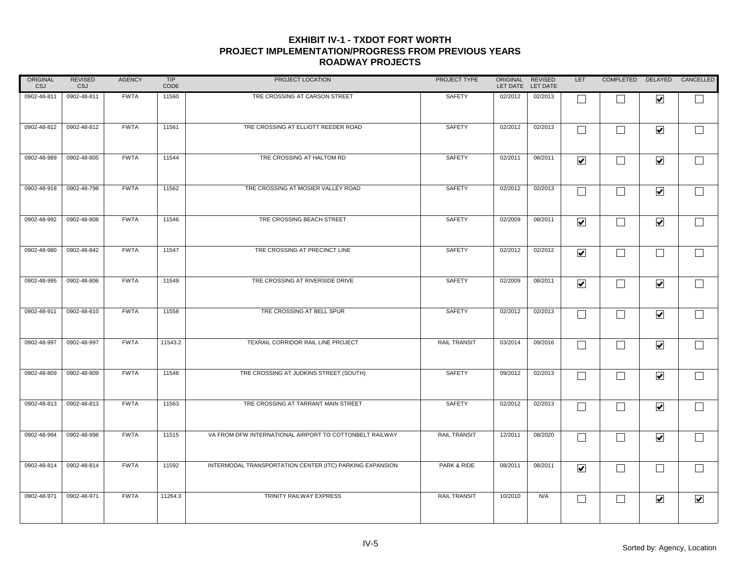# EXHIBIT IV-1 - TXDOT FORT WORTH
## PROJECT IMPLEMENTATION/PROGRESS FROM PREVIOUS YEARS
### ROADWAY PROJECTS

| ORIGINAL CSJ | REVISED CSJ | AGENCY | TIP CODE | PROJECT LOCATION | PROJECT TYPE | ORIGINAL LET DATE | REVISED LET DATE | LET | COMPLETED | DELAYED | CANCELLED |
|---|---|---|---|---|---|---|---|---|---|---|---|
| 0902-48-811 | 0902-48-811 | FWTA | 11560 | TRE CROSSING AT CARSON STREET | SAFETY | 02/2012 | 02/2013 | ☐ | ☐ | ☑ | ☐ |
| 0902-48-812 | 0902-48-812 | FWTA | 11561 | TRE CROSSING AT ELLIOTT REEDER ROAD | SAFETY | 02/2012 | 02/2013 | ☐ | ☐ | ☑ | ☐ |
| 0902-48-989 | 0902-48-805 | FWTA | 11544 | TRE CROSSING AT HALTOM RD | SAFETY | 02/2011 | 08/2011 | ☑ | ☐ | ☑ | ☐ |
| 0902-48-918 | 0902-48-798 | FWTA | 11562 | TRE CROSSING AT MOSIER VALLEY ROAD | SAFETY | 02/2012 | 02/2013 | ☐ | ☐ | ☑ | ☐ |
| 0902-48-992 | 0902-48-808 | FWTA | 11546 | TRE CROSSING BEACH STREET | SAFETY | 02/2009 | 08/2011 | ☑ | ☐ | ☑ | ☐ |
| 0902-48-980 | 0902-48-842 | FWTA | 11547 | TRE CROSSING AT PRECINCT LINE | SAFETY | 02/2012 | 02/2012 | ☑ | ☐ | ☐ | ☐ |
| 0902-48-995 | 0902-48-806 | FWTA | 11549 | TRE CROSSING AT RIVERSIDE DRIVE | SAFETY | 02/2009 | 08/2011 | ☑ | ☐ | ☑ | ☐ |
| 0902-48-911 | 0902-48-810 | FWTA | 11558 | TRE CROSSING AT BELL SPUR | SAFETY | 02/2012 | 02/2013 | ☐ | ☐ | ☑ | ☐ |
| 0902-48-997 | 0902-48-997 | FWTA | 11543.2 | TEXRAIL CORRIDOR RAIL LINE PROJECT | RAIL TRANSIT | 03/2014 | 09/2016 | ☐ | ☐ | ☑ | ☐ |
| 0902-48-809 | 0902-48-809 | FWTA | 11548 | TRE CROSSING AT JUDKINS STREET (SOUTH) | SAFETY | 09/2012 | 02/2013 | ☐ | ☐ | ☑ | ☐ |
| 0902-48-813 | 0902-48-813 | FWTA | 11563 | TRE CROSSING AT TARRANT MAIN STREET | SAFETY | 02/2012 | 02/2013 | ☐ | ☐ | ☑ | ☐ |
| 0902-48-994 | 0902-48-998 | FWTA | 11515 | VA FROM DFW INTERNATIONAL AIRPORT TO COTTONBELT RAILWAY | RAIL TRANSIT | 12/2011 | 08/2020 | ☐ | ☐ | ☑ | ☐ |
| 0902-48-814 | 0902-48-814 | FWTA | 11592 | INTERMODAL TRANSPORTATION CENTER (ITC) PARKING EXPANSION | PARK & RIDE | 08/2011 | 08/2011 | ☑ | ☐ | ☐ | ☐ |
| 0902-48-971 | 0902-48-971 | FWTA | 11264.3 | TRINITY RAILWAY EXPRESS | RAIL TRANSIT | 10/2010 | N/A | ☐ | ☐ | ☑ | ☑ |

Sorted by: Agency, Location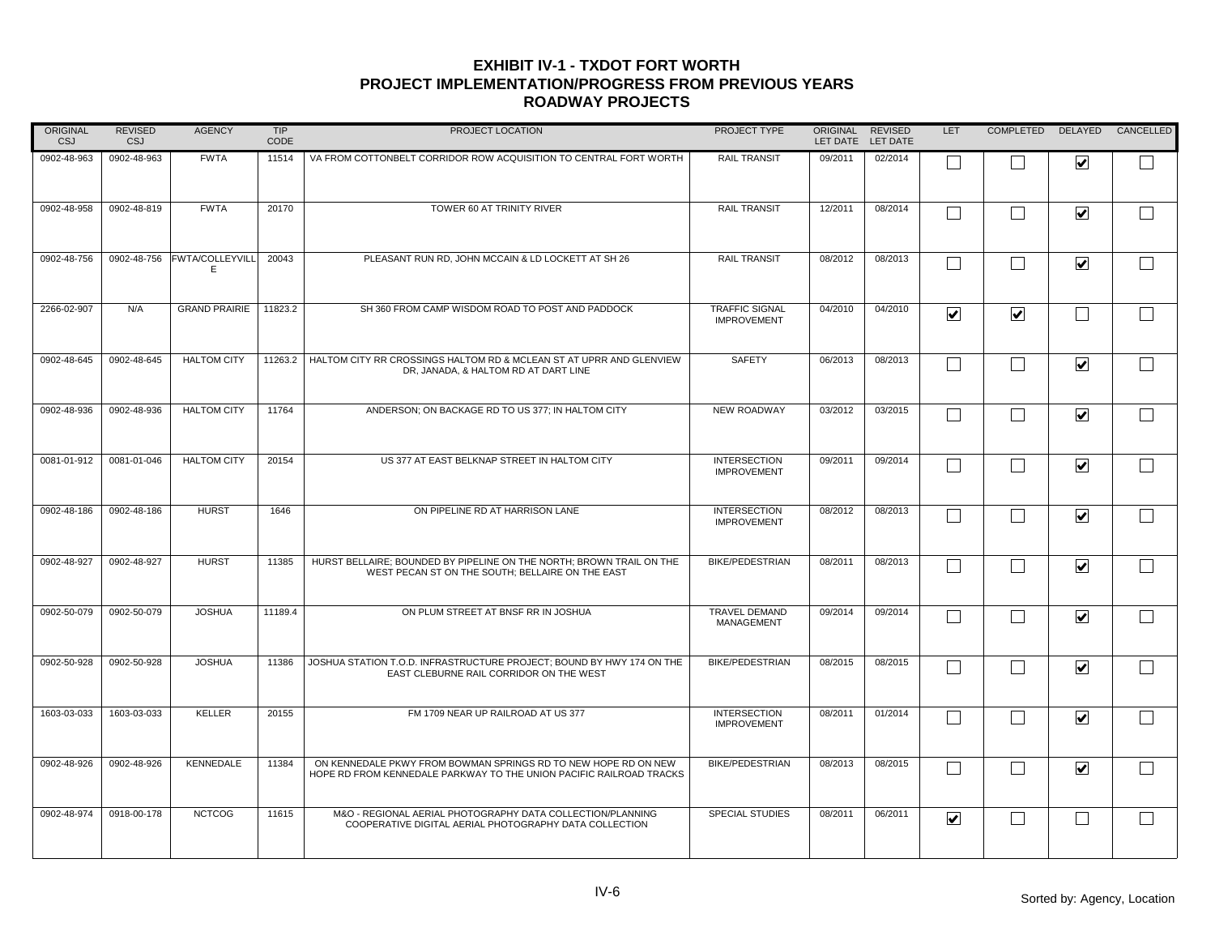# EXHIBIT IV-1 - TXDOT FORT WORTH
## PROJECT IMPLEMENTATION/PROGRESS FROM PREVIOUS YEARS
### ROADWAY PROJECTS

| ORIGINAL CSJ | REVISED CSJ | AGENCY | TIP CODE | PROJECT LOCATION | PROJECT TYPE | ORIGINAL LET DATE | REVISED LET DATE | LET | COMPLETED | DELAYED | CANCELLED |
|---|---|---|---|---|---|---|---|---|---|---|---|
| 0902-48-963 | 0902-48-963 | FWTA | 11514 | VA FROM COTTONBELT CORRIDOR ROW ACQUISITION TO CENTRAL FORT WORTH | RAIL TRANSIT | 09/2011 | 02/2014 | ☐ | ☐ | ☑ | ☐ |
| 0902-48-958 | 0902-48-819 | FWTA | 20170 | TOWER 60 AT TRINITY RIVER | RAIL TRANSIT | 12/2011 | 08/2014 | ☐ | ☐ | ☑ | ☐ |
| 0902-48-756 | 0902-48-756 | FWTA/COLLEYVILLE | 20043 | PLEASANT RUN RD, JOHN MCCAIN & LD LOCKETT AT SH 26 | RAIL TRANSIT | 08/2012 | 08/2013 | ☐ | ☐ | ☑ | ☐ |
| 2266-02-907 | N/A | GRAND PRAIRIE | 11823.2 | SH 360 FROM CAMP WISDOM ROAD TO POST AND PADDOCK | TRAFFIC SIGNAL IMPROVEMENT | 04/2010 | 04/2010 | ☑ | ☑ | ☐ | ☐ |
| 0902-48-645 | 0902-48-645 | HALTOM CITY | 11263.2 | HALTOM CITY RR CROSSINGS HALTOM RD & MCLEAN ST AT UPRR AND GLENVIEW DR, JANADA, & HALTOM RD AT DART LINE | SAFETY | 06/2013 | 08/2013 | ☐ | ☐ | ☑ | ☐ |
| 0902-48-936 | 0902-48-936 | HALTOM CITY | 11764 | ANDERSON; ON BACKAGE RD TO US 377; IN HALTOM CITY | NEW ROADWAY | 03/2012 | 03/2015 | ☐ | ☐ | ☑ | ☐ |
| 0081-01-912 | 0081-01-046 | HALTOM CITY | 20154 | US 377 AT EAST BELKNAP STREET IN HALTOM CITY | INTERSECTION IMPROVEMENT | 09/2011 | 09/2014 | ☐ | ☐ | ☑ | ☐ |
| 0902-48-186 | 0902-48-186 | HURST | 1646 | ON PIPELINE RD AT HARRISON LANE | INTERSECTION IMPROVEMENT | 08/2012 | 08/2013 | ☐ | ☐ | ☑ | ☐ |
| 0902-48-927 | 0902-48-927 | HURST | 11385 | HURST BELLAIRE; BOUNDED BY PIPELINE ON THE NORTH; BROWN TRAIL ON THE WEST PECAN ST ON THE SOUTH; BELLAIRE ON THE EAST | BIKE/PEDESTRIAN | 08/2011 | 08/2013 | ☐ | ☐ | ☑ | ☐ |
| 0902-50-079 | 0902-50-079 | JOSHUA | 11189.4 | ON PLUM STREET AT BNSF RR IN JOSHUA | TRAVEL DEMAND MANAGEMENT | 09/2014 | 09/2014 | ☐ | ☐ | ☑ | ☐ |
| 0902-50-928 | 0902-50-928 | JOSHUA | 11386 | JOSHUA STATION T.O.D. INFRASTRUCTURE PROJECT; BOUND BY HWY 174 ON THE EAST CLEBURNE RAIL CORRIDOR ON THE WEST | BIKE/PEDESTRIAN | 08/2015 | 08/2015 | ☐ | ☐ | ☑ | ☐ |
| 1603-03-033 | 1603-03-033 | KELLER | 20155 | FM 1709 NEAR UP RAILROAD AT US 377 | INTERSECTION IMPROVEMENT | 08/2011 | 01/2014 | ☐ | ☐ | ☑ | ☐ |
| 0902-48-926 | 0902-48-926 | KENNEDALE | 11384 | ON KENNEDALE PKWY FROM BOWMAN SPRINGS RD TO NEW HOPE RD ON NEW HOPE RD FROM KENNEDALE PARKWAY TO THE UNION PACIFIC RAILROAD TRACKS | BIKE/PEDESTRIAN | 08/2013 | 08/2015 | ☐ | ☐ | ☑ | ☐ |
| 0902-48-974 | 0918-00-178 | NCTCOG | 11615 | M&O - REGIONAL AERIAL PHOTOGRAPHY DATA COLLECTION/PLANNING COOPERATIVE DIGITAL AERIAL PHOTOGRAPHY DATA COLLECTION | SPECIAL STUDIES | 08/2011 | 06/2011 | ☑ | ☐ | ☐ | ☐ |

Sorted by: Agency, Location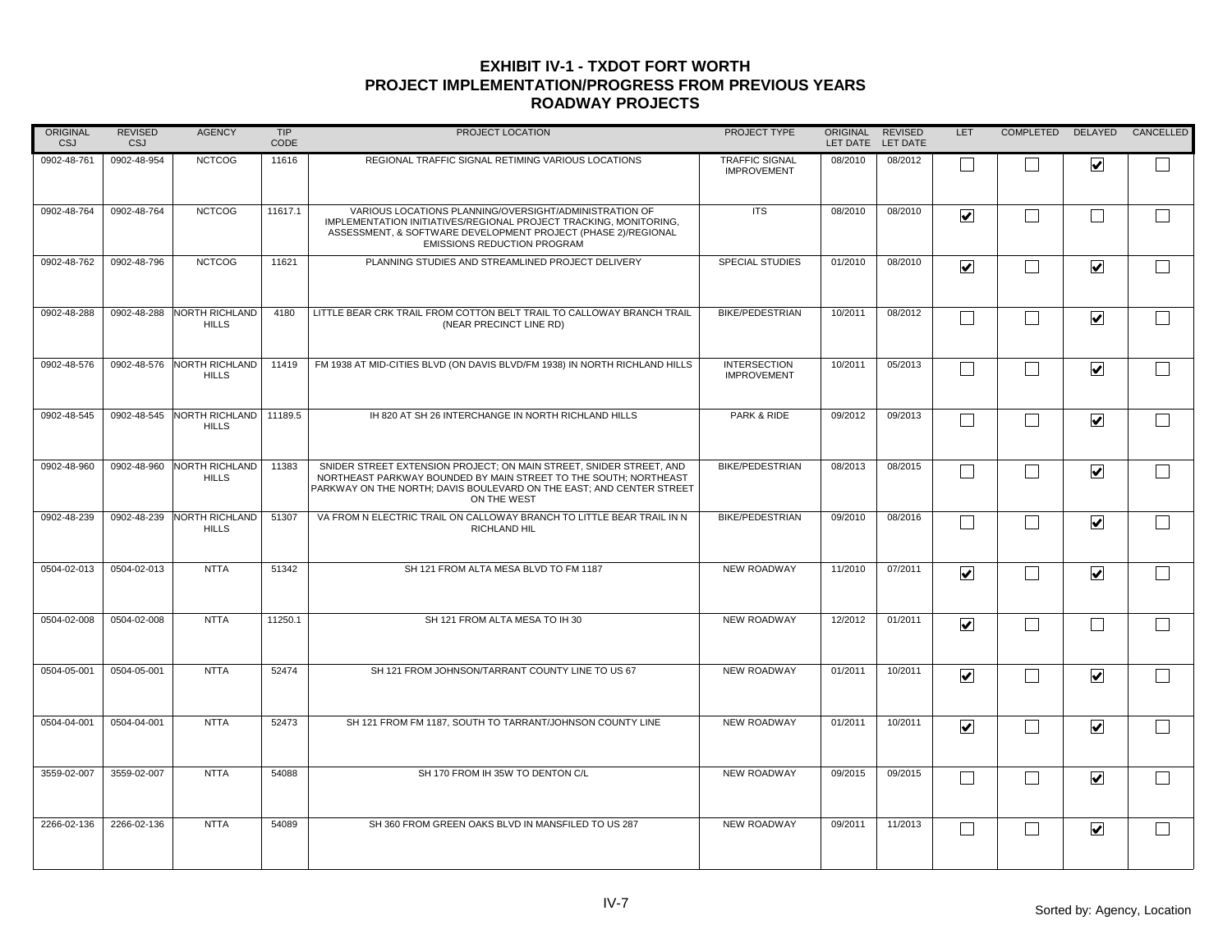# EXHIBIT IV-1 - TXDOT FORT WORTH
## PROJECT IMPLEMENTATION/PROGRESS FROM PREVIOUS YEARS
## ROADWAY PROJECTS

| ORIGINAL CSJ | REVISED CSJ | AGENCY | TIP CODE | PROJECT LOCATION | PROJECT TYPE | ORIGINAL LET DATE | REVISED LET DATE | LET | COMPLETED | DELAYED | CANCELLED |
|---|---|---|---|---|---|---|---|---|---|---|---|
| 0902-48-761 | 0902-48-954 | NCTCOG | 11616 | REGIONAL TRAFFIC SIGNAL RETIMING VARIOUS LOCATIONS | TRAFFIC SIGNAL IMPROVEMENT | 08/2010 | 08/2012 | ☐ | ☐ | ☑ | ☐ |
| 0902-48-764 | 0902-48-764 | NCTCOG | 11617.1 | VARIOUS LOCATIONS PLANNING/OVERSIGHT/ADMINISTRATION OF IMPLEMENTATION INITIATIVES/REGIONAL PROJECT TRACKING, MONITORING, ASSESSMENT, & SOFTWARE DEVELOPMENT PROJECT (PHASE 2)/REGIONAL EMISSIONS REDUCTION PROGRAM | ITS | 08/2010 | 08/2010 | ☑ | ☐ | ☐ | ☐ |
| 0902-48-762 | 0902-48-796 | NCTCOG | 11621 | PLANNING STUDIES AND STREAMLINED PROJECT DELIVERY | SPECIAL STUDIES | 01/2010 | 08/2010 | ☑ | ☐ | ☑ | ☐ |
| 0902-48-288 | 0902-48-288 | NORTH RICHLAND HILLS | 4180 | LITTLE BEAR CRK TRAIL FROM COTTON BELT TRAIL TO CALLOWAY BRANCH TRAIL (NEAR PRECINCT LINE RD) | BIKE/PEDESTRIAN | 10/2011 | 08/2012 | ☐ | ☐ | ☑ | ☐ |
| 0902-48-576 | 0902-48-576 | NORTH RICHLAND HILLS | 11419 | FM 1938 AT MID-CITIES BLVD (ON DAVIS BLVD/FM 1938) IN NORTH RICHLAND HILLS | INTERSECTION IMPROVEMENT | 10/2011 | 05/2013 | ☐ | ☐ | ☑ | ☐ |
| 0902-48-545 | 0902-48-545 | NORTH RICHLAND HILLS | 11189.5 | IH 820 AT SH 26 INTERCHANGE IN NORTH RICHLAND HILLS | PARK & RIDE | 09/2012 | 09/2013 | ☐ | ☐ | ☑ | ☐ |
| 0902-48-960 | 0902-48-960 | NORTH RICHLAND HILLS | 11383 | SNIDER STREET EXTENSION PROJECT; ON MAIN STREET, SNIDER STREET, AND NORTHEAST PARKWAY BOUNDED BY MAIN STREET TO THE SOUTH; NORTHEAST PARKWAY ON THE NORTH; DAVIS BOULEVARD ON THE EAST; AND CENTER STREET ON THE WEST | BIKE/PEDESTRIAN | 08/2013 | 08/2015 | ☐ | ☐ | ☑ | ☐ |
| 0902-48-239 | 0902-48-239 | NORTH RICHLAND HILLS | 51307 | VA FROM N ELECTRIC TRAIL ON CALLOWAY BRANCH TO LITTLE BEAR TRAIL IN N RICHLAND HIL | BIKE/PEDESTRIAN | 09/2010 | 08/2016 | ☐ | ☐ | ☑ | ☐ |
| 0504-02-013 | 0504-02-013 | NTTA | 51342 | SH 121 FROM ALTA MESA BLVD TO FM 1187 | NEW ROADWAY | 11/2010 | 07/2011 | ☑ | ☐ | ☑ | ☐ |
| 0504-02-008 | 0504-02-008 | NTTA | 11250.1 | SH 121 FROM ALTA MESA TO IH 30 | NEW ROADWAY | 12/2012 | 01/2011 | ☑ | ☐ | ☐ | ☐ |
| 0504-05-001 | 0504-05-001 | NTTA | 52474 | SH 121 FROM JOHNSON/TARRANT COUNTY LINE TO US 67 | NEW ROADWAY | 01/2011 | 10/2011 | ☑ | ☐ | ☑ | ☐ |
| 0504-04-001 | 0504-04-001 | NTTA | 52473 | SH 121 FROM FM 1187, SOUTH TO TARRANT/JOHNSON COUNTY LINE | NEW ROADWAY | 01/2011 | 10/2011 | ☑ | ☐ | ☑ | ☐ |
| 3559-02-007 | 3559-02-007 | NTTA | 54088 | SH 170 FROM IH 35W TO DENTON C/L | NEW ROADWAY | 09/2015 | 09/2015 | ☐ | ☐ | ☑ | ☐ |
| 2266-02-136 | 2266-02-136 | NTTA | 54089 | SH 360 FROM GREEN OAKS BLVD IN MANSFILED TO US 287 | NEW ROADWAY | 09/2011 | 11/2013 | ☐ | ☐ | ☑ | ☐ |

Sorted by: Agency, Location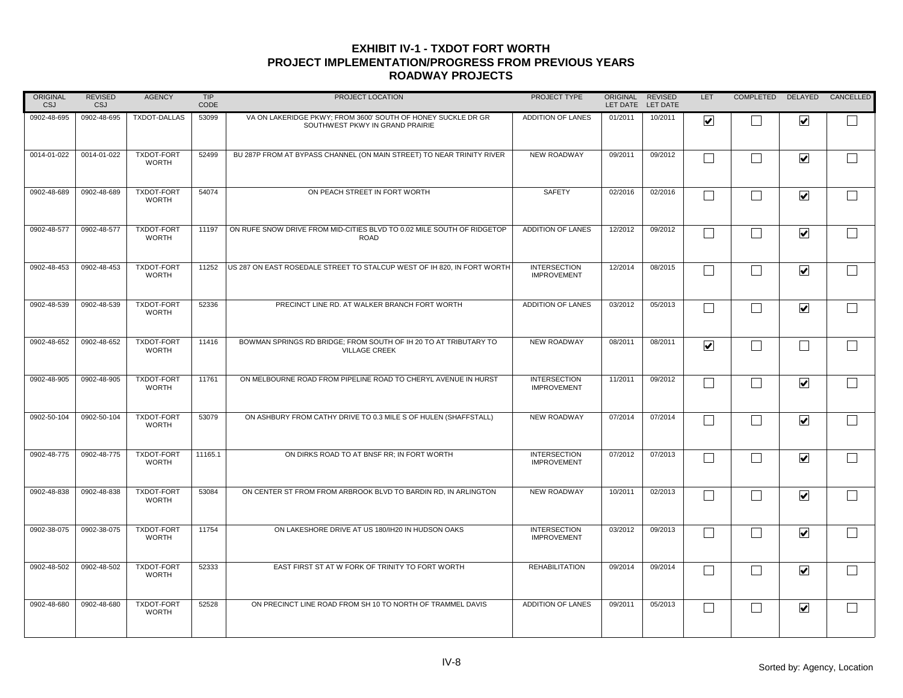# EXHIBIT IV-1 - TXDOT FORT WORTH
## PROJECT IMPLEMENTATION/PROGRESS FROM PREVIOUS YEARS
## ROADWAY PROJECTS

| ORIGINAL CSJ | REVISED CSJ | AGENCY | TIP CODE | PROJECT LOCATION | PROJECT TYPE | ORIGINAL LET DATE | REVISED LET DATE | LET | COMPLETED | DELAYED | CANCELLED |
|---|---|---|---|---|---|---|---|---|---|---|---|
| 0902-48-695 | 0902-48-695 | TXDOT-DALLAS | 53099 | VA ON LAKERIDGE PKWY; FROM 3600' SOUTH OF HONEY SUCKLE DR GR SOUTHWEST PKWY IN GRAND PRAIRIE | ADDITION OF LANES | 01/2011 | 10/2011 | ☑ | ☐ | ☑ | ☐ |
| 0014-01-022 | 0014-01-022 | TXDOT-FORT WORTH | 52499 | BU 287P FROM AT BYPASS CHANNEL (ON MAIN STREET) TO NEAR TRINITY RIVER | NEW ROADWAY | 09/2011 | 09/2012 | ☐ | ☐ | ☑ | ☐ |
| 0902-48-689 | 0902-48-689 | TXDOT-FORT WORTH | 54074 | ON PEACH STREET IN FORT WORTH | SAFETY | 02/2016 | 02/2016 | ☐ | ☐ | ☑ | ☐ |
| 0902-48-577 | 0902-48-577 | TXDOT-FORT WORTH | 11197 | ON RUFE SNOW DRIVE FROM MID-CITIES BLVD TO 0.02 MILE SOUTH OF RIDGETOP ROAD | ADDITION OF LANES | 12/2012 | 09/2012 | ☐ | ☐ | ☑ | ☐ |
| 0902-48-453 | 0902-48-453 | TXDOT-FORT WORTH | 11252 | US 287 ON EAST ROSEDALE STREET TO STALCUP WEST OF IH 820, IN FORT WORTH | INTERSECTION IMPROVEMENT | 12/2014 | 08/2015 | ☐ | ☐ | ☑ | ☐ |
| 0902-48-539 | 0902-48-539 | TXDOT-FORT WORTH | 52336 | PRECINCT LINE RD. AT WALKER BRANCH FORT WORTH | ADDITION OF LANES | 03/2012 | 05/2013 | ☐ | ☐ | ☑ | ☐ |
| 0902-48-652 | 0902-48-652 | TXDOT-FORT WORTH | 11416 | BOWMAN SPRINGS RD BRIDGE; FROM SOUTH OF IH 20 TO AT TRIBUTARY TO VILLAGE CREEK | NEW ROADWAY | 08/2011 | 08/2011 | ☑ | ☐ | ☐ | ☐ |
| 0902-48-905 | 0902-48-905 | TXDOT-FORT WORTH | 11761 | ON MELBOURNE ROAD FROM PIPELINE ROAD TO CHERYL AVENUE IN HURST | INTERSECTION IMPROVEMENT | 11/2011 | 09/2012 | ☐ | ☐ | ☑ | ☐ |
| 0902-50-104 | 0902-50-104 | TXDOT-FORT WORTH | 53079 | ON ASHBURY FROM CATHY DRIVE TO 0.3 MILE S OF HULEN (SHAFFSTALL) | NEW ROADWAY | 07/2014 | 07/2014 | ☐ | ☐ | ☑ | ☐ |
| 0902-48-775 | 0902-48-775 | TXDOT-FORT WORTH | 11165.1 | ON DIRKS ROAD TO AT BNSF RR; IN FORT WORTH | INTERSECTION IMPROVEMENT | 07/2012 | 07/2013 | ☐ | ☐ | ☑ | ☐ |
| 0902-48-838 | 0902-48-838 | TXDOT-FORT WORTH | 53084 | ON CENTER ST FROM FROM ARBROOK BLVD TO BARDIN RD, IN ARLINGTON | NEW ROADWAY | 10/2011 | 02/2013 | ☐ | ☐ | ☑ | ☐ |
| 0902-38-075 | 0902-38-075 | TXDOT-FORT WORTH | 11754 | ON LAKESHORE DRIVE AT US 180/IH20 IN HUDSON OAKS | INTERSECTION IMPROVEMENT | 03/2012 | 09/2013 | ☐ | ☐ | ☑ | ☐ |
| 0902-48-502 | 0902-48-502 | TXDOT-FORT WORTH | 52333 | EAST FIRST ST AT W FORK OF TRINITY TO FORT WORTH | REHABILITATION | 09/2014 | 09/2014 | ☐ | ☐ | ☑ | ☐ |
| 0902-48-680 | 0902-48-680 | TXDOT-FORT WORTH | 52528 | ON PRECINCT LINE ROAD FROM SH 10 TO NORTH OF TRAMMEL DAVIS | ADDITION OF LANES | 09/2011 | 05/2013 | ☐ | ☐ | ☑ | ☐ |

Sorted by: Agency, Location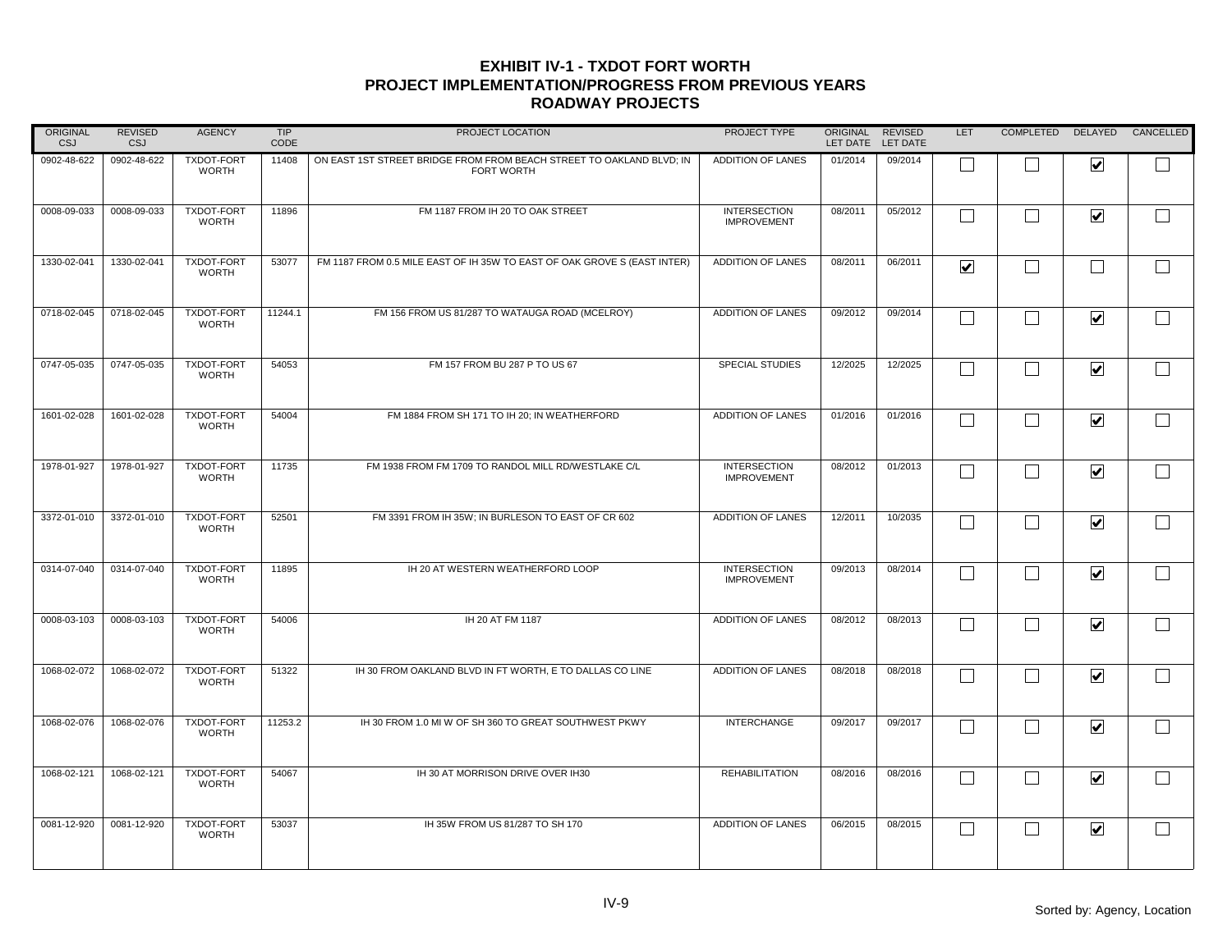# EXHIBIT IV-1 - TXDOT FORT WORTH
## PROJECT IMPLEMENTATION/PROGRESS FROM PREVIOUS YEARS
### ROADWAY PROJECTS

| ORIGINAL CSJ | REVISED CSJ | AGENCY | TIP CODE | PROJECT LOCATION | PROJECT TYPE | ORIGINAL LET DATE | REVISED LET DATE | LET | COMPLETED | DELAYED | CANCELLED |
|---|---|---|---|---|---|---|---|---|---|---|---|
| 0902-48-622 | 0902-48-622 | TXDOT-FORT WORTH | 11408 | ON EAST 1ST STREET BRIDGE FROM FROM BEACH STREET TO OAKLAND BLVD; IN FORT WORTH | ADDITION OF LANES | 01/2014 | 09/2014 | ☐ | ☐ | ☑ | ☐ |
| 0008-09-033 | 0008-09-033 | TXDOT-FORT WORTH | 11896 | FM 1187 FROM IH 20 TO OAK STREET | INTERSECTION IMPROVEMENT | 08/2011 | 05/2012 | ☐ | ☐ | ☑ | ☐ |
| 1330-02-041 | 1330-02-041 | TXDOT-FORT WORTH | 53077 | FM 1187 FROM 0.5 MILE EAST OF IH 35W TO EAST OF OAK GROVE S (EAST INTER) | ADDITION OF LANES | 08/2011 | 06/2011 | ☑ | ☐ | ☐ | ☐ |
| 0718-02-045 | 0718-02-045 | TXDOT-FORT WORTH | 11244.1 | FM 156 FROM US 81/287 TO WATAUGA ROAD (MCELROY) | ADDITION OF LANES | 09/2012 | 09/2014 | ☐ | ☐ | ☑ | ☐ |
| 0747-05-035 | 0747-05-035 | TXDOT-FORT WORTH | 54053 | FM 157 FROM BU 287 P TO US 67 | SPECIAL STUDIES | 12/2025 | 12/2025 | ☐ | ☐ | ☑ | ☐ |
| 1601-02-028 | 1601-02-028 | TXDOT-FORT WORTH | 54004 | FM 1884 FROM SH 171 TO IH 20; IN WEATHERFORD | ADDITION OF LANES | 01/2016 | 01/2016 | ☐ | ☐ | ☑ | ☐ |
| 1978-01-927 | 1978-01-927 | TXDOT-FORT WORTH | 11735 | FM 1938 FROM FM 1709 TO RANDOL MILL RD/WESTLAKE C/L | INTERSECTION IMPROVEMENT | 08/2012 | 01/2013 | ☐ | ☐ | ☑ | ☐ |
| 3372-01-010 | 3372-01-010 | TXDOT-FORT WORTH | 52501 | FM 3391 FROM IH 35W; IN BURLESON TO EAST OF CR 602 | ADDITION OF LANES | 12/2011 | 10/2035 | ☐ | ☐ | ☑ | ☐ |
| 0314-07-040 | 0314-07-040 | TXDOT-FORT WORTH | 11895 | IH 20 AT WESTERN WEATHERFORD LOOP | INTERSECTION IMPROVEMENT | 09/2013 | 08/2014 | ☐ | ☐ | ☑ | ☐ |
| 0008-03-103 | 0008-03-103 | TXDOT-FORT WORTH | 54006 | IH 20 AT FM 1187 | ADDITION OF LANES | 08/2012 | 08/2013 | ☐ | ☐ | ☑ | ☐ |
| 1068-02-072 | 1068-02-072 | TXDOT-FORT WORTH | 51322 | IH 30 FROM OAKLAND BLVD IN FT WORTH, E TO DALLAS CO LINE | ADDITION OF LANES | 08/2018 | 08/2018 | ☐ | ☐ | ☑ | ☐ |
| 1068-02-076 | 1068-02-076 | TXDOT-FORT WORTH | 11253.2 | IH 30 FROM 1.0 MI W OF SH 360 TO GREAT SOUTHWEST PKWY | INTERCHANGE | 09/2017 | 09/2017 | ☐ | ☐ | ☑ | ☐ |
| 1068-02-121 | 1068-02-121 | TXDOT-FORT WORTH | 54067 | IH 30 AT MORRISON DRIVE OVER IH30 | REHABILITATION | 08/2016 | 08/2016 | ☐ | ☐ | ☑ | ☐ |
| 0081-12-920 | 0081-12-920 | TXDOT-FORT WORTH | 53037 | IH 35W FROM US 81/287 TO SH 170 | ADDITION OF LANES | 06/2015 | 08/2015 | ☐ | ☐ | ☑ | ☐ |

Sorted by: Agency, Location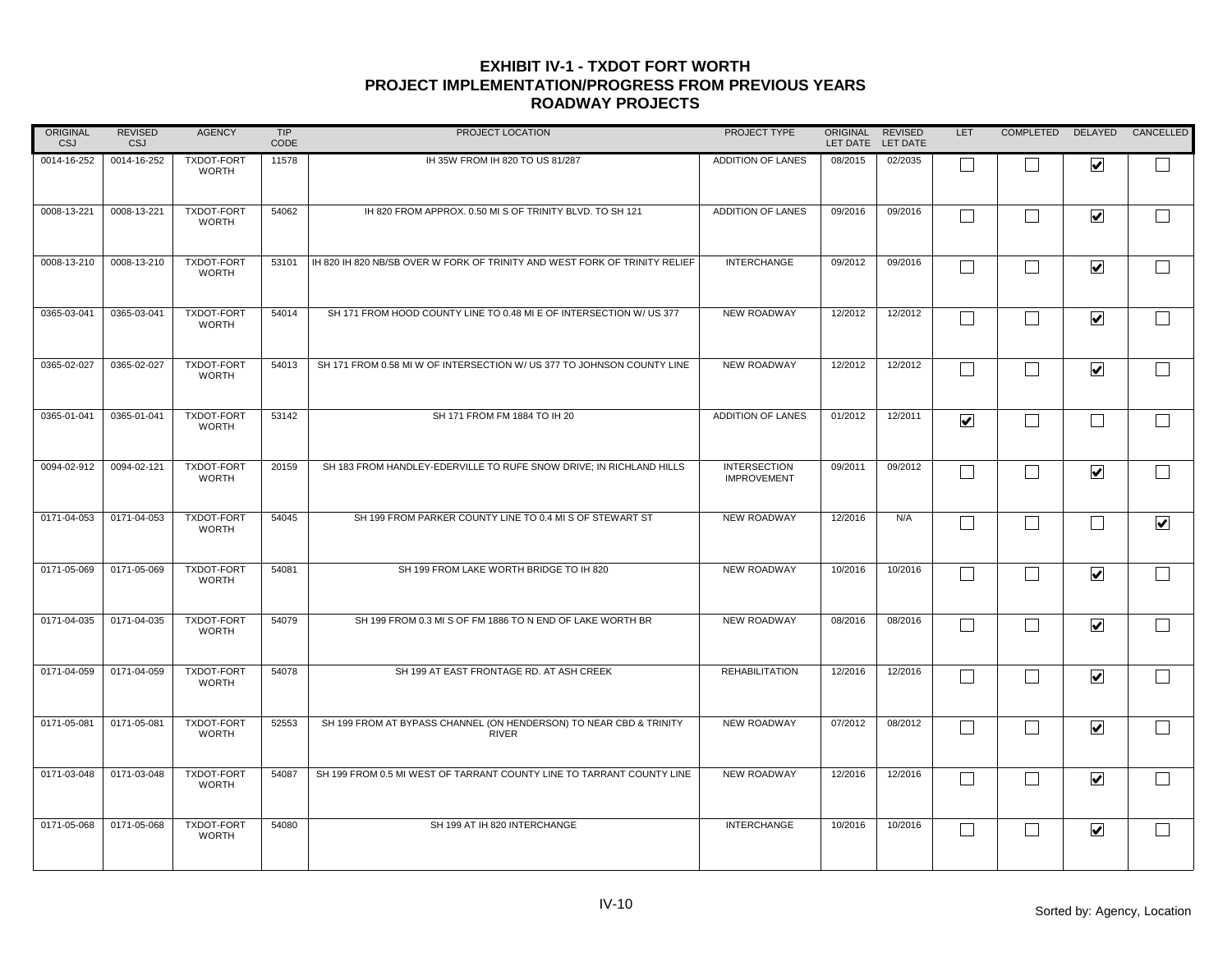# EXHIBIT IV-1 - TXDOT FORT WORTH
## PROJECT IMPLEMENTATION/PROGRESS FROM PREVIOUS YEARS
### ROADWAY PROJECTS

| ORIGINAL CSJ | REVISED CSJ | AGENCY | TIP CODE | PROJECT LOCATION | PROJECT TYPE | ORIGINAL LET DATE | REVISED LET DATE | LET | COMPLETED | DELAYED | CANCELLED |
|---|---|---|---|---|---|---|---|---|---|---|---|
| 0014-16-252 | 0014-16-252 | TXDOT-FORT WORTH | 11578 | IH 35W FROM IH 820 TO US 81/287 | ADDITION OF LANES | 08/2015 | 02/2035 | ☐ | ☐ | ☑ | ☐ |
| 0008-13-221 | 0008-13-221 | TXDOT-FORT WORTH | 54062 | IH 820 FROM APPROX. 0.50 MI S OF TRINITY BLVD. TO SH 121 | ADDITION OF LANES | 09/2016 | 09/2016 | ☐ | ☐ | ☑ | ☐ |
| 0008-13-210 | 0008-13-210 | TXDOT-FORT WORTH | 53101 | IH 820 IH 820 NB/SB OVER W FORK OF TRINITY AND WEST FORK OF TRINITY RELIEF | INTERCHANGE | 09/2012 | 09/2016 | ☐ | ☐ | ☑ | ☐ |
| 0365-03-041 | 0365-03-041 | TXDOT-FORT WORTH | 54014 | SH 171 FROM HOOD COUNTY LINE TO 0.48 MI E OF INTERSECTION W/ US 377 | NEW ROADWAY | 12/2012 | 12/2012 | ☐ | ☐ | ☑ | ☐ |
| 0365-02-027 | 0365-02-027 | TXDOT-FORT WORTH | 54013 | SH 171 FROM 0.58 MI W OF INTERSECTION W/ US 377 TO JOHNSON COUNTY LINE | NEW ROADWAY | 12/2012 | 12/2012 | ☐ | ☐ | ☑ | ☐ |
| 0365-01-041 | 0365-01-041 | TXDOT-FORT WORTH | 53142 | SH 171 FROM FM 1884 TO IH 20 | ADDITION OF LANES | 01/2012 | 12/2011 | ☑ | ☐ | ☐ | ☐ |
| 0094-02-912 | 0094-02-121 | TXDOT-FORT WORTH | 20159 | SH 183 FROM HANDLEY-EDERVILLE TO RUFE SNOW DRIVE; IN RICHLAND HILLS | INTERSECTION IMPROVEMENT | 09/2011 | 09/2012 | ☐ | ☐ | ☑ | ☐ |
| 0171-04-053 | 0171-04-053 | TXDOT-FORT WORTH | 54045 | SH 199 FROM PARKER COUNTY LINE TO 0.4 MI S OF STEWART ST | NEW ROADWAY | 12/2016 | N/A | ☐ | ☐ | ☐ | ☑ |
| 0171-05-069 | 0171-05-069 | TXDOT-FORT WORTH | 54081 | SH 199 FROM LAKE WORTH BRIDGE TO IH 820 | NEW ROADWAY | 10/2016 | 10/2016 | ☐ | ☐ | ☑ | ☐ |
| 0171-04-035 | 0171-04-035 | TXDOT-FORT WORTH | 54079 | SH 199 FROM 0.3 MI S OF FM 1886 TO N END OF LAKE WORTH BR | NEW ROADWAY | 08/2016 | 08/2016 | ☐ | ☐ | ☑ | ☐ |
| 0171-04-059 | 0171-04-059 | TXDOT-FORT WORTH | 54078 | SH 199 AT EAST FRONTAGE RD. AT ASH CREEK | REHABILITATION | 12/2016 | 12/2016 | ☐ | ☐ | ☑ | ☐ |
| 0171-05-081 | 0171-05-081 | TXDOT-FORT WORTH | 52553 | SH 199 FROM AT BYPASS CHANNEL (ON HENDERSON) TO NEAR CBD & TRINITY RIVER | NEW ROADWAY | 07/2012 | 08/2012 | ☐ | ☐ | ☑ | ☐ |
| 0171-03-048 | 0171-03-048 | TXDOT-FORT WORTH | 54087 | SH 199 FROM 0.5 MI WEST OF TARRANT COUNTY LINE TO TARRANT COUNTY LINE | NEW ROADWAY | 12/2016 | 12/2016 | ☐ | ☐ | ☑ | ☐ |
| 0171-05-068 | 0171-05-068 | TXDOT-FORT WORTH | 54080 | SH 199 AT IH 820 INTERCHANGE | INTERCHANGE | 10/2016 | 10/2016 | ☐ | ☐ | ☑ | ☐ |

Sorted by: Agency, Location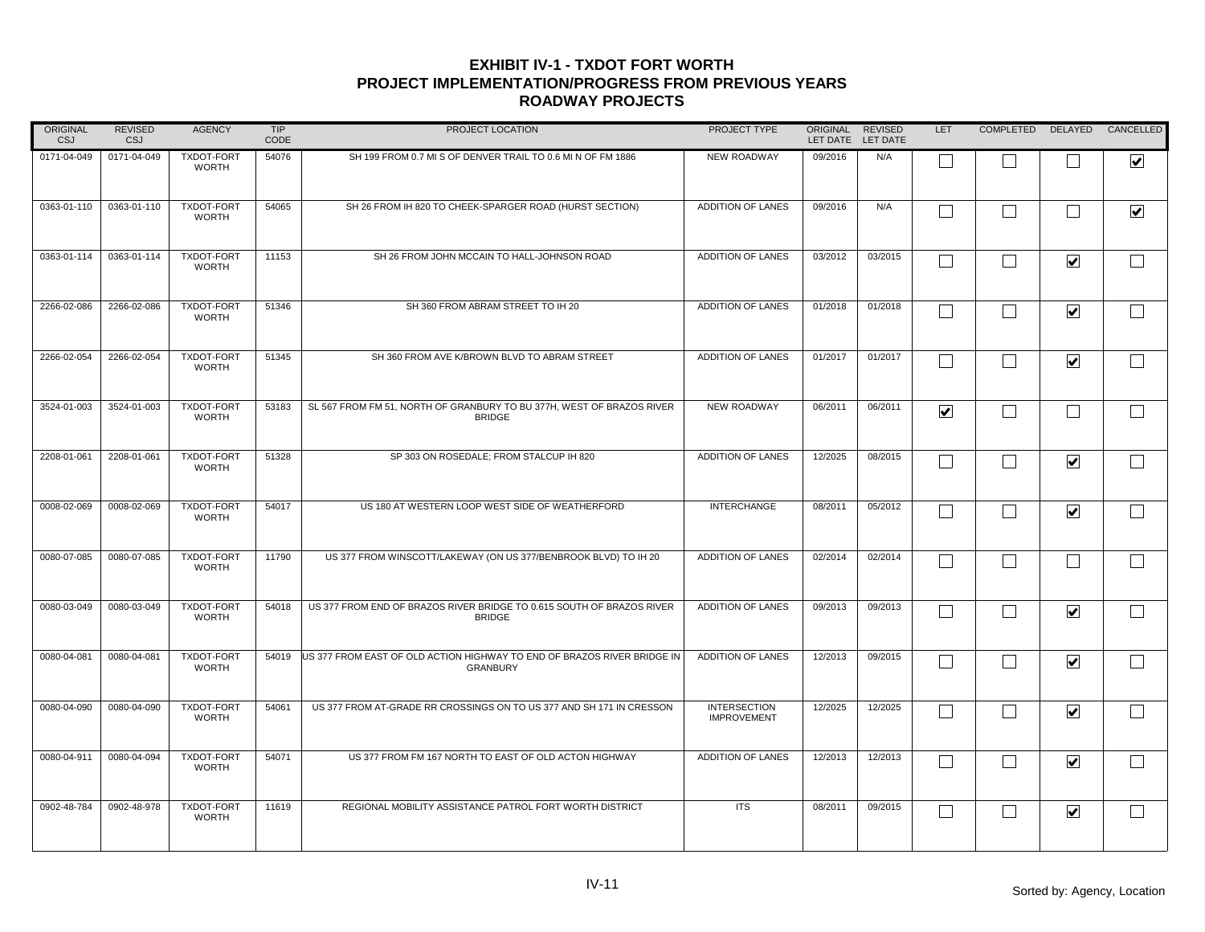# EXHIBIT IV-1 - TXDOT FORT WORTH
## PROJECT IMPLEMENTATION/PROGRESS FROM PREVIOUS YEARS
## ROADWAY PROJECTS

| ORIGINAL CSJ | REVISED CSJ | AGENCY | TIP CODE | PROJECT LOCATION | PROJECT TYPE | ORIGINAL LET DATE | REVISED LET DATE | LET | COMPLETED | DELAYED | CANCELLED |
|---|---|---|---|---|---|---|---|---|---|---|---|
| 0171-04-049 | 0171-04-049 | TXDOT-FORT WORTH | 54076 | SH 199 FROM 0.7 MI S OF DENVER TRAIL TO 0.6 MI N OF FM 1886 | NEW ROADWAY | 09/2016 | N/A | ☐ | ☐ | ☐ | ☑ |
| 0363-01-110 | 0363-01-110 | TXDOT-FORT WORTH | 54065 | SH 26 FROM IH 820 TO CHEEK-SPARGER ROAD (HURST SECTION) | ADDITION OF LANES | 09/2016 | N/A | ☐ | ☐ | ☐ | ☑ |
| 0363-01-114 | 0363-01-114 | TXDOT-FORT WORTH | 11153 | SH 26 FROM JOHN MCCAIN TO HALL-JOHNSON ROAD | ADDITION OF LANES | 03/2012 | 03/2015 | ☐ | ☐ | ☑ | ☐ |
| 2266-02-086 | 2266-02-086 | TXDOT-FORT WORTH | 51346 | SH 360 FROM ABRAM STREET TO IH 20 | ADDITION OF LANES | 01/2018 | 01/2018 | ☐ | ☐ | ☑ | ☐ |
| 2266-02-054 | 2266-02-054 | TXDOT-FORT WORTH | 51345 | SH 360 FROM AVE K/BROWN BLVD TO ABRAM STREET | ADDITION OF LANES | 01/2017 | 01/2017 | ☐ | ☐ | ☑ | ☐ |
| 3524-01-003 | 3524-01-003 | TXDOT-FORT WORTH | 53183 | SL 567 FROM FM 51, NORTH OF GRANBURY TO BU 377H, WEST OF BRAZOS RIVER BRIDGE | NEW ROADWAY | 06/2011 | 06/2011 | ☑ | ☐ | ☐ | ☐ |
| 2208-01-061 | 2208-01-061 | TXDOT-FORT WORTH | 51328 | SP 303 ON ROSEDALE; FROM STALCUP IH 820 | ADDITION OF LANES | 12/2025 | 08/2015 | ☐ | ☐ | ☑ | ☐ |
| 0008-02-069 | 0008-02-069 | TXDOT-FORT WORTH | 54017 | US 180 AT WESTERN LOOP WEST SIDE OF WEATHERFORD | INTERCHANGE | 08/2011 | 05/2012 | ☐ | ☐ | ☑ | ☐ |
| 0080-07-085 | 0080-07-085 | TXDOT-FORT WORTH | 11790 | US 377 FROM WINSCOTT/LAKEWAY (ON US 377/BENBROOK BLVD) TO IH 20 | ADDITION OF LANES | 02/2014 | 02/2014 | ☐ | ☐ | ☐ | ☐ |
| 0080-03-049 | 0080-03-049 | TXDOT-FORT WORTH | 54018 | US 377 FROM END OF BRAZOS RIVER BRIDGE TO 0.615 SOUTH OF BRAZOS RIVER BRIDGE | ADDITION OF LANES | 09/2013 | 09/2013 | ☐ | ☐ | ☑ | ☐ |
| 0080-04-081 | 0080-04-081 | TXDOT-FORT WORTH | 54019 | US 377 FROM EAST OF OLD ACTION HIGHWAY TO END OF BRAZOS RIVER BRIDGE IN GRANBURY | ADDITION OF LANES | 12/2013 | 09/2015 | ☐ | ☐ | ☑ | ☐ |
| 0080-04-090 | 0080-04-090 | TXDOT-FORT WORTH | 54061 | US 377 FROM AT-GRADE RR CROSSINGS ON TO US 377 AND SH 171 IN CRESSON | INTERSECTION IMPROVEMENT | 12/2025 | 12/2025 | ☐ | ☐ | ☑ | ☐ |
| 0080-04-911 | 0080-04-094 | TXDOT-FORT WORTH | 54071 | US 377 FROM FM 167 NORTH TO EAST OF OLD ACTON HIGHWAY | ADDITION OF LANES | 12/2013 | 12/2013 | ☐ | ☐ | ☑ | ☐ |
| 0902-48-784 | 0902-48-978 | TXDOT-FORT WORTH | 11619 | REGIONAL MOBILITY ASSISTANCE PATROL FORT WORTH DISTRICT | ITS | 08/2011 | 09/2015 | ☐ | ☐ | ☑ | ☐ |

Sorted by: Agency, Location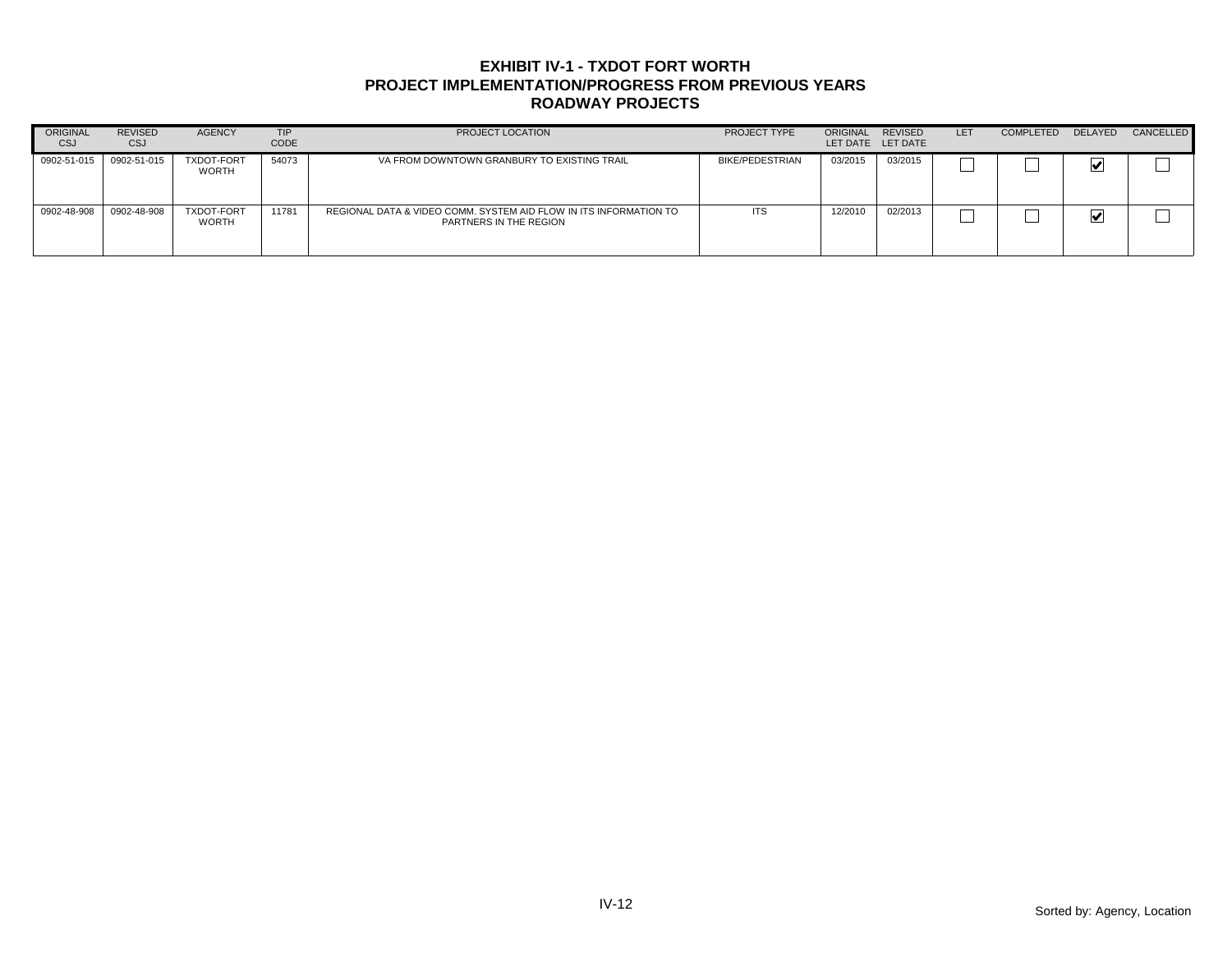# EXHIBIT IV-1 - TXDOT FORT WORTH
## PROJECT IMPLEMENTATION/PROGRESS FROM PREVIOUS YEARS
## ROADWAY PROJECTS

| ORIGINAL CSJ | REVISED CSJ | AGENCY | TIP CODE | PROJECT LOCATION | PROJECT TYPE | ORIGINAL LET DATE | REVISED LET DATE | LET | COMPLETED | DELAYED | CANCELLED |
|---|---|---|---|---|---|---|---|---|---|---|---|
| 0902-51-015 | 0902-51-015 | TXDOT-FORT WORTH | 54073 | VA FROM DOWNTOWN GRANBURY TO EXISTING TRAIL | BIKE/PEDESTRIAN | 03/2015 | 03/2015 | ☐ | ☐ | ☑ | ☐ |
| 0902-48-908 | 0902-48-908 | TXDOT-FORT WORTH | 11781 | REGIONAL DATA & VIDEO COMM. SYSTEM AID FLOW IN ITS INFORMATION TO PARTNERS IN THE REGION | ITS | 12/2010 | 02/2013 | ☐ | ☐ | ☑ | ☐ |

Sorted by: Agency, Location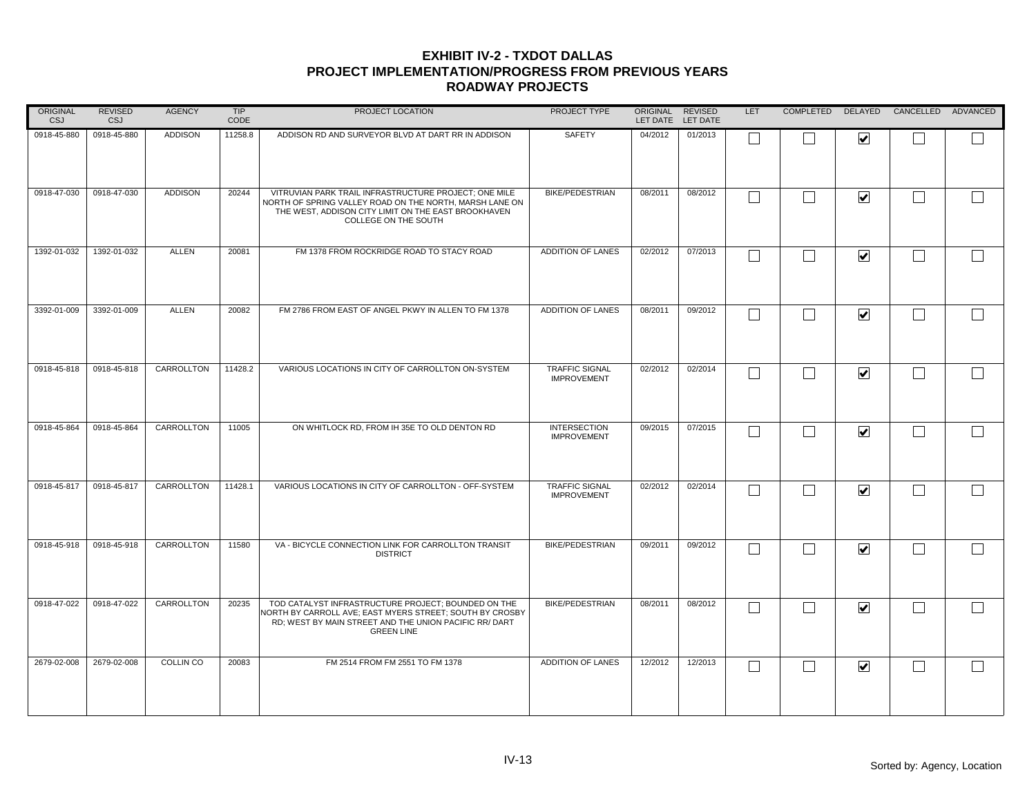# EXHIBIT IV-2 - TXDOT DALLAS
## PROJECT IMPLEMENTATION/PROGRESS FROM PREVIOUS YEARS
### ROADWAY PROJECTS

| ORIGINAL CSJ | REVISED CSJ | AGENCY | TIP CODE | PROJECT LOCATION | PROJECT TYPE | ORIGINAL LET DATE | REVISED LET DATE | LET | COMPLETED | DELAYED | CANCELLED | ADVANCED |
|---|---|---|---|---|---|---|---|---|---|---|---|---|
| 0918-45-880 | 0918-45-880 | ADDISON | 11258.8 | ADDISON RD AND SURVEYOR BLVD AT DART RR IN ADDISON | SAFETY | 04/2012 | 01/2013 | ☐ | ☐ | ☑ | ☐ | ☐ |
| 0918-47-030 | 0918-47-030 | ADDISON | 20244 | VITRUVIAN PARK TRAIL INFRASTRUCTURE PROJECT; ONE MILE NORTH OF SPRING VALLEY ROAD ON THE NORTH, MARSH LANE ON THE WEST, ADDISON CITY LIMIT ON THE EAST BROOKHAVEN COLLEGE ON THE SOUTH | BIKE/PEDESTRIAN | 08/2011 | 08/2012 | ☐ | ☐ | ☑ | ☐ | ☐ |
| 1392-01-032 | 1392-01-032 | ALLEN | 20081 | FM 1378 FROM ROCKRIDGE ROAD TO STACY ROAD | ADDITION OF LANES | 02/2012 | 07/2013 | ☐ | ☐ | ☑ | ☐ | ☐ |
| 3392-01-009 | 3392-01-009 | ALLEN | 20082 | FM 2786 FROM EAST OF ANGEL PKWY IN ALLEN TO FM 1378 | ADDITION OF LANES | 08/2011 | 09/2012 | ☐ | ☐ | ☑ | ☐ | ☐ |
| 0918-45-818 | 0918-45-818 | CARROLLTON | 11428.2 | VARIOUS LOCATIONS IN CITY OF CARROLLTON ON-SYSTEM | TRAFFIC SIGNAL IMPROVEMENT | 02/2012 | 02/2014 | ☐ | ☐ | ☑ | ☐ | ☐ |
| 0918-45-864 | 0918-45-864 | CARROLLTON | 11005 | ON WHITLOCK RD, FROM IH 35E TO OLD DENTON RD | INTERSECTION IMPROVEMENT | 09/2015 | 07/2015 | ☐ | ☐ | ☑ | ☐ | ☐ |
| 0918-45-817 | 0918-45-817 | CARROLLTON | 11428.1 | VARIOUS LOCATIONS IN CITY OF CARROLLTON - OFF-SYSTEM | TRAFFIC SIGNAL IMPROVEMENT | 02/2012 | 02/2014 | ☐ | ☐ | ☑ | ☐ | ☐ |
| 0918-45-918 | 0918-45-918 | CARROLLTON | 11580 | VA - BICYCLE CONNECTION LINK FOR CARROLLTON TRANSIT DISTRICT | BIKE/PEDESTRIAN | 09/2011 | 09/2012 | ☐ | ☐ | ☑ | ☐ | ☐ |
| 0918-47-022 | 0918-47-022 | CARROLLTON | 20235 | TOD CATALYST INFRASTRUCTURE PROJECT; BOUNDED ON THE NORTH BY CARROLL AVE; EAST MYERS STREET; SOUTH BY CROSBY RD; WEST BY MAIN STREET AND THE UNION PACIFIC RR/ DART GREEN LINE | BIKE/PEDESTRIAN | 08/2011 | 08/2012 | ☐ | ☐ | ☑ | ☐ | ☐ |
| 2679-02-008 | 2679-02-008 | COLLIN CO | 20083 | FM 2514 FROM FM 2551 TO FM 1378 | ADDITION OF LANES | 12/2012 | 12/2013 | ☐ | ☐ | ☑ | ☐ | ☐ |

Sorted by: Agency, Location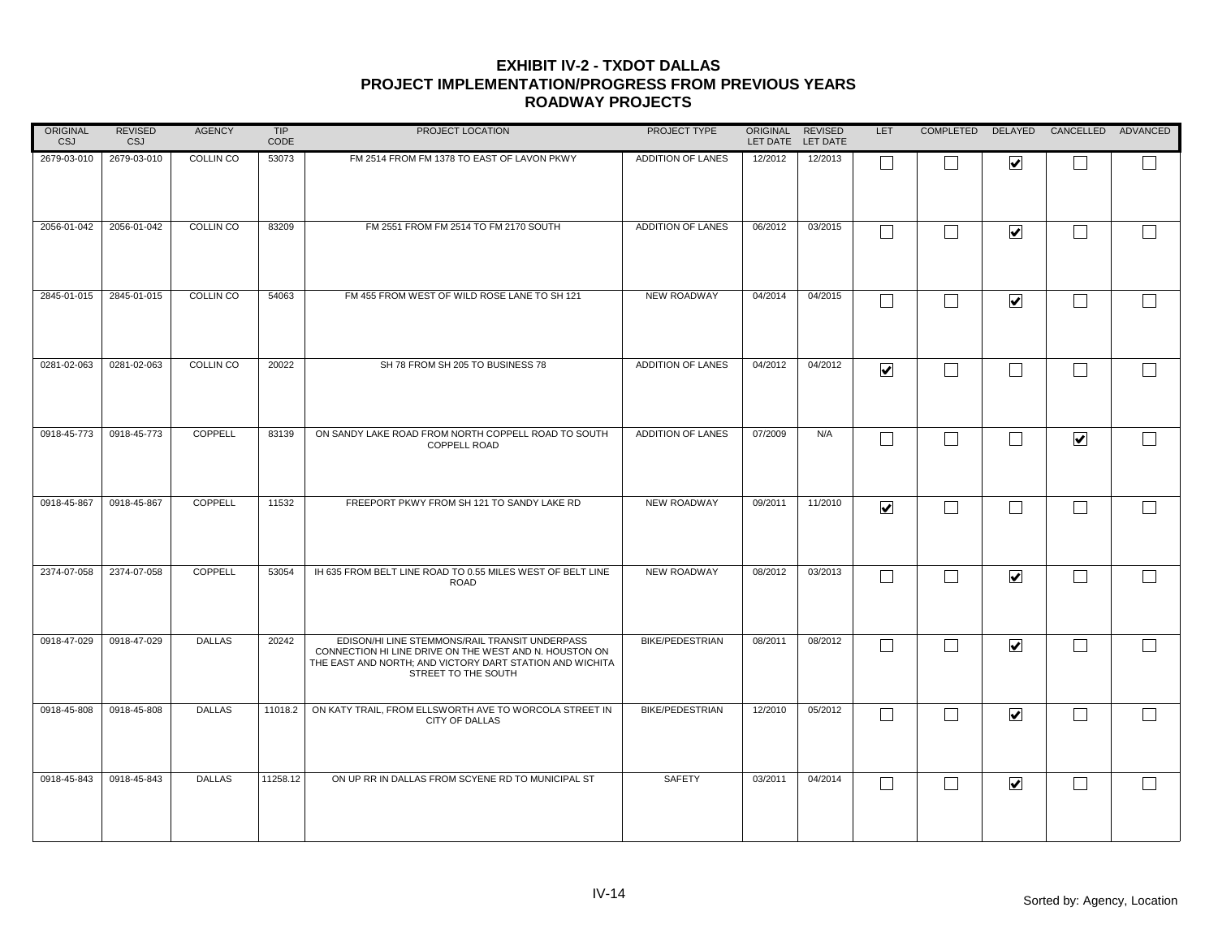# EXHIBIT IV-2 - TXDOT DALLAS
## PROJECT IMPLEMENTATION/PROGRESS FROM PREVIOUS YEARS
## ROADWAY PROJECTS

| ORIGINAL CSJ | REVISED CSJ | AGENCY | TIP CODE | PROJECT LOCATION | PROJECT TYPE | ORIGINAL LET DATE | REVISED LET DATE | LET | COMPLETED | DELAYED | CANCELLED | ADVANCED |
|---|---|---|---|---|---|---|---|---|---|---|---|---|
| 2679-03-010 | 2679-03-010 | COLLIN CO | 53073 | FM 2514 FROM FM 1378 TO EAST OF LAVON PKWY | ADDITION OF LANES | 12/2012 | 12/2013 | ☐ | ☐ | ☑ | ☐ | ☐ |
| 2056-01-042 | 2056-01-042 | COLLIN CO | 83209 | FM 2551 FROM FM 2514 TO FM 2170 SOUTH | ADDITION OF LANES | 06/2012 | 03/2015 | ☐ | ☐ | ☑ | ☐ | ☐ |
| 2845-01-015 | 2845-01-015 | COLLIN CO | 54063 | FM 455 FROM WEST OF WILD ROSE LANE TO SH 121 | NEW ROADWAY | 04/2014 | 04/2015 | ☐ | ☐ | ☑ | ☐ | ☐ |
| 0281-02-063 | 0281-02-063 | COLLIN CO | 20022 | SH 78 FROM SH 205 TO BUSINESS 78 | ADDITION OF LANES | 04/2012 | 04/2012 | ☑ | ☐ | ☐ | ☐ | ☐ |
| 0918-45-773 | 0918-45-773 | COPPELL | 83139 | ON SANDY LAKE ROAD FROM NORTH COPPELL ROAD TO SOUTH COPPELL ROAD | ADDITION OF LANES | 07/2009 | N/A | ☐ | ☐ | ☐ | ☑ | ☐ |
| 0918-45-867 | 0918-45-867 | COPPELL | 11532 | FREEPORT PKWY FROM SH 121 TO SANDY LAKE RD | NEW ROADWAY | 09/2011 | 11/2010 | ☑ | ☐ | ☐ | ☐ | ☐ |
| 2374-07-058 | 2374-07-058 | COPPELL | 53054 | IH 635 FROM BELT LINE ROAD TO 0.55 MILES WEST OF BELT LINE ROAD | NEW ROADWAY | 08/2012 | 03/2013 | ☐ | ☐ | ☑ | ☐ | ☐ |
| 0918-47-029 | 0918-47-029 | DALLAS | 20242 | EDISON/HI LINE STEMMONS/RAIL TRANSIT UNDERPASS CONNECTION HI LINE DRIVE ON THE WEST AND N. HOUSTON ON THE EAST AND NORTH; AND VICTORY DART STATION AND WICHITA STREET TO THE SOUTH | BIKE/PEDESTRIAN | 08/2011 | 08/2012 | ☐ | ☐ | ☑ | ☐ | ☐ |
| 0918-45-808 | 0918-45-808 | DALLAS | 11018.2 | ON KATY TRAIL, FROM ELLSWORTH AVE TO WORCOLA STREET IN CITY OF DALLAS | BIKE/PEDESTRIAN | 12/2010 | 05/2012 | ☐ | ☐ | ☑ | ☐ | ☐ |
| 0918-45-843 | 0918-45-843 | DALLAS | 11258.12 | ON UP RR IN DALLAS FROM SCYENE RD TO MUNICIPAL ST | SAFETY | 03/2011 | 04/2014 | ☐ | ☐ | ☑ | ☐ | ☐ |

Sorted by: Agency, Location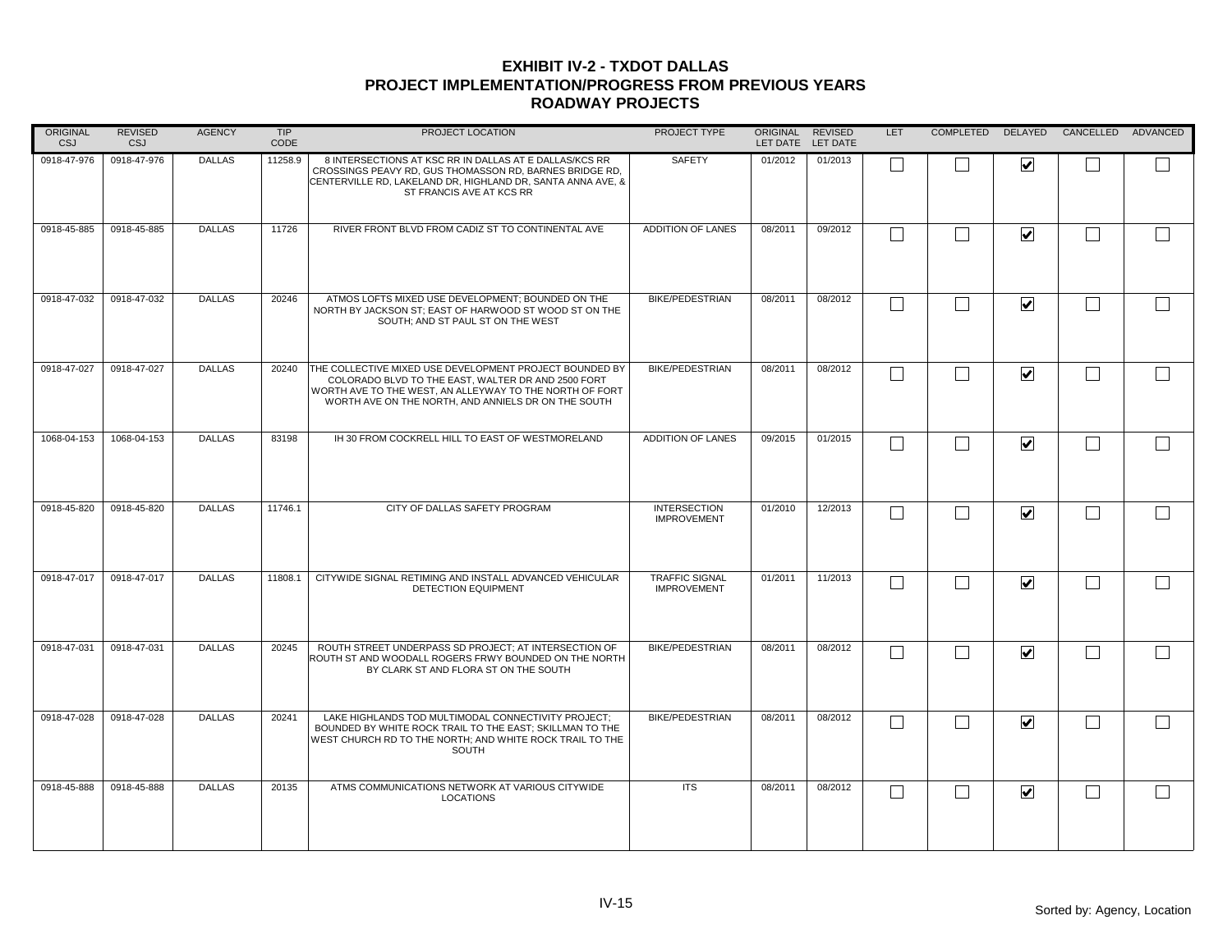# EXHIBIT IV-2 - TXDOT DALLAS
## PROJECT IMPLEMENTATION/PROGRESS FROM PREVIOUS YEARS
### ROADWAY PROJECTS

| ORIGINAL CSJ | REVISED CSJ | AGENCY | TIP CODE | PROJECT LOCATION | PROJECT TYPE | ORIGINAL LET DATE | REVISED LET DATE | LET | COMPLETED | DELAYED | CANCELLED | ADVANCED |
|---|---|---|---|---|---|---|---|---|---|---|---|---|
| 0918-47-976 | 0918-47-976 | DALLAS | 11258.9 | 8 INTERSECTIONS AT KSC RR IN DALLAS AT E DALLAS/KCS RR CROSSINGS PEAVY RD, GUS THOMASSON RD, BARNES BRIDGE RD, CENTERVILLE RD, LAKELAND DR, HIGHLAND DR, SANTA ANNA AVE, & ST FRANCIS AVE AT KCS RR | SAFETY | 01/2012 | 01/2013 | ☐ | ☐ | ☑ | ☐ | ☐ |
| 0918-45-885 | 0918-45-885 | DALLAS | 11726 | RIVER FRONT BLVD FROM CADIZ ST TO CONTINENTAL AVE | ADDITION OF LANES | 08/2011 | 09/2012 | ☐ | ☐ | ☑ | ☐ | ☐ |
| 0918-47-032 | 0918-47-032 | DALLAS | 20246 | ATMOS LOFTS MIXED USE DEVELOPMENT; BOUNDED ON THE NORTH BY JACKSON ST; EAST OF HARWOOD ST WOOD ST ON THE SOUTH; AND ST PAUL ST ON THE WEST | BIKE/PEDESTRIAN | 08/2011 | 08/2012 | ☐ | ☐ | ☑ | ☐ | ☐ |
| 0918-47-027 | 0918-47-027 | DALLAS | 20240 | THE COLLECTIVE MIXED USE DEVELOPMENT PROJECT BOUNDED BY COLORADO BLVD TO THE EAST, WALTER DR AND 2500 FORT WORTH AVE TO THE WEST, AN ALLEYWAY TO THE NORTH OF FORT WORTH AVE ON THE NORTH, AND ANNIELS DR ON THE SOUTH | BIKE/PEDESTRIAN | 08/2011 | 08/2012 | ☐ | ☐ | ☑ | ☐ | ☐ |
| 1068-04-153 | 1068-04-153 | DALLAS | 83198 | IH 30 FROM COCKRELL HILL TO EAST OF WESTMORELAND | ADDITION OF LANES | 09/2015 | 01/2015 | ☐ | ☐ | ☑ | ☐ | ☐ |
| 0918-45-820 | 0918-45-820 | DALLAS | 11746.1 | CITY OF DALLAS SAFETY PROGRAM | INTERSECTION IMPROVEMENT | 01/2010 | 12/2013 | ☐ | ☐ | ☑ | ☐ | ☐ |
| 0918-47-017 | 0918-47-017 | DALLAS | 11808.1 | CITYWIDE SIGNAL RETIMING AND INSTALL ADVANCED VEHICULAR DETECTION EQUIPMENT | TRAFFIC SIGNAL IMPROVEMENT | 01/2011 | 11/2013 | ☐ | ☐ | ☑ | ☐ | ☐ |
| 0918-47-031 | 0918-47-031 | DALLAS | 20245 | ROUTH STREET UNDERPASS SD PROJECT; AT INTERSECTION OF ROUTH ST AND WOODALL ROGERS FRWY BOUNDED ON THE NORTH BY CLARK ST AND FLORA ST ON THE SOUTH | BIKE/PEDESTRIAN | 08/2011 | 08/2012 | ☐ | ☐ | ☑ | ☐ | ☐ |
| 0918-47-028 | 0918-47-028 | DALLAS | 20241 | LAKE HIGHLANDS TOD MULTIMODAL CONNECTIVITY PROJECT; BOUNDED BY WHITE ROCK TRAIL TO THE EAST; SKILLMAN TO THE WEST CHURCH RD TO THE NORTH; AND WHITE ROCK TRAIL TO THE SOUTH | BIKE/PEDESTRIAN | 08/2011 | 08/2012 | ☐ | ☐ | ☑ | ☐ | ☐ |
| 0918-45-888 | 0918-45-888 | DALLAS | 20135 | ATMS COMMUNICATIONS NETWORK AT VARIOUS CITYWIDE LOCATIONS | ITS | 08/2011 | 08/2012 | ☐ | ☐ | ☑ | ☐ | ☐ |

Sorted by: Agency, Location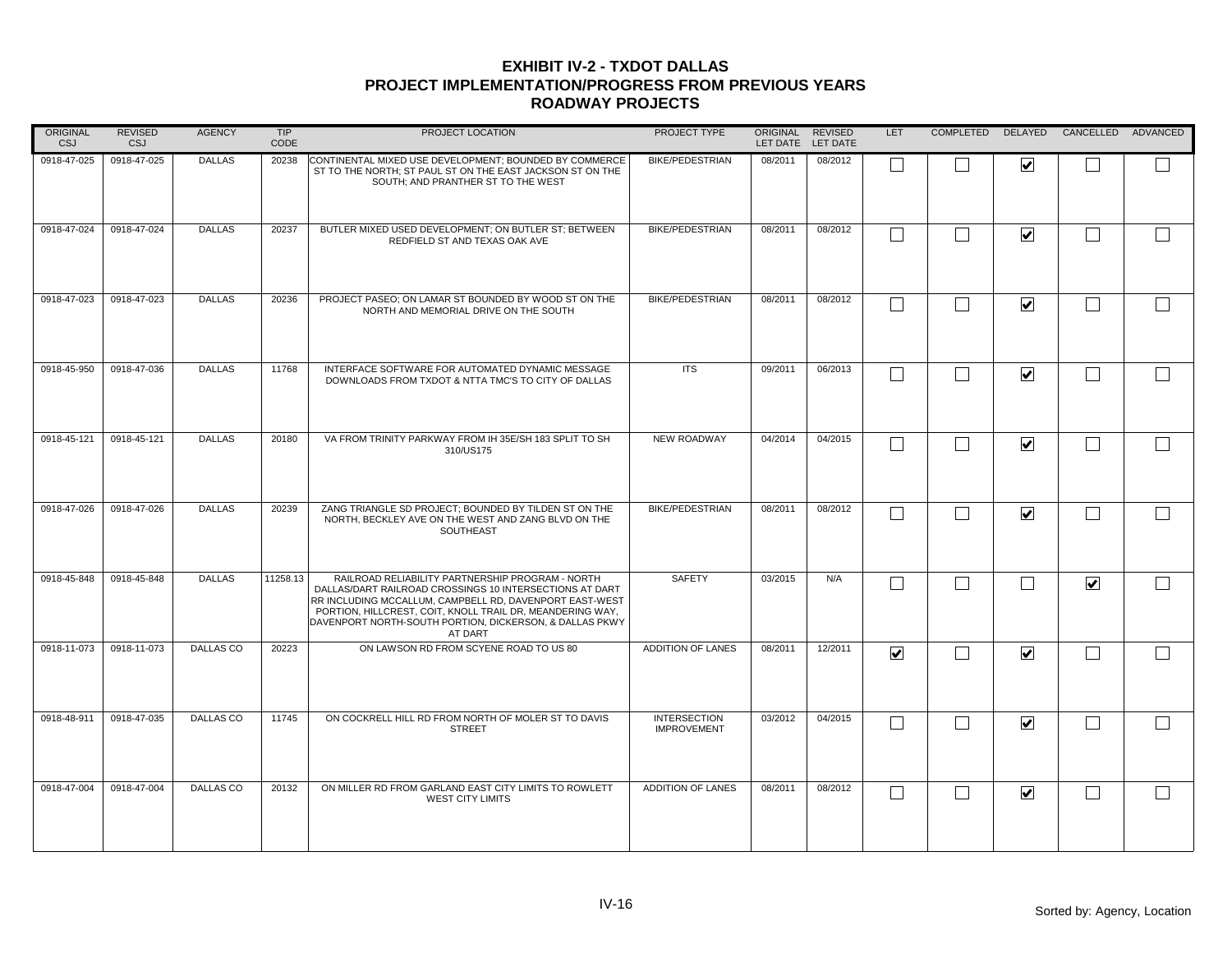# EXHIBIT IV-2 - TXDOT DALLAS
## PROJECT IMPLEMENTATION/PROGRESS FROM PREVIOUS YEARS
## ROADWAY PROJECTS

| ORIGINAL CSJ | REVISED CSJ | AGENCY | TIP CODE | PROJECT LOCATION | PROJECT TYPE | ORIGINAL LET DATE | REVISED LET DATE | LET | COMPLETED | DELAYED | CANCELLED | ADVANCED |
|---|---|---|---|---|---|---|---|---|---|---|---|---|
| 0918-47-025 | 0918-47-025 | DALLAS | 20238 | CONTINENTAL MIXED USE DEVELOPMENT; BOUNDED BY COMMERCE ST TO THE NORTH; ST PAUL ST ON THE EAST JACKSON ST ON THE SOUTH; AND PRANTHER ST TO THE WEST | BIKE/PEDESTRIAN | 08/2011 | 08/2012 | ☐ | ☐ | ☑ | ☐ | ☐ |
| 0918-47-024 | 0918-47-024 | DALLAS | 20237 | BUTLER MIXED USED DEVELOPMENT; ON BUTLER ST; BETWEEN REDFIELD ST AND TEXAS OAK AVE | BIKE/PEDESTRIAN | 08/2011 | 08/2012 | ☐ | ☐ | ☑ | ☐ | ☐ |
| 0918-47-023 | 0918-47-023 | DALLAS | 20236 | PROJECT PASEO; ON LAMAR ST BOUNDED BY WOOD ST ON THE NORTH AND MEMORIAL DRIVE ON THE SOUTH | BIKE/PEDESTRIAN | 08/2011 | 08/2012 | ☐ | ☐ | ☑ | ☐ | ☐ |
| 0918-45-950 | 0918-47-036 | DALLAS | 11768 | INTERFACE SOFTWARE FOR AUTOMATED DYNAMIC MESSAGE DOWNLOADS FROM TXDOT & NTTA TMC'S TO CITY OF DALLAS | ITS | 09/2011 | 06/2013 | ☐ | ☐ | ☑ | ☐ | ☐ |
| 0918-45-121 | 0918-45-121 | DALLAS | 20180 | VA FROM TRINITY PARKWAY FROM IH 35E/SH 183 SPLIT TO SH 310/US175 | NEW ROADWAY | 04/2014 | 04/2015 | ☐ | ☐ | ☑ | ☐ | ☐ |
| 0918-47-026 | 0918-47-026 | DALLAS | 20239 | ZANG TRIANGLE SD PROJECT; BOUNDED BY TILDEN ST ON THE NORTH, BECKLEY AVE ON THE WEST AND ZANG BLVD ON THE SOUTHEAST | BIKE/PEDESTRIAN | 08/2011 | 08/2012 | ☐ | ☐ | ☑ | ☐ | ☐ |
| 0918-45-848 | 0918-45-848 | DALLAS | 11258.13 | RAILROAD RELIABILITY PARTNERSHIP PROGRAM - NORTH DALLAS/DART RAILROAD CROSSINGS 10 INTERSECTIONS AT DART RR INCLUDING MCCALLUM, CAMPBELL RD, DAVENPORT EAST-WEST PORTION, HILLCREST, COIT, KNOLL TRAIL DR, MEANDERING WAY, DAVENPORT NORTH-SOUTH PORTION, DICKERSON, & DALLAS PKWY AT DART | SAFETY | 03/2015 | N/A | ☐ | ☐ | ☐ | ☑ | ☐ |
| 0918-11-073 | 0918-11-073 | DALLAS CO | 20223 | ON LAWSON RD FROM SCYENE ROAD TO US 80 | ADDITION OF LANES | 08/2011 | 12/2011 | ☑ | ☐ | ☑ | ☐ | ☐ |
| 0918-48-911 | 0918-47-035 | DALLAS CO | 11745 | ON COCKRELL HILL RD FROM NORTH OF MOLER ST TO DAVIS STREET | INTERSECTION IMPROVEMENT | 03/2012 | 04/2015 | ☐ | ☐ | ☑ | ☐ | ☐ |
| 0918-47-004 | 0918-47-004 | DALLAS CO | 20132 | ON MILLER RD FROM GARLAND EAST CITY LIMITS TO ROWLETT WEST CITY LIMITS | ADDITION OF LANES | 08/2011 | 08/2012 | ☐ | ☐ | ☑ | ☐ | ☐ |

Sorted by: Agency, Location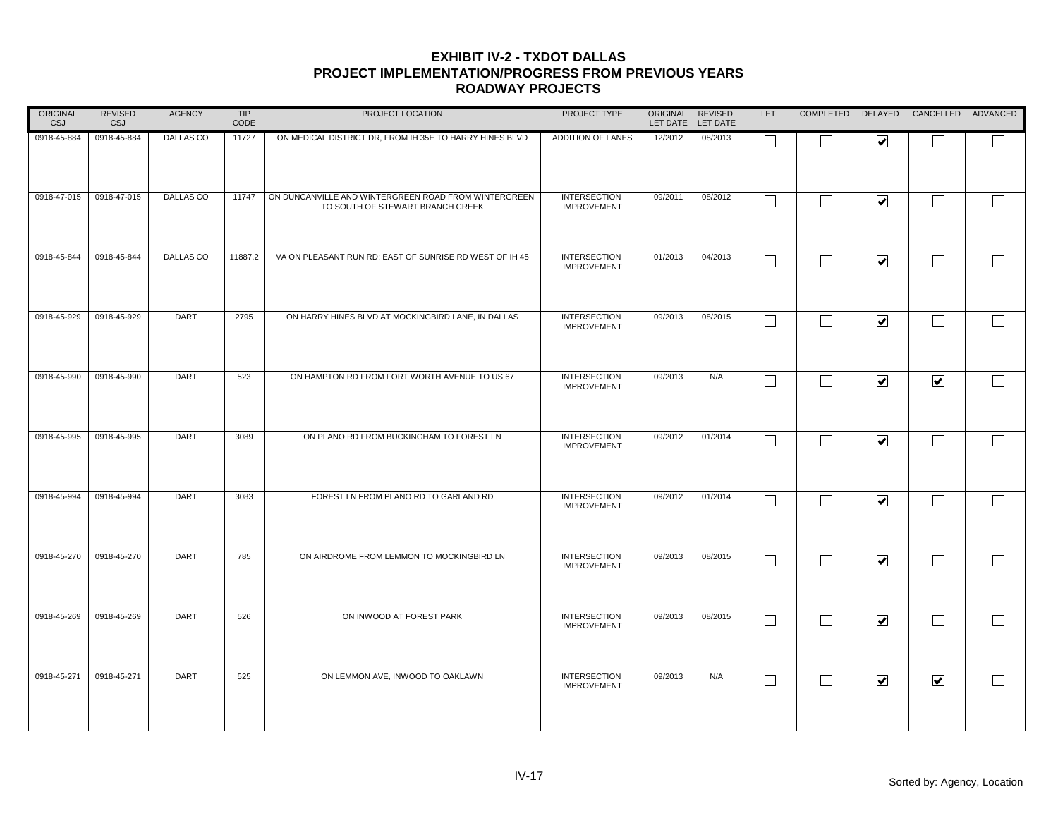# EXHIBIT IV-2 - TXDOT DALLAS
## PROJECT IMPLEMENTATION/PROGRESS FROM PREVIOUS YEARS
### ROADWAY PROJECTS

| ORIGINAL CSJ | REVISED CSJ | AGENCY | TIP CODE | PROJECT LOCATION | PROJECT TYPE | ORIGINAL LET DATE | REVISED LET DATE | LET | COMPLETED | DELAYED | CANCELLED | ADVANCED |
|---|---|---|---|---|---|---|---|---|---|---|---|---|
| 0918-45-884 | 0918-45-884 | DALLAS CO | 11727 | ON MEDICAL DISTRICT DR, FROM IH 35E TO HARRY HINES BLVD | ADDITION OF LANES | 12/2012 | 08/2013 | ☐ | ☐ | ☑ | ☐ | ☐ |
| 0918-47-015 | 0918-47-015 | DALLAS CO | 11747 | ON DUNCANVILLE AND WINTERGREEN ROAD FROM WINTERGREEN TO SOUTH OF STEWART BRANCH CREEK | INTERSECTION IMPROVEMENT | 09/2011 | 08/2012 | ☐ | ☐ | ☑ | ☐ | ☐ |
| 0918-45-844 | 0918-45-844 | DALLAS CO | 11887.2 | VA ON PLEASANT RUN RD; EAST OF SUNRISE RD WEST OF IH 45 | INTERSECTION IMPROVEMENT | 01/2013 | 04/2013 | ☐ | ☐ | ☑ | ☐ | ☐ |
| 0918-45-929 | 0918-45-929 | DART | 2795 | ON HARRY HINES BLVD AT MOCKINGBIRD LANE, IN DALLAS | INTERSECTION IMPROVEMENT | 09/2013 | 08/2015 | ☐ | ☐ | ☑ | ☐ | ☐ |
| 0918-45-990 | 0918-45-990 | DART | 523 | ON HAMPTON RD FROM FORT WORTH AVENUE TO US 67 | INTERSECTION IMPROVEMENT | 09/2013 | N/A | ☐ | ☐ | ☑ | ☑ | ☐ |
| 0918-45-995 | 0918-45-995 | DART | 3089 | ON PLANO RD FROM BUCKINGHAM TO FOREST LN | INTERSECTION IMPROVEMENT | 09/2012 | 01/2014 | ☐ | ☐ | ☑ | ☐ | ☐ |
| 0918-45-994 | 0918-45-994 | DART | 3083 | FOREST LN FROM PLANO RD TO GARLAND RD | INTERSECTION IMPROVEMENT | 09/2012 | 01/2014 | ☐ | ☐ | ☑ | ☐ | ☐ |
| 0918-45-270 | 0918-45-270 | DART | 785 | ON AIRDROME FROM LEMMON TO MOCKINGBIRD LN | INTERSECTION IMPROVEMENT | 09/2013 | 08/2015 | ☐ | ☐ | ☑ | ☐ | ☐ |
| 0918-45-269 | 0918-45-269 | DART | 526 | ON INWOOD AT FOREST PARK | INTERSECTION IMPROVEMENT | 09/2013 | 08/2015 | ☐ | ☐ | ☑ | ☐ | ☐ |
| 0918-45-271 | 0918-45-271 | DART | 525 | ON LEMMON AVE, INWOOD TO OAKLAWN | INTERSECTION IMPROVEMENT | 09/2013 | N/A | ☐ | ☐ | ☑ | ☑ | ☐ |

Sorted by: Agency, Location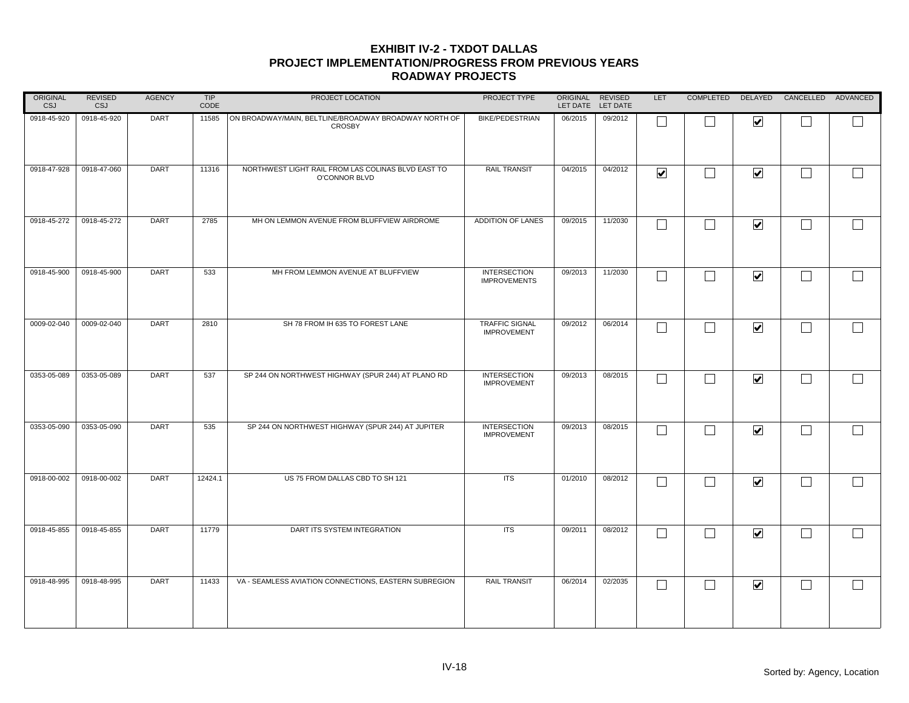# EXHIBIT IV-2 - TXDOT DALLAS
## PROJECT IMPLEMENTATION/PROGRESS FROM PREVIOUS YEARS
## ROADWAY PROJECTS

| ORIGINAL CSJ | REVISED CSJ | AGENCY | TIP CODE | PROJECT LOCATION | PROJECT TYPE | ORIGINAL LET DATE | REVISED LET DATE | LET | COMPLETED | DELAYED | CANCELLED | ADVANCED |
|---|---|---|---|---|---|---|---|---|---|---|---|---|
| 0918-45-920 | 0918-45-920 | DART | 11585 | ON BROADWAY/MAIN, BELTLINE/BROADWAY BROADWAY NORTH OF CROSBY | BIKE/PEDESTRIAN | 06/2015 | 09/2012 | ☐ | ☐ | ☑ | ☐ | ☐ |
| 0918-47-928 | 0918-47-060 | DART | 11316 | NORTHWEST LIGHT RAIL FROM LAS COLINAS BLVD EAST TO O'CONNOR BLVD | RAIL TRANSIT | 04/2015 | 04/2012 | ☑ | ☐ | ☑ | ☐ | ☐ |
| 0918-45-272 | 0918-45-272 | DART | 2785 | MH ON LEMMON AVENUE FROM BLUFFVIEW AIRDROME | ADDITION OF LANES | 09/2015 | 11/2030 | ☐ | ☐ | ☑ | ☐ | ☐ |
| 0918-45-900 | 0918-45-900 | DART | 533 | MH FROM LEMMON AVENUE AT BLUFFVIEW | INTERSECTION IMPROVEMENTS | 09/2013 | 11/2030 | ☐ | ☐ | ☑ | ☐ | ☐ |
| 0009-02-040 | 0009-02-040 | DART | 2810 | SH 78 FROM IH 635 TO FOREST LANE | TRAFFIC SIGNAL IMPROVEMENT | 09/2012 | 06/2014 | ☐ | ☐ | ☑ | ☐ | ☐ |
| 0353-05-089 | 0353-05-089 | DART | 537 | SP 244 ON NORTHWEST HIGHWAY (SPUR 244) AT PLANO RD | INTERSECTION IMPROVEMENT | 09/2013 | 08/2015 | ☐ | ☐ | ☑ | ☐ | ☐ |
| 0353-05-090 | 0353-05-090 | DART | 535 | SP 244 ON NORTHWEST HIGHWAY (SPUR 244) AT JUPITER | INTERSECTION IMPROVEMENT | 09/2013 | 08/2015 | ☐ | ☐ | ☑ | ☐ | ☐ |
| 0918-00-002 | 0918-00-002 | DART | 12424.1 | US 75 FROM DALLAS CBD TO SH 121 | ITS | 01/2010 | 08/2012 | ☐ | ☐ | ☑ | ☐ | ☐ |
| 0918-45-855 | 0918-45-855 | DART | 11779 | DART ITS SYSTEM INTEGRATION | ITS | 09/2011 | 08/2012 | ☐ | ☐ | ☑ | ☐ | ☐ |
| 0918-48-995 | 0918-48-995 | DART | 11433 | VA - SEAMLESS AVIATION CONNECTIONS, EASTERN SUBREGION | RAIL TRANSIT | 06/2014 | 02/2035 | ☐ | ☐ | ☑ | ☐ | ☐ |

Sorted by: Agency, Location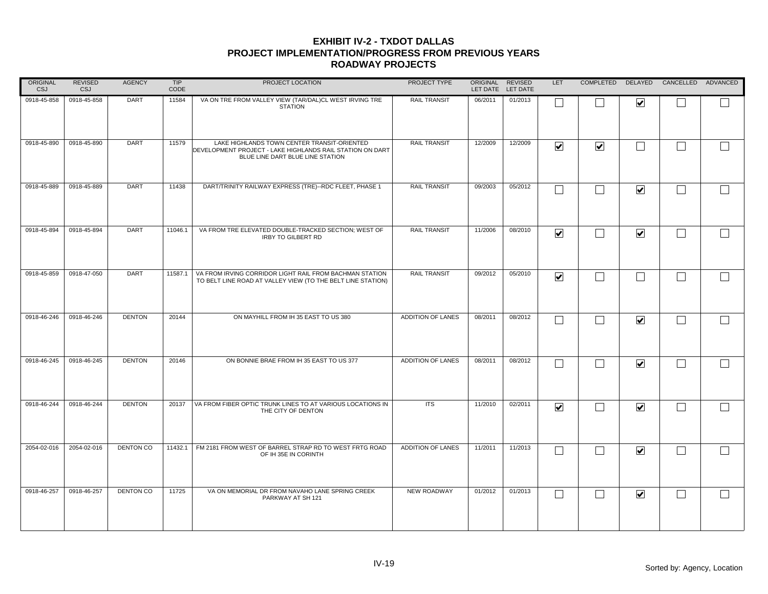# EXHIBIT IV-2 - TXDOT DALLAS
## PROJECT IMPLEMENTATION/PROGRESS FROM PREVIOUS YEARS
### ROADWAY PROJECTS

| ORIGINAL CSJ | REVISED CSJ | AGENCY | TIP CODE | PROJECT LOCATION | PROJECT TYPE | ORIGINAL LET DATE | REVISED LET DATE | LET | COMPLETED | DELAYED | CANCELLED | ADVANCED |
|---|---|---|---|---|---|---|---|---|---|---|---|---|
| 0918-45-858 | 0918-45-858 | DART | 11584 | VA ON TRE FROM VALLEY VIEW (TAR/DAL)CL WEST IRVING TRE STATION | RAIL TRANSIT | 06/2011 | 01/2013 | ☐ | ☐ | ☑ | ☐ | ☐ |
| 0918-45-890 | 0918-45-890 | DART | 11579 | LAKE HIGHLANDS TOWN CENTER TRANSIT-ORIENTED DEVELOPMENT PROJECT - LAKE HIGHLANDS RAIL STATION ON DART BLUE LINE DART BLUE LINE STATION | RAIL TRANSIT | 12/2009 | 12/2009 | ☑ | ☑ | ☐ | ☐ | ☐ |
| 0918-45-889 | 0918-45-889 | DART | 11438 | DART/TRINITY RAILWAY EXPRESS (TRE)--RDC FLEET, PHASE 1 | RAIL TRANSIT | 09/2003 | 05/2012 | ☐ | ☐ | ☑ | ☐ | ☐ |
| 0918-45-894 | 0918-45-894 | DART | 11046.1 | VA FROM TRE ELEVATED DOUBLE-TRACKED SECTION; WEST OF IRBY TO GILBERT RD | RAIL TRANSIT | 11/2006 | 08/2010 | ☑ | ☐ | ☑ | ☐ | ☐ |
| 0918-45-859 | 0918-47-050 | DART | 11587.1 | VA FROM IRVING CORRIDOR LIGHT RAIL FROM BACHMAN STATION TO BELT LINE ROAD AT VALLEY VIEW (TO THE BELT LINE STATION) | RAIL TRANSIT | 09/2012 | 05/2010 | ☑ | ☐ | ☐ | ☐ | ☐ |
| 0918-46-246 | 0918-46-246 | DENTON | 20144 | ON MAYHILL FROM IH 35 EAST TO US 380 | ADDITION OF LANES | 08/2011 | 08/2012 | ☐ | ☐ | ☑ | ☐ | ☐ |
| 0918-46-245 | 0918-46-245 | DENTON | 20146 | ON BONNIE BRAE FROM IH 35 EAST TO US 377 | ADDITION OF LANES | 08/2011 | 08/2012 | ☐ | ☐ | ☑ | ☐ | ☐ |
| 0918-46-244 | 0918-46-244 | DENTON | 20137 | VA FROM FIBER OPTIC TRUNK LINES TO AT VARIOUS LOCATIONS IN THE CITY OF DENTON | ITS | 11/2010 | 02/2011 | ☑ | ☐ | ☑ | ☐ | ☐ |
| 2054-02-016 | 2054-02-016 | DENTON CO | 11432.1 | FM 2181 FROM WEST OF BARREL STRAP RD TO WEST FRTG ROAD OF IH 35E IN CORINTH | ADDITION OF LANES | 11/2011 | 11/2013 | ☐ | ☐ | ☑ | ☐ | ☐ |
| 0918-46-257 | 0918-46-257 | DENTON CO | 11725 | VA ON MEMORIAL DR FROM NAVAHO LANE SPRING CREEK PARKWAY AT SH 121 | NEW ROADWAY | 01/2012 | 01/2013 | ☐ | ☐ | ☑ | ☐ | ☐ |

Sorted by: Agency, Location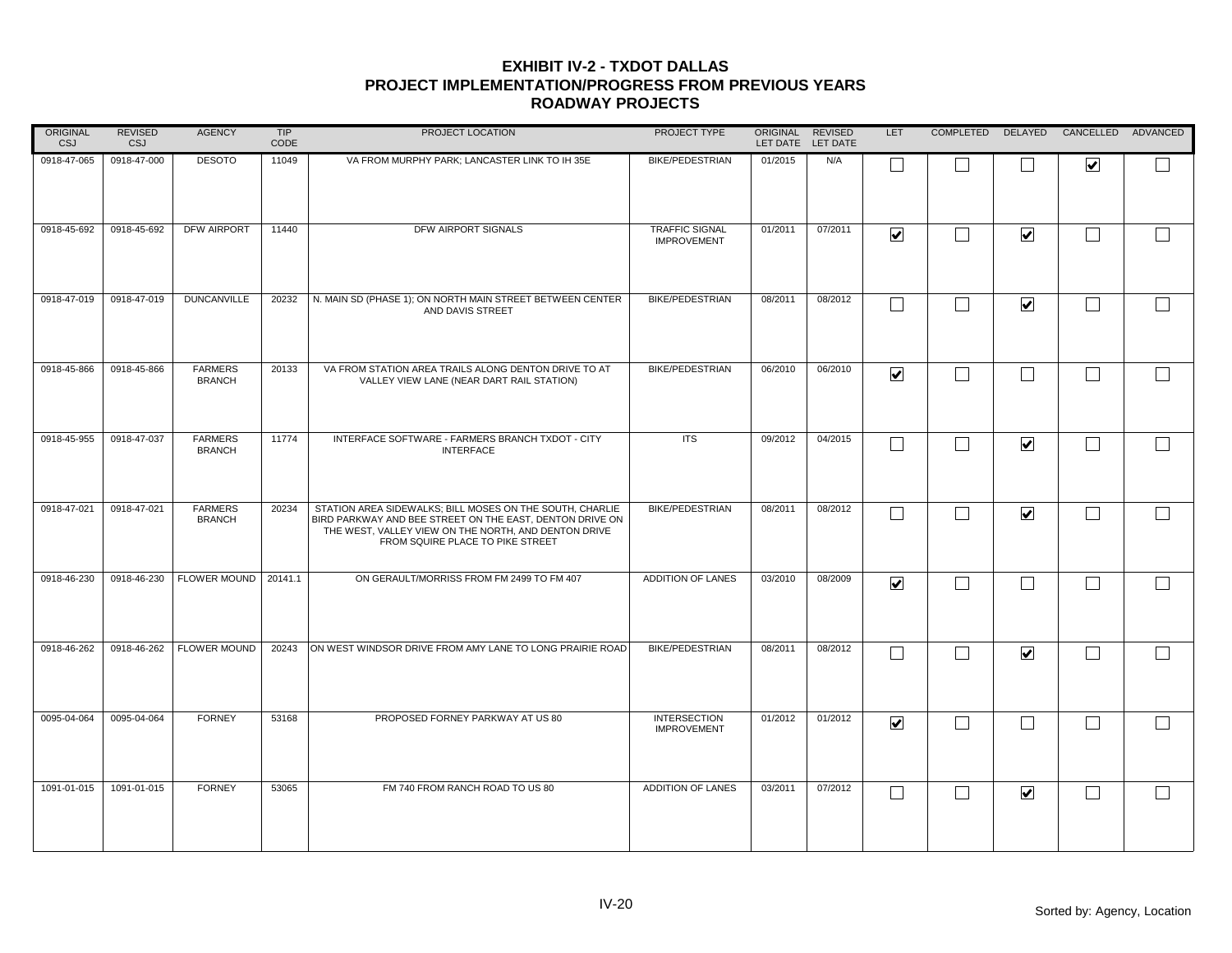# EXHIBIT IV-2 - TXDOT DALLAS
## PROJECT IMPLEMENTATION/PROGRESS FROM PREVIOUS YEARS
## ROADWAY PROJECTS

| ORIGINAL CSJ | REVISED CSJ | AGENCY | TIP CODE | PROJECT LOCATION | PROJECT TYPE | ORIGINAL LET DATE | REVISED LET DATE | LET | COMPLETED | DELAYED | CANCELLED | ADVANCED |
|---|---|---|---|---|---|---|---|---|---|---|---|---|
| 0918-47-065 | 0918-47-000 | DESOTO | 11049 | VA FROM MURPHY PARK; LANCASTER LINK TO IH 35E | BIKE/PEDESTRIAN | 01/2015 | N/A | ☐ | ☐ | ☐ | ☑ | ☐ |
| 0918-45-692 | 0918-45-692 | DFW AIRPORT | 11440 | DFW AIRPORT SIGNALS | TRAFFIC SIGNAL IMPROVEMENT | 01/2011 | 07/2011 | ☑ | ☐ | ☑ | ☐ | ☐ |
| 0918-47-019 | 0918-47-019 | DUNCANVILLE | 20232 | N. MAIN SD (PHASE 1); ON NORTH MAIN STREET BETWEEN CENTER AND DAVIS STREET | BIKE/PEDESTRIAN | 08/2011 | 08/2012 | ☐ | ☐ | ☑ | ☐ | ☐ |
| 0918-45-866 | 0918-45-866 | FARMERS BRANCH | 20133 | VA FROM STATION AREA TRAILS ALONG DENTON DRIVE TO AT VALLEY VIEW LANE (NEAR DART RAIL STATION) | BIKE/PEDESTRIAN | 06/2010 | 06/2010 | ☑ | ☐ | ☐ | ☐ | ☐ |
| 0918-45-955 | 0918-47-037 | FARMERS BRANCH | 11774 | INTERFACE SOFTWARE - FARMERS BRANCH TXDOT - CITY INTERFACE | ITS | 09/2012 | 04/2015 | ☐ | ☐ | ☑ | ☐ | ☐ |
| 0918-47-021 | 0918-47-021 | FARMERS BRANCH | 20234 | STATION AREA SIDEWALKS; BILL MOSES ON THE SOUTH, CHARLIE BIRD PARKWAY AND BEE STREET ON THE EAST, DENTON DRIVE ON THE WEST, VALLEY VIEW ON THE NORTH, AND DENTON DRIVE FROM SQUIRE PLACE TO PIKE STREET | BIKE/PEDESTRIAN | 08/2011 | 08/2012 | ☐ | ☐ | ☑ | ☐ | ☐ |
| 0918-46-230 | 0918-46-230 | FLOWER MOUND | 20141.1 | ON GERAULT/MORRISS FROM FM 2499 TO FM 407 | ADDITION OF LANES | 03/2010 | 08/2009 | ☑ | ☐ | ☐ | ☐ | ☐ |
| 0918-46-262 | 0918-46-262 | FLOWER MOUND | 20243 | ON WEST WINDSOR DRIVE FROM AMY LANE TO LONG PRAIRIE ROAD | BIKE/PEDESTRIAN | 08/2011 | 08/2012 | ☐ | ☐ | ☑ | ☐ | ☐ |
| 0095-04-064 | 0095-04-064 | FORNEY | 53168 | PROPOSED FORNEY PARKWAY AT US 80 | INTERSECTION IMPROVEMENT | 01/2012 | 01/2012 | ☑ | ☐ | ☐ | ☐ | ☐ |
| 1091-01-015 | 1091-01-015 | FORNEY | 53065 | FM 740 FROM RANCH ROAD TO US 80 | ADDITION OF LANES | 03/2011 | 07/2012 | ☐ | ☐ | ☑ | ☐ | ☐ |

Sorted by: Agency, Location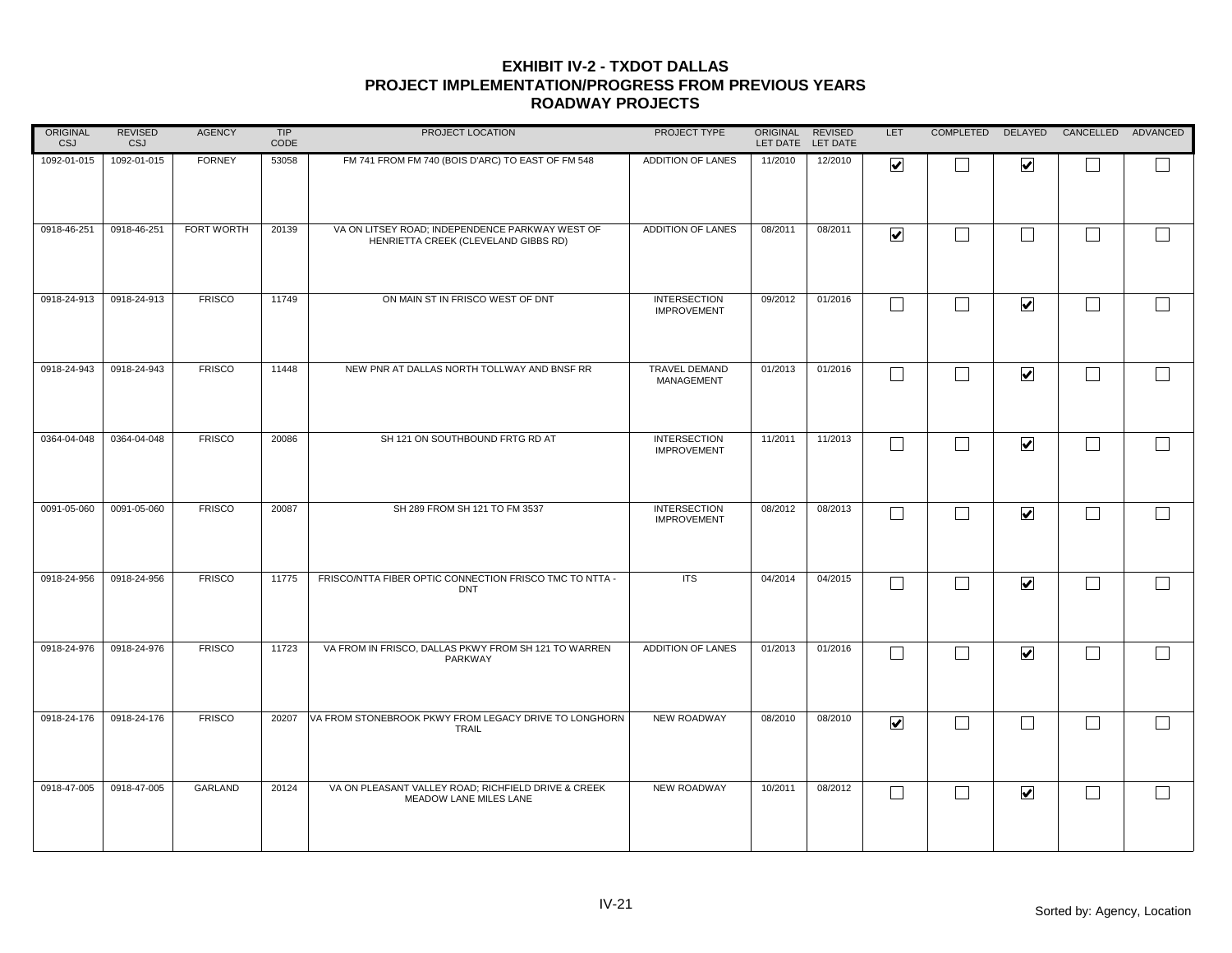# EXHIBIT IV-2 - TXDOT DALLAS
## PROJECT IMPLEMENTATION/PROGRESS FROM PREVIOUS YEARS
## ROADWAY PROJECTS

| ORIGINAL CSJ | REVISED CSJ | AGENCY | TIP CODE | PROJECT LOCATION | PROJECT TYPE | ORIGINAL LET DATE | REVISED LET DATE | LET | COMPLETED | DELAYED | CANCELLED | ADVANCED |
|---|---|---|---|---|---|---|---|---|---|---|---|---|
| 1092-01-015 | 1092-01-015 | FORNEY | 53058 | FM 741 FROM FM 740 (BOIS D'ARC) TO EAST OF FM 548 | ADDITION OF LANES | 11/2010 | 12/2010 | ☑ | ☐ | ☑ | ☐ | ☐ |
| 0918-46-251 | 0918-46-251 | FORT WORTH | 20139 | VA ON LITSEY ROAD; INDEPENDENCE PARKWAY WEST OF HENRIETTA CREEK (CLEVELAND GIBBS RD) | ADDITION OF LANES | 08/2011 | 08/2011 | ☑ | ☐ | ☐ | ☐ | ☐ |
| 0918-24-913 | 0918-24-913 | FRISCO | 11749 | ON MAIN ST IN FRISCO WEST OF DNT | INTERSECTION IMPROVEMENT | 09/2012 | 01/2016 | ☐ | ☐ | ☑ | ☐ | ☐ |
| 0918-24-943 | 0918-24-943 | FRISCO | 11448 | NEW PNR AT DALLAS NORTH TOLLWAY AND BNSF RR | TRAVEL DEMAND MANAGEMENT | 01/2013 | 01/2016 | ☐ | ☐ | ☑ | ☐ | ☐ |
| 0364-04-048 | 0364-04-048 | FRISCO | 20086 | SH 121 ON SOUTHBOUND FRTG RD AT | INTERSECTION IMPROVEMENT | 11/2011 | 11/2013 | ☐ | ☐ | ☑ | ☐ | ☐ |
| 0091-05-060 | 0091-05-060 | FRISCO | 20087 | SH 289 FROM SH 121 TO FM 3537 | INTERSECTION IMPROVEMENT | 08/2012 | 08/2013 | ☐ | ☐ | ☑ | ☐ | ☐ |
| 0918-24-956 | 0918-24-956 | FRISCO | 11775 | FRISCO/NTTA FIBER OPTIC CONNECTION FRISCO TMC TO NTTA - DNT | ITS | 04/2014 | 04/2015 | ☐ | ☐ | ☑ | ☐ | ☐ |
| 0918-24-976 | 0918-24-976 | FRISCO | 11723 | VA FROM IN FRISCO, DALLAS PKWY FROM SH 121 TO WARREN PARKWAY | ADDITION OF LANES | 01/2013 | 01/2016 | ☐ | ☐ | ☑ | ☐ | ☐ |
| 0918-24-176 | 0918-24-176 | FRISCO | 20207 | VA FROM STONEBROOK PKWY FROM LEGACY DRIVE TO LONGHORN TRAIL | NEW ROADWAY | 08/2010 | 08/2010 | ☑ | ☐ | ☐ | ☐ | ☐ |
| 0918-47-005 | 0918-47-005 | GARLAND | 20124 | VA ON PLEASANT VALLEY ROAD; RICHFIELD DRIVE & CREEK MEADOW LANE MILES LANE | NEW ROADWAY | 10/2011 | 08/2012 | ☐ | ☐ | ☑ | ☐ | ☐ |

Sorted by: Agency, Location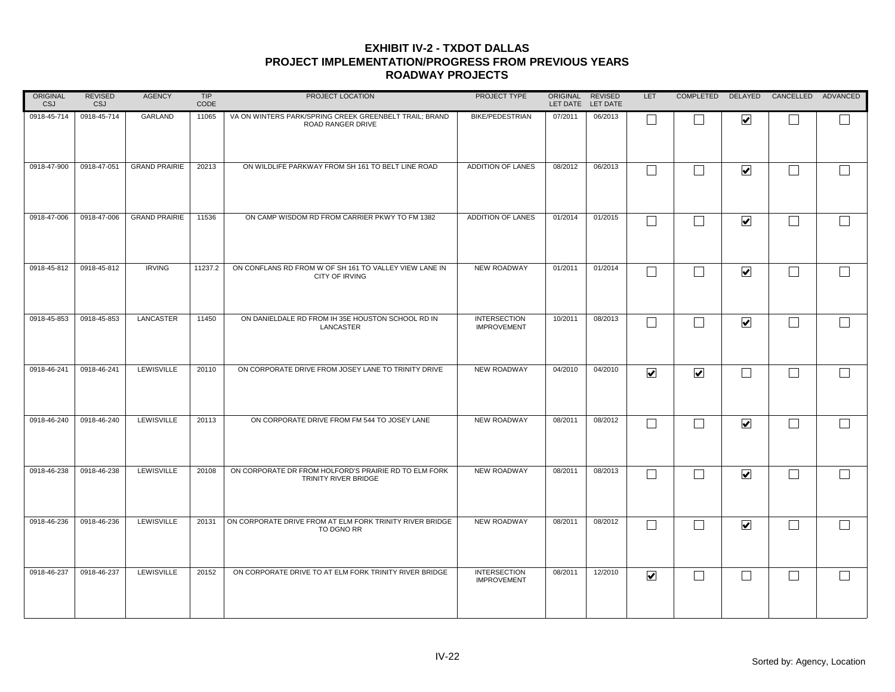# EXHIBIT IV-2 - TXDOT DALLAS
## PROJECT IMPLEMENTATION/PROGRESS FROM PREVIOUS YEARS
## ROADWAY PROJECTS

| ORIGINAL CSJ | REVISED CSJ | AGENCY | TIP CODE | PROJECT LOCATION | PROJECT TYPE | ORIGINAL LET DATE | REVISED LET DATE | LET | COMPLETED | DELAYED | CANCELLED | ADVANCED |
|---|---|---|---|---|---|---|---|---|---|---|---|---|
| 0918-45-714 | 0918-45-714 | GARLAND | 11065 | VA ON WINTERS PARK/SPRING CREEK GREENBELT TRAIL; BRAND ROAD RANGER DRIVE | BIKE/PEDESTRIAN | 07/2011 | 06/2013 | ☐ | ☐ | ☑ | ☐ | ☐ |
| 0918-47-900 | 0918-47-051 | GRAND PRAIRIE | 20213 | ON WILDLIFE PARKWAY FROM SH 161 TO BELT LINE ROAD | ADDITION OF LANES | 08/2012 | 06/2013 | ☐ | ☐ | ☑ | ☐ | ☐ |
| 0918-47-006 | 0918-47-006 | GRAND PRAIRIE | 11536 | ON CAMP WISDOM RD FROM CARRIER PKWY TO FM 1382 | ADDITION OF LANES | 01/2014 | 01/2015 | ☐ | ☐ | ☑ | ☐ | ☐ |
| 0918-45-812 | 0918-45-812 | IRVING | 11237.2 | ON CONFLANS RD FROM W OF SH 161 TO VALLEY VIEW LANE IN CITY OF IRVING | NEW ROADWAY | 01/2011 | 01/2014 | ☐ | ☐ | ☑ | ☐ | ☐ |
| 0918-45-853 | 0918-45-853 | LANCASTER | 11450 | ON DANIELDALE RD FROM IH 35E HOUSTON SCHOOL RD IN LANCASTER | INTERSECTION IMPROVEMENT | 10/2011 | 08/2013 | ☐ | ☐ | ☑ | ☐ | ☐ |
| 0918-46-241 | 0918-46-241 | LEWISVILLE | 20110 | ON CORPORATE DRIVE FROM JOSEY LANE TO TRINITY DRIVE | NEW ROADWAY | 04/2010 | 04/2010 | ☑ | ☑ | ☐ | ☐ | ☐ |
| 0918-46-240 | 0918-46-240 | LEWISVILLE | 20113 | ON CORPORATE DRIVE FROM FM 544 TO JOSEY LANE | NEW ROADWAY | 08/2011 | 08/2012 | ☐ | ☐ | ☑ | ☐ | ☐ |
| 0918-46-238 | 0918-46-238 | LEWISVILLE | 20108 | ON CORPORATE DR FROM HOLFORD'S PRAIRIE RD TO ELM FORK TRINITY RIVER BRIDGE | NEW ROADWAY | 08/2011 | 08/2013 | ☐ | ☐ | ☑ | ☐ | ☐ |
| 0918-46-236 | 0918-46-236 | LEWISVILLE | 20131 | ON CORPORATE DRIVE FROM AT ELM FORK TRINITY RIVER BRIDGE TO DGNO RR | NEW ROADWAY | 08/2011 | 08/2012 | ☐ | ☐ | ☑ | ☐ | ☐ |
| 0918-46-237 | 0918-46-237 | LEWISVILLE | 20152 | ON CORPORATE DRIVE TO AT ELM FORK TRINITY RIVER BRIDGE | INTERSECTION IMPROVEMENT | 08/2011 | 12/2010 | ☑ | ☐ | ☐ | ☐ | ☐ |

Sorted by: Agency, Location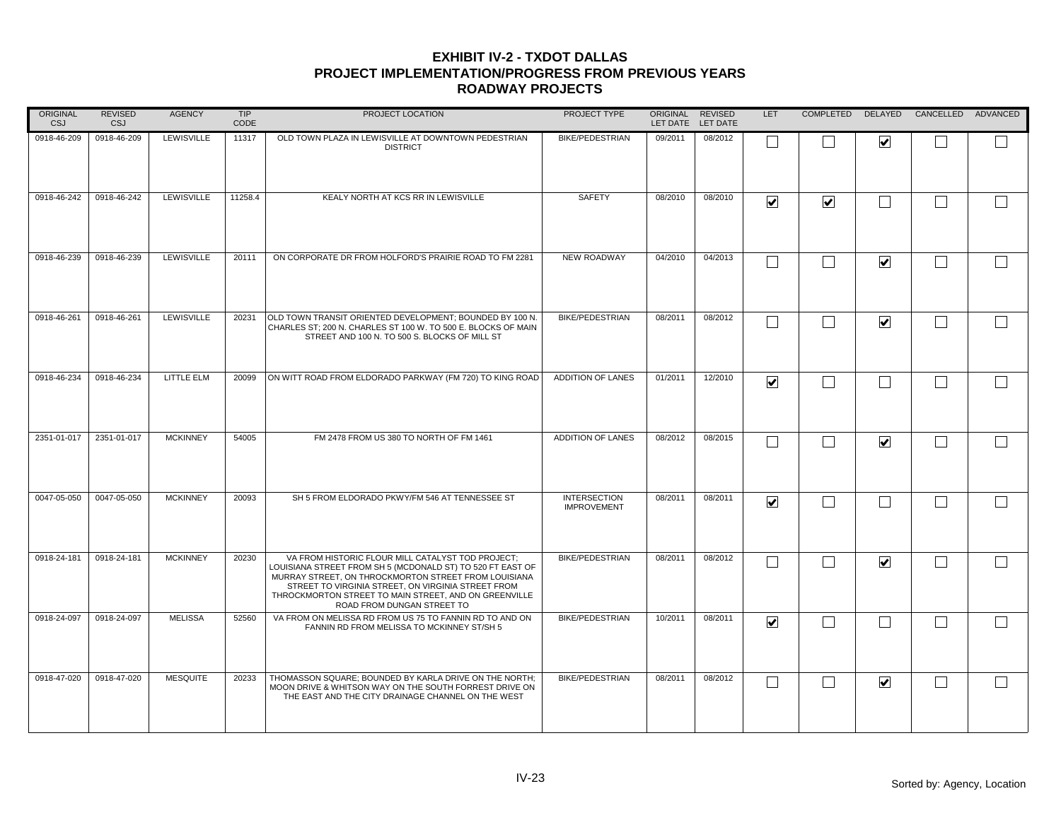# EXHIBIT IV-2 - TXDOT DALLAS
## PROJECT IMPLEMENTATION/PROGRESS FROM PREVIOUS YEARS
### ROADWAY PROJECTS

| ORIGINAL CSJ | REVISED CSJ | AGENCY | TIP CODE | PROJECT LOCATION | PROJECT TYPE | ORIGINAL LET DATE | REVISED LET DATE | LET | COMPLETED | DELAYED | CANCELLED | ADVANCED |
|---|---|---|---|---|---|---|---|---|---|---|---|---|
| 0918-46-209 | 0918-46-209 | LEWISVILLE | 11317 | OLD TOWN PLAZA IN LEWISVILLE AT DOWNTOWN PEDESTRIAN DISTRICT | BIKE/PEDESTRIAN | 09/2011 | 08/2012 | ☐ | ☐ | ☑ | ☐ | ☐ |
| 0918-46-242 | 0918-46-242 | LEWISVILLE | 11258.4 | KEALY NORTH AT KCS RR IN LEWISVILLE | SAFETY | 08/2010 | 08/2010 | ☑ | ☑ | ☐ | ☐ | ☐ |
| 0918-46-239 | 0918-46-239 | LEWISVILLE | 20111 | ON CORPORATE DR FROM HOLFORD'S PRAIRIE ROAD TO FM 2281 | NEW ROADWAY | 04/2010 | 04/2013 | ☐ | ☐ | ☑ | ☐ | ☐ |
| 0918-46-261 | 0918-46-261 | LEWISVILLE | 20231 | OLD TOWN TRANSIT ORIENTED DEVELOPMENT; BOUNDED BY 100 N. CHARLES ST; 200 N. CHARLES ST 100 W. TO 500 E. BLOCKS OF MAIN STREET AND 100 N. TO 500 S. BLOCKS OF MILL ST | BIKE/PEDESTRIAN | 08/2011 | 08/2012 | ☐ | ☐ | ☑ | ☐ | ☐ |
| 0918-46-234 | 0918-46-234 | LITTLE ELM | 20099 | ON WITT ROAD FROM ELDORADO PARKWAY (FM 720) TO KING ROAD | ADDITION OF LANES | 01/2011 | 12/2010 | ☑ | ☐ | ☐ | ☐ | ☐ |
| 2351-01-017 | 2351-01-017 | MCKINNEY | 54005 | FM 2478 FROM US 380 TO NORTH OF FM 1461 | ADDITION OF LANES | 08/2012 | 08/2015 | ☐ | ☐ | ☑ | ☐ | ☐ |
| 0047-05-050 | 0047-05-050 | MCKINNEY | 20093 | SH 5 FROM ELDORADO PKWY/FM 546 AT TENNESSEE ST | INTERSECTION IMPROVEMENT | 08/2011 | 08/2011 | ☑ | ☐ | ☐ | ☐ | ☐ |
| 0918-24-181 | 0918-24-181 | MCKINNEY | 20230 | VA FROM HISTORIC FLOUR MILL CATALYST TOD PROJECT; LOUISIANA STREET FROM SH 5 (MCDONALD ST) TO 520 FT EAST OF MURRAY STREET, ON THROCKMORTON STREET FROM LOUISIANA STREET TO VIRGINIA STREET, ON VIRGINIA STREET FROM THROCKMORTON STREET TO MAIN STREET, AND ON GREENVILLE ROAD FROM DUNGAN STREET TO | BIKE/PEDESTRIAN | 08/2011 | 08/2012 | ☐ | ☐ | ☑ | ☐ | ☐ |
| 0918-24-097 | 0918-24-097 | MELISSA | 52560 | VA FROM ON MELISSA RD FROM US 75 TO FANNIN RD TO AND ON FANNIN RD FROM MELISSA TO MCKINNEY ST/SH 5 | BIKE/PEDESTRIAN | 10/2011 | 08/2011 | ☑ | ☐ | ☐ | ☐ | ☐ |
| 0918-47-020 | 0918-47-020 | MESQUITE | 20233 | THOMASSON SQUARE; BOUNDED BY KARLA DRIVE ON THE NORTH; MOON DRIVE & WHITSON WAY ON THE SOUTH FORREST DRIVE ON THE EAST AND THE CITY DRAINAGE CHANNEL ON THE WEST | BIKE/PEDESTRIAN | 08/2011 | 08/2012 | ☐ | ☐ | ☑ | ☐ | ☐ |

Sorted by: Agency, Location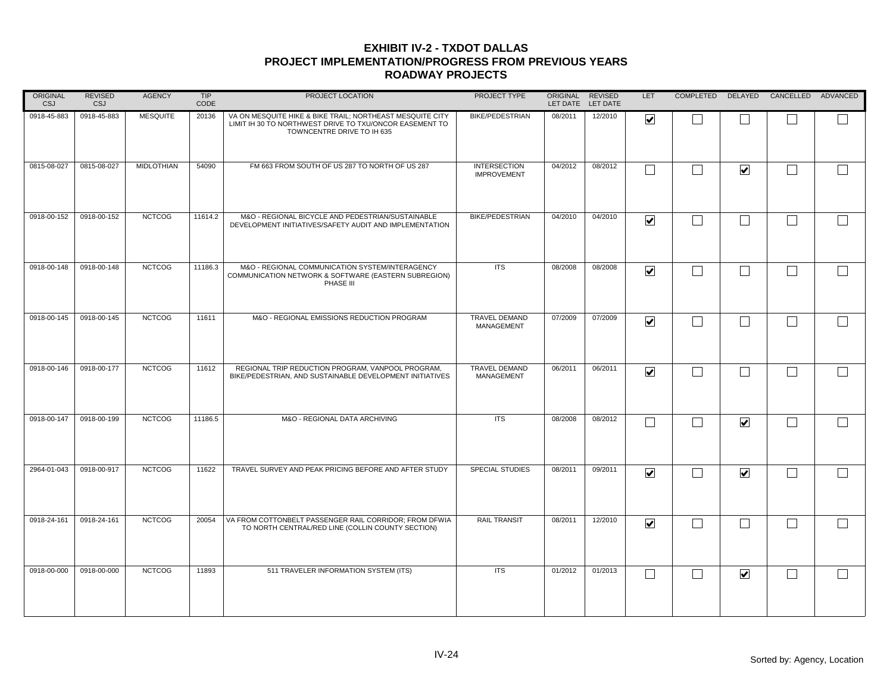# EXHIBIT IV-2 - TXDOT DALLAS
## PROJECT IMPLEMENTATION/PROGRESS FROM PREVIOUS YEARS
## ROADWAY PROJECTS

| ORIGINAL CSJ | REVISED CSJ | AGENCY | TIP CODE | PROJECT LOCATION | PROJECT TYPE | ORIGINAL LET DATE | REVISED LET DATE | LET | COMPLETED | DELAYED | CANCELLED | ADVANCED |
|---|---|---|---|---|---|---|---|---|---|---|---|---|
| 0918-45-883 | 0918-45-883 | MESQUITE | 20136 | VA ON MESQUITE HIKE & BIKE TRAIL; NORTHEAST MESQUITE CITY LIMIT IH 30 TO NORTHWEST DRIVE TO TXU/ONCOR EASEMENT TO TOWNCENTRE DRIVE TO IH 635 | BIKE/PEDESTRIAN | 08/2011 | 12/2010 | ☑ | ☐ | ☐ | ☐ | ☐ |
| 0815-08-027 | 0815-08-027 | MIDLOTHIAN | 54090 | FM 663 FROM SOUTH OF US 287 TO NORTH OF US 287 | INTERSECTION IMPROVEMENT | 04/2012 | 08/2012 | ☐ | ☐ | ☑ | ☐ | ☐ |
| 0918-00-152 | 0918-00-152 | NCTCOG | 11614.2 | M&O - REGIONAL BICYCLE AND PEDESTRIAN/SUSTAINABLE DEVELOPMENT INITIATIVES/SAFETY AUDIT AND IMPLEMENTATION | BIKE/PEDESTRIAN | 04/2010 | 04/2010 | ☑ | ☐ | ☐ | ☐ | ☐ |
| 0918-00-148 | 0918-00-148 | NCTCOG | 11186.3 | M&O - REGIONAL COMMUNICATION SYSTEM/INTERAGENCY COMMUNICATION NETWORK & SOFTWARE (EASTERN SUBREGION) PHASE III | ITS | 08/2008 | 08/2008 | ☑ | ☐ | ☐ | ☐ | ☐ |
| 0918-00-145 | 0918-00-145 | NCTCOG | 11611 | M&O - REGIONAL EMISSIONS REDUCTION PROGRAM | TRAVEL DEMAND MANAGEMENT | 07/2009 | 07/2009 | ☑ | ☐ | ☐ | ☐ | ☐ |
| 0918-00-146 | 0918-00-177 | NCTCOG | 11612 | REGIONAL TRIP REDUCTION PROGRAM, VANPOOL PROGRAM, BIKE/PEDESTRIAN, AND SUSTAINABLE DEVELOPMENT INITIATIVES | TRAVEL DEMAND MANAGEMENT | 06/2011 | 06/2011 | ☑ | ☐ | ☐ | ☐ | ☐ |
| 0918-00-147 | 0918-00-199 | NCTCOG | 11186.5 | M&O - REGIONAL DATA ARCHIVING | ITS | 08/2008 | 08/2012 | ☐ | ☐ | ☑ | ☐ | ☐ |
| 2964-01-043 | 0918-00-917 | NCTCOG | 11622 | TRAVEL SURVEY AND PEAK PRICING BEFORE AND AFTER STUDY | SPECIAL STUDIES | 08/2011 | 09/2011 | ☑ | ☐ | ☑ | ☐ | ☐ |
| 0918-24-161 | 0918-24-161 | NCTCOG | 20054 | VA FROM COTTONBELT PASSENGER RAIL CORRIDOR; FROM DFWIA TO NORTH CENTRAL/RED LINE (COLLIN COUNTY SECTION) | RAIL TRANSIT | 08/2011 | 12/2010 | ☑ | ☐ | ☐ | ☐ | ☐ |
| 0918-00-000 | 0918-00-000 | NCTCOG | 11893 | 511 TRAVELER INFORMATION SYSTEM (ITS) | ITS | 01/2012 | 01/2013 | ☐ | ☐ | ☑ | ☐ | ☐ |

Sorted by: Agency, Location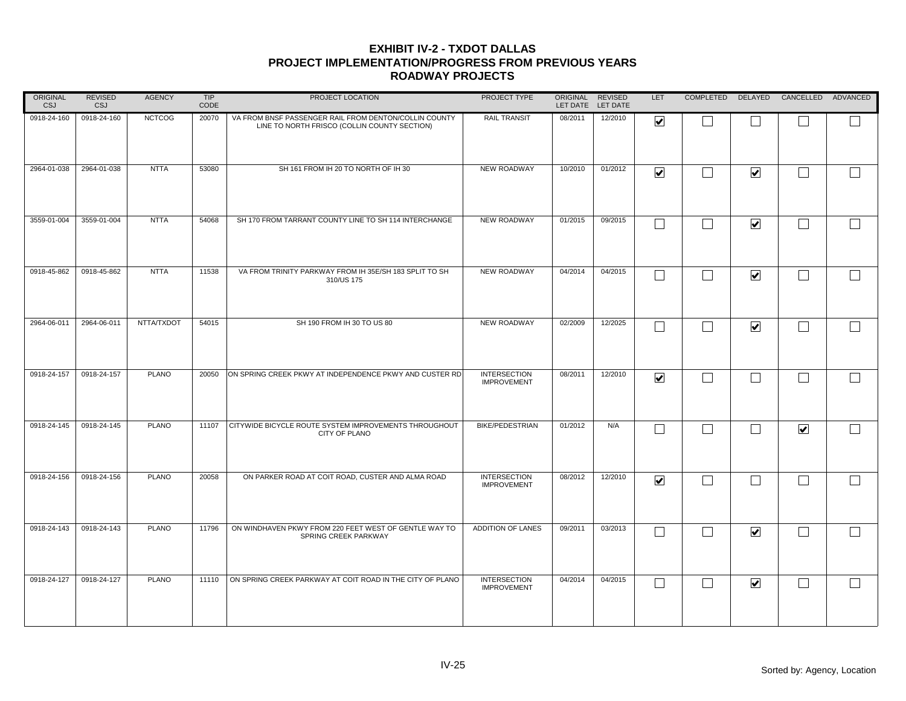# EXHIBIT IV-2 - TXDOT DALLAS
## PROJECT IMPLEMENTATION/PROGRESS FROM PREVIOUS YEARS
## ROADWAY PROJECTS

| ORIGINAL CSJ | REVISED CSJ | AGENCY | TIP CODE | PROJECT LOCATION | PROJECT TYPE | ORIGINAL LET DATE | REVISED LET DATE | LET | COMPLETED | DELAYED | CANCELLED | ADVANCED |
|---|---|---|---|---|---|---|---|---|---|---|---|---|
| 0918-24-160 | 0918-24-160 | NCTCOG | 20070 | VA FROM BNSF PASSENGER RAIL FROM DENTON/COLLIN COUNTY LINE TO NORTH FRISCO (COLLIN COUNTY SECTION) | RAIL TRANSIT | 08/2011 | 12/2010 | ☑ | ☐ | ☐ | ☐ | ☐ |
| 2964-01-038 | 2964-01-038 | NTTA | 53080 | SH 161 FROM IH 20 TO NORTH OF IH 30 | NEW ROADWAY | 10/2010 | 01/2012 | ☑ | ☐ | ☑ | ☐ | ☐ |
| 3559-01-004 | 3559-01-004 | NTTA | 54068 | SH 170 FROM TARRANT COUNTY LINE TO SH 114 INTERCHANGE | NEW ROADWAY | 01/2015 | 09/2015 | ☐ | ☐ | ☑ | ☐ | ☐ |
| 0918-45-862 | 0918-45-862 | NTTA | 11538 | VA FROM TRINITY PARKWAY FROM IH 35E/SH 183 SPLIT TO SH 310/US 175 | NEW ROADWAY | 04/2014 | 04/2015 | ☐ | ☐ | ☑ | ☐ | ☐ |
| 2964-06-011 | 2964-06-011 | NTTA/TXDOT | 54015 | SH 190 FROM IH 30 TO US 80 | NEW ROADWAY | 02/2009 | 12/2025 | ☐ | ☐ | ☑ | ☐ | ☐ |
| 0918-24-157 | 0918-24-157 | PLANO | 20050 | ON SPRING CREEK PKWY AT INDEPENDENCE PKWY AND CUSTER RD | INTERSECTION IMPROVEMENT | 08/2011 | 12/2010 | ☑ | ☐ | ☐ | ☐ | ☐ |
| 0918-24-145 | 0918-24-145 | PLANO | 11107 | CITYWIDE BICYCLE ROUTE SYSTEM IMPROVEMENTS THROUGHOUT CITY OF PLANO | BIKE/PEDESTRIAN | 01/2012 | N/A | ☐ | ☐ | ☐ | ☑ | ☐ |
| 0918-24-156 | 0918-24-156 | PLANO | 20058 | ON PARKER ROAD AT COIT ROAD, CUSTER AND ALMA ROAD | INTERSECTION IMPROVEMENT | 08/2012 | 12/2010 | ☑ | ☐ | ☐ | ☐ | ☐ |
| 0918-24-143 | 0918-24-143 | PLANO | 11796 | ON WINDHAVEN PKWY FROM 220 FEET WEST OF GENTLE WAY TO SPRING CREEK PARKWAY | ADDITION OF LANES | 09/2011 | 03/2013 | ☐ | ☐ | ☑ | ☐ | ☐ |
| 0918-24-127 | 0918-24-127 | PLANO | 11110 | ON SPRING CREEK PARKWAY AT COIT ROAD IN THE CITY OF PLANO | INTERSECTION IMPROVEMENT | 04/2014 | 04/2015 | ☐ | ☐ | ☑ | ☐ | ☐ |

Sorted by: Agency, Location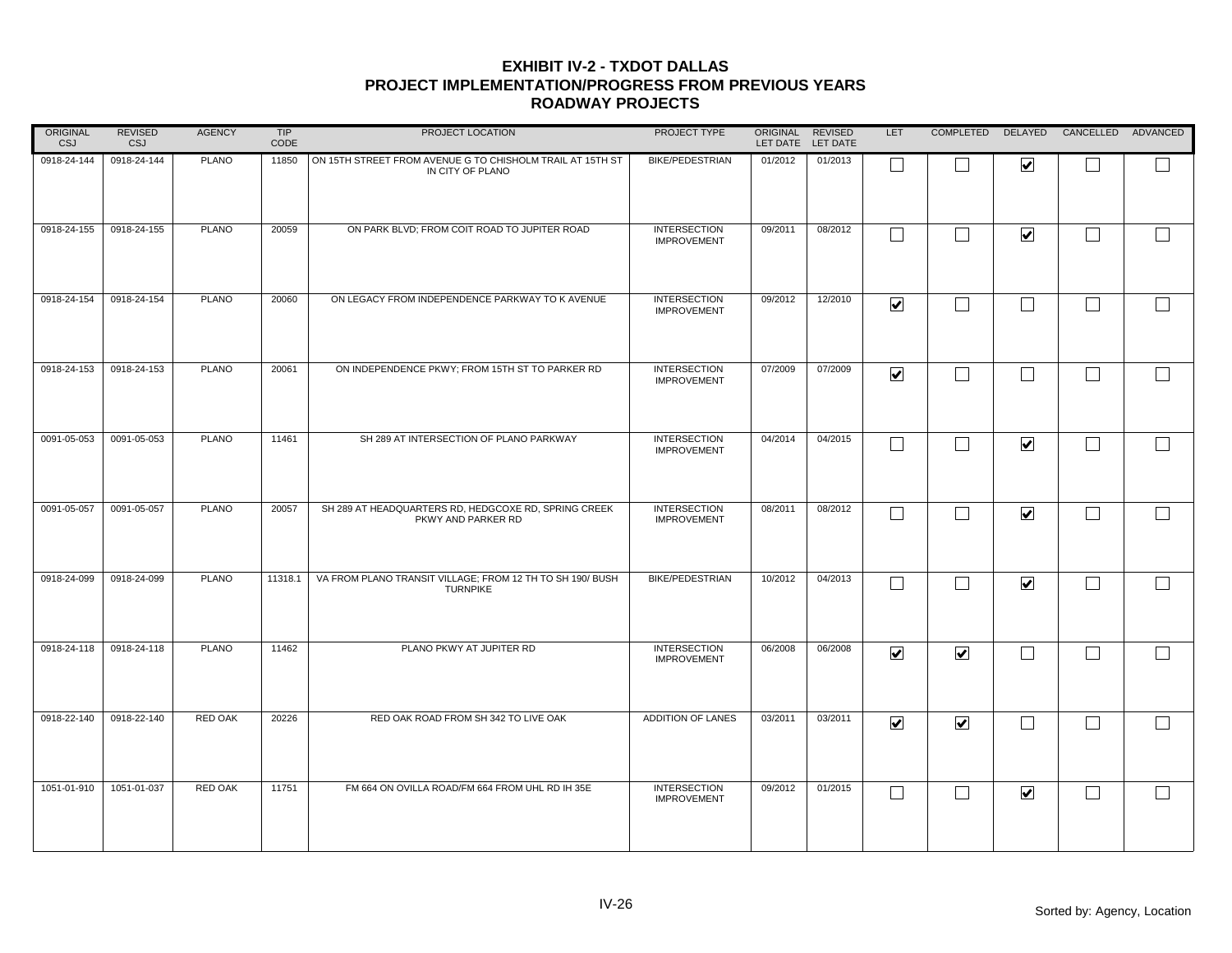# EXHIBIT IV-2 - TXDOT DALLAS
## PROJECT IMPLEMENTATION/PROGRESS FROM PREVIOUS YEARS
## ROADWAY PROJECTS

| ORIGINAL CSJ | REVISED CSJ | AGENCY | TIP CODE | PROJECT LOCATION | PROJECT TYPE | ORIGINAL LET DATE | REVISED LET DATE | LET | COMPLETED | DELAYED | CANCELLED | ADVANCED |
|---|---|---|---|---|---|---|---|---|---|---|---|---|
| 0918-24-144 | 0918-24-144 | PLANO | 11850 | ON 15TH STREET FROM AVENUE G TO CHISHOLM TRAIL AT 15TH ST IN CITY OF PLANO | BIKE/PEDESTRIAN | 01/2012 | 01/2013 | ☐ | ☐ | ☑ | ☐ | ☐ |
| 0918-24-155 | 0918-24-155 | PLANO | 20059 | ON PARK BLVD; FROM COIT ROAD TO JUPITER ROAD | INTERSECTION IMPROVEMENT | 09/2011 | 08/2012 | ☐ | ☐ | ☑ | ☐ | ☐ |
| 0918-24-154 | 0918-24-154 | PLANO | 20060 | ON LEGACY FROM INDEPENDENCE PARKWAY TO K AVENUE | INTERSECTION IMPROVEMENT | 09/2012 | 12/2010 | ☑ | ☐ | ☐ | ☐ | ☐ |
| 0918-24-153 | 0918-24-153 | PLANO | 20061 | ON INDEPENDENCE PKWY; FROM 15TH ST TO PARKER RD | INTERSECTION IMPROVEMENT | 07/2009 | 07/2009 | ☑ | ☐ | ☐ | ☐ | ☐ |
| 0091-05-053 | 0091-05-053 | PLANO | 11461 | SH 289 AT INTERSECTION OF PLANO PARKWAY | INTERSECTION IMPROVEMENT | 04/2014 | 04/2015 | ☐ | ☐ | ☑ | ☐ | ☐ |
| 0091-05-057 | 0091-05-057 | PLANO | 20057 | SH 289 AT HEADQUARTERS RD, HEDGCOXE RD, SPRING CREEK PKWY AND PARKER RD | INTERSECTION IMPROVEMENT | 08/2011 | 08/2012 | ☐ | ☐ | ☑ | ☐ | ☐ |
| 0918-24-099 | 0918-24-099 | PLANO | 11318.1 | VA FROM PLANO TRANSIT VILLAGE; FROM 12 TH TO SH 190/ BUSH TURNPIKE | BIKE/PEDESTRIAN | 10/2012 | 04/2013 | ☐ | ☐ | ☑ | ☐ | ☐ |
| 0918-24-118 | 0918-24-118 | PLANO | 11462 | PLANO PKWY AT JUPITER RD | INTERSECTION IMPROVEMENT | 06/2008 | 06/2008 | ☑ | ☑ | ☐ | ☐ | ☐ |
| 0918-22-140 | 0918-22-140 | RED OAK | 20226 | RED OAK ROAD FROM SH 342 TO LIVE OAK | ADDITION OF LANES | 03/2011 | 03/2011 | ☑ | ☑ | ☐ | ☐ | ☐ |
| 1051-01-910 | 1051-01-037 | RED OAK | 11751 | FM 664 ON OVILLA ROAD/FM 664 FROM UHL RD IH 35E | INTERSECTION IMPROVEMENT | 09/2012 | 01/2015 | ☐ | ☐ | ☑ | ☐ | ☐ |

Sorted by: Agency, Location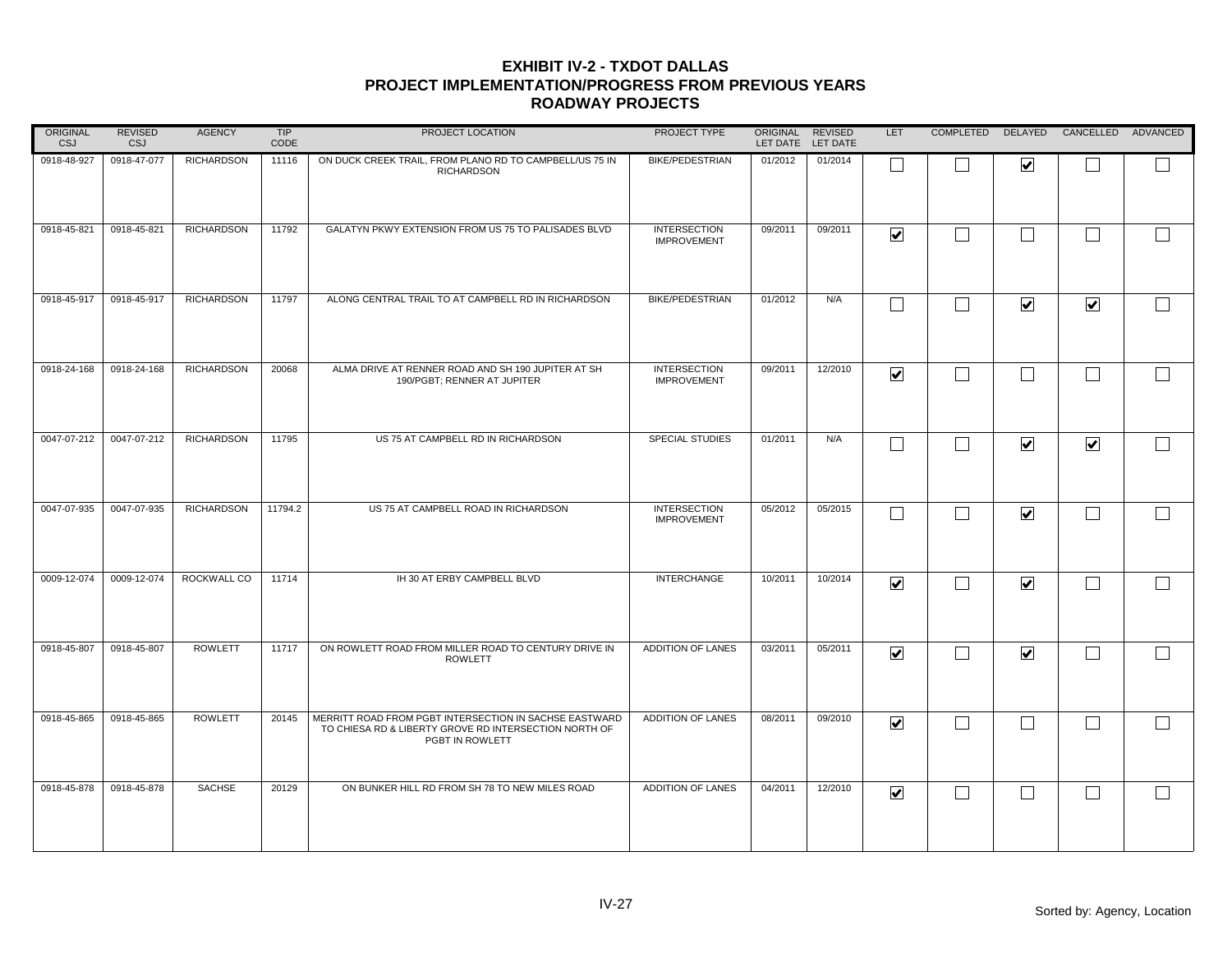# EXHIBIT IV-2 - TXDOT DALLAS
## PROJECT IMPLEMENTATION/PROGRESS FROM PREVIOUS YEARS
### ROADWAY PROJECTS

| ORIGINAL CSJ | REVISED CSJ | AGENCY | TIP CODE | PROJECT LOCATION | PROJECT TYPE | ORIGINAL LET DATE | REVISED LET DATE | LET | COMPLETED | DELAYED | CANCELLED | ADVANCED |
|---|---|---|---|---|---|---|---|---|---|---|---|---|
| 0918-48-927 | 0918-47-077 | RICHARDSON | 11116 | ON DUCK CREEK TRAIL, FROM PLANO RD TO CAMPBELL/US 75 IN RICHARDSON | BIKE/PEDESTRIAN | 01/2012 | 01/2014 | ☐ | ☐ | ☑ | ☐ | ☐ |
| 0918-45-821 | 0918-45-821 | RICHARDSON | 11792 | GALATYN PKWY EXTENSION FROM US 75 TO PALISADES BLVD | INTERSECTION IMPROVEMENT | 09/2011 | 09/2011 | ☑ | ☐ | ☐ | ☐ | ☐ |
| 0918-45-917 | 0918-45-917 | RICHARDSON | 11797 | ALONG CENTRAL TRAIL TO AT CAMPBELL RD IN RICHARDSON | BIKE/PEDESTRIAN | 01/2012 | N/A | ☐ | ☐ | ☑ | ☑ | ☐ |
| 0918-24-168 | 0918-24-168 | RICHARDSON | 20068 | ALMA DRIVE AT RENNER ROAD AND SH 190 JUPITER AT SH 190/PGBT; RENNER AT JUPITER | INTERSECTION IMPROVEMENT | 09/2011 | 12/2010 | ☑ | ☐ | ☐ | ☐ | ☐ |
| 0047-07-212 | 0047-07-212 | RICHARDSON | 11795 | US 75 AT CAMPBELL RD IN RICHARDSON | SPECIAL STUDIES | 01/2011 | N/A | ☐ | ☐ | ☑ | ☑ | ☐ |
| 0047-07-935 | 0047-07-935 | RICHARDSON | 11794.2 | US 75 AT CAMPBELL ROAD IN RICHARDSON | INTERSECTION IMPROVEMENT | 05/2012 | 05/2015 | ☐ | ☐ | ☑ | ☐ | ☐ |
| 0009-12-074 | 0009-12-074 | ROCKWALL CO | 11714 | IH 30 AT ERBY CAMPBELL BLVD | INTERCHANGE | 10/2011 | 10/2014 | ☑ | ☐ | ☑ | ☐ | ☐ |
| 0918-45-807 | 0918-45-807 | ROWLETT | 11717 | ON ROWLETT ROAD FROM MILLER ROAD TO CENTURY DRIVE IN ROWLETT | ADDITION OF LANES | 03/2011 | 05/2011 | ☑ | ☐ | ☑ | ☐ | ☐ |
| 0918-45-865 | 0918-45-865 | ROWLETT | 20145 | MERRITT ROAD FROM PGBT INTERSECTION IN SACHSE EASTWARD TO CHIESA RD & LIBERTY GROVE RD INTERSECTION NORTH OF PGBT IN ROWLETT | ADDITION OF LANES | 08/2011 | 09/2010 | ☑ | ☐ | ☐ | ☐ | ☐ |
| 0918-45-878 | 0918-45-878 | SACHSE | 20129 | ON BUNKER HILL RD FROM SH 78 TO NEW MILES ROAD | ADDITION OF LANES | 04/2011 | 12/2010 | ☑ | ☐ | ☐ | ☐ | ☐ |

Sorted by: Agency, Location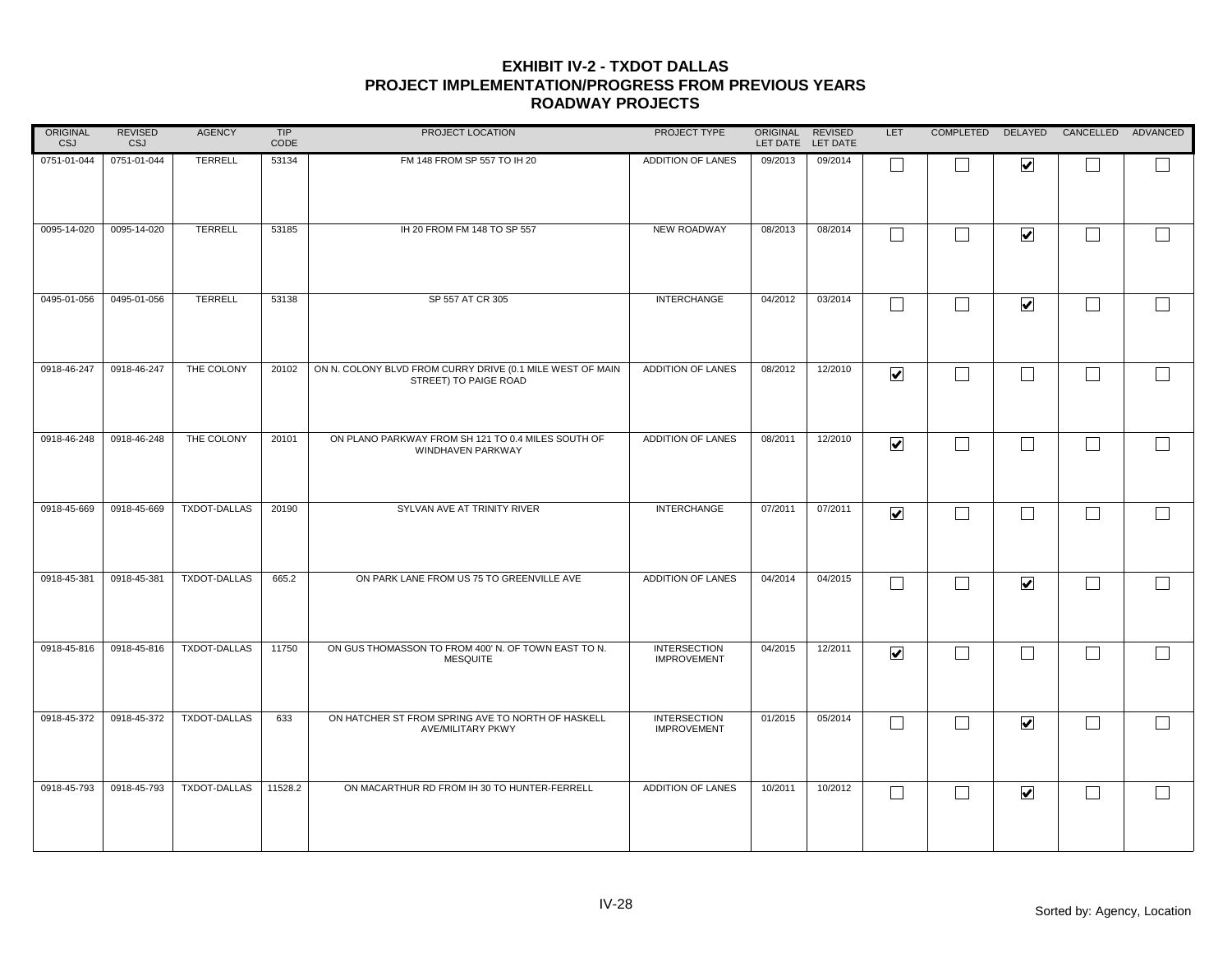# EXHIBIT IV-2 - TXDOT DALLAS
## PROJECT IMPLEMENTATION/PROGRESS FROM PREVIOUS YEARS
### ROADWAY PROJECTS

| ORIGINAL CSJ | REVISED CSJ | AGENCY | TIP CODE | PROJECT LOCATION | PROJECT TYPE | ORIGINAL LET DATE | REVISED LET DATE | LET | COMPLETED | DELAYED | CANCELLED | ADVANCED |
|---|---|---|---|---|---|---|---|---|---|---|---|---|
| 0751-01-044 | 0751-01-044 | TERRELL | 53134 | FM 148 FROM SP 557 TO IH 20 | ADDITION OF LANES | 09/2013 | 09/2014 | ☐ | ☐ | ☑ | ☐ | ☐ |
| 0095-14-020 | 0095-14-020 | TERRELL | 53185 | IH 20 FROM FM 148 TO SP 557 | NEW ROADWAY | 08/2013 | 08/2014 | ☐ | ☐ | ☑ | ☐ | ☐ |
| 0495-01-056 | 0495-01-056 | TERRELL | 53138 | SP 557 AT CR 305 | INTERCHANGE | 04/2012 | 03/2014 | ☐ | ☐ | ☑ | ☐ | ☐ |
| 0918-46-247 | 0918-46-247 | THE COLONY | 20102 | ON N. COLONY BLVD FROM CURRY DRIVE (0.1 MILE WEST OF MAIN STREET) TO PAIGE ROAD | ADDITION OF LANES | 08/2012 | 12/2010 | ☑ | ☐ | ☐ | ☐ | ☐ |
| 0918-46-248 | 0918-46-248 | THE COLONY | 20101 | ON PLANO PARKWAY FROM SH 121 TO 0.4 MILES SOUTH OF WINDHAVEN PARKWAY | ADDITION OF LANES | 08/2011 | 12/2010 | ☑ | ☐ | ☐ | ☐ | ☐ |
| 0918-45-669 | 0918-45-669 | TXDOT-DALLAS | 20190 | SYLVAN AVE AT TRINITY RIVER | INTERCHANGE | 07/2011 | 07/2011 | ☑ | ☐ | ☐ | ☐ | ☐ |
| 0918-45-381 | 0918-45-381 | TXDOT-DALLAS | 665.2 | ON PARK LANE FROM US 75 TO GREENVILLE AVE | ADDITION OF LANES | 04/2014 | 04/2015 | ☐ | ☐ | ☑ | ☐ | ☐ |
| 0918-45-816 | 0918-45-816 | TXDOT-DALLAS | 11750 | ON GUS THOMASSON TO FROM 400' N. OF TOWN EAST TO N. MESQUITE | INTERSECTION IMPROVEMENT | 04/2015 | 12/2011 | ☑ | ☐ | ☐ | ☐ | ☐ |
| 0918-45-372 | 0918-45-372 | TXDOT-DALLAS | 633 | ON HATCHER ST FROM SPRING AVE TO NORTH OF HASKELL AVE/MILITARY PKWY | INTERSECTION IMPROVEMENT | 01/2015 | 05/2014 | ☐ | ☐ | ☑ | ☐ | ☐ |
| 0918-45-793 | 0918-45-793 | TXDOT-DALLAS | 11528.2 | ON MACARTHUR RD FROM IH 30 TO HUNTER-FERRELL | ADDITION OF LANES | 10/2011 | 10/2012 | ☐ | ☐ | ☑ | ☐ | ☐ |

Sorted by: Agency, Location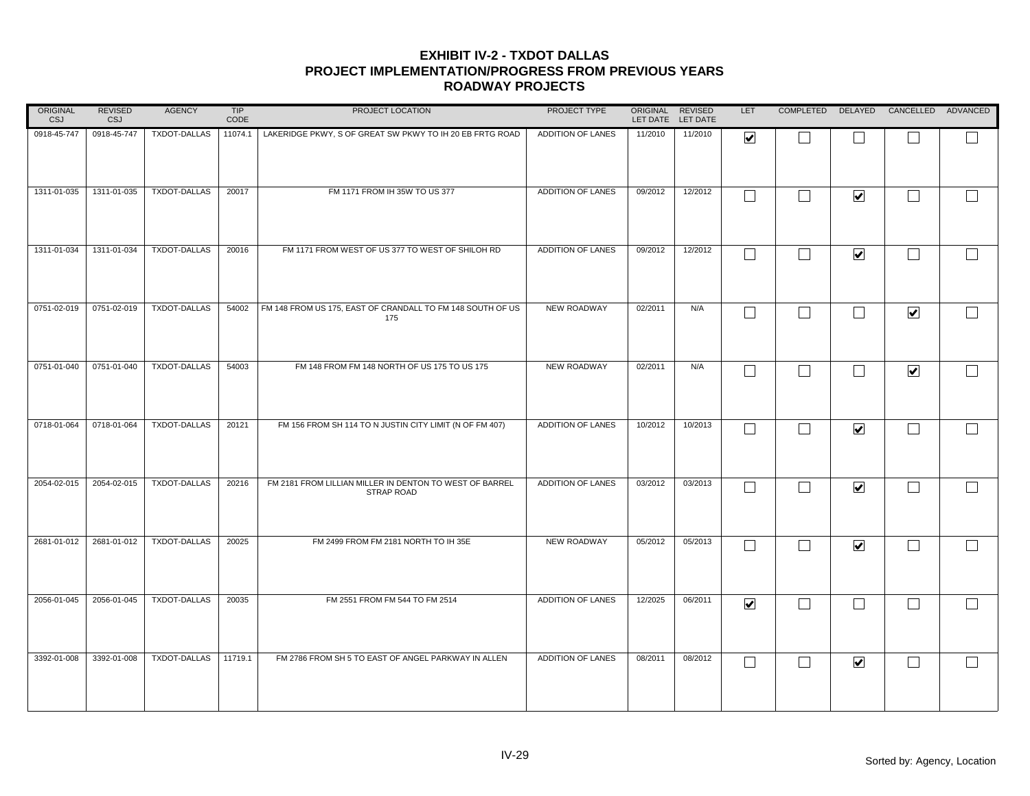# EXHIBIT IV-2 - TXDOT DALLAS
## PROJECT IMPLEMENTATION/PROGRESS FROM PREVIOUS YEARS
## ROADWAY PROJECTS

| ORIGINAL CSJ | REVISED CSJ | AGENCY | TIP CODE | PROJECT LOCATION | PROJECT TYPE | ORIGINAL LET DATE | REVISED LET DATE | LET | COMPLETED | DELAYED | CANCELLED | ADVANCED |
|---|---|---|---|---|---|---|---|---|---|---|---|---|
| 0918-45-747 | 0918-45-747 | TXDOT-DALLAS | 11074.1 | LAKERIDGE PKWY, S OF GREAT SW PKWY TO IH 20 EB FRTG ROAD | ADDITION OF LANES | 11/2010 | 11/2010 | ☑ | ☐ | ☐ | ☐ | ☐ |
| 1311-01-035 | 1311-01-035 | TXDOT-DALLAS | 20017 | FM 1171 FROM IH 35W TO US 377 | ADDITION OF LANES | 09/2012 | 12/2012 | ☐ | ☐ | ☑ | ☐ | ☐ |
| 1311-01-034 | 1311-01-034 | TXDOT-DALLAS | 20016 | FM 1171 FROM WEST OF US 377 TO WEST OF SHILOH RD | ADDITION OF LANES | 09/2012 | 12/2012 | ☐ | ☐ | ☑ | ☐ | ☐ |
| 0751-02-019 | 0751-02-019 | TXDOT-DALLAS | 54002 | FM 148 FROM US 175, EAST OF CRANDALL TO FM 148 SOUTH OF US 175 | NEW ROADWAY | 02/2011 | N/A | ☐ | ☐ | ☐ | ☑ | ☐ |
| 0751-01-040 | 0751-01-040 | TXDOT-DALLAS | 54003 | FM 148 FROM FM 148 NORTH OF US 175 TO US 175 | NEW ROADWAY | 02/2011 | N/A | ☐ | ☐ | ☐ | ☑ | ☐ |
| 0718-01-064 | 0718-01-064 | TXDOT-DALLAS | 20121 | FM 156 FROM SH 114 TO N JUSTIN CITY LIMIT (N OF FM 407) | ADDITION OF LANES | 10/2012 | 10/2013 | ☐ | ☐ | ☑ | ☐ | ☐ |
| 2054-02-015 | 2054-02-015 | TXDOT-DALLAS | 20216 | FM 2181 FROM LILLIAN MILLER IN DENTON TO WEST OF BARREL STRAP ROAD | ADDITION OF LANES | 03/2012 | 03/2013 | ☐ | ☐ | ☑ | ☐ | ☐ |
| 2681-01-012 | 2681-01-012 | TXDOT-DALLAS | 20025 | FM 2499 FROM FM 2181 NORTH TO IH 35E | NEW ROADWAY | 05/2012 | 05/2013 | ☐ | ☐ | ☑ | ☐ | ☐ |
| 2056-01-045 | 2056-01-045 | TXDOT-DALLAS | 20035 | FM 2551 FROM FM 544 TO FM 2514 | ADDITION OF LANES | 12/2025 | 06/2011 | ☑ | ☐ | ☐ | ☐ | ☐ |
| 3392-01-008 | 3392-01-008 | TXDOT-DALLAS | 11719.1 | FM 2786 FROM SH 5 TO EAST OF ANGEL PARKWAY IN ALLEN | ADDITION OF LANES | 08/2011 | 08/2012 | ☐ | ☐ | ☑ | ☐ | ☐ |

Sorted by: Agency, Location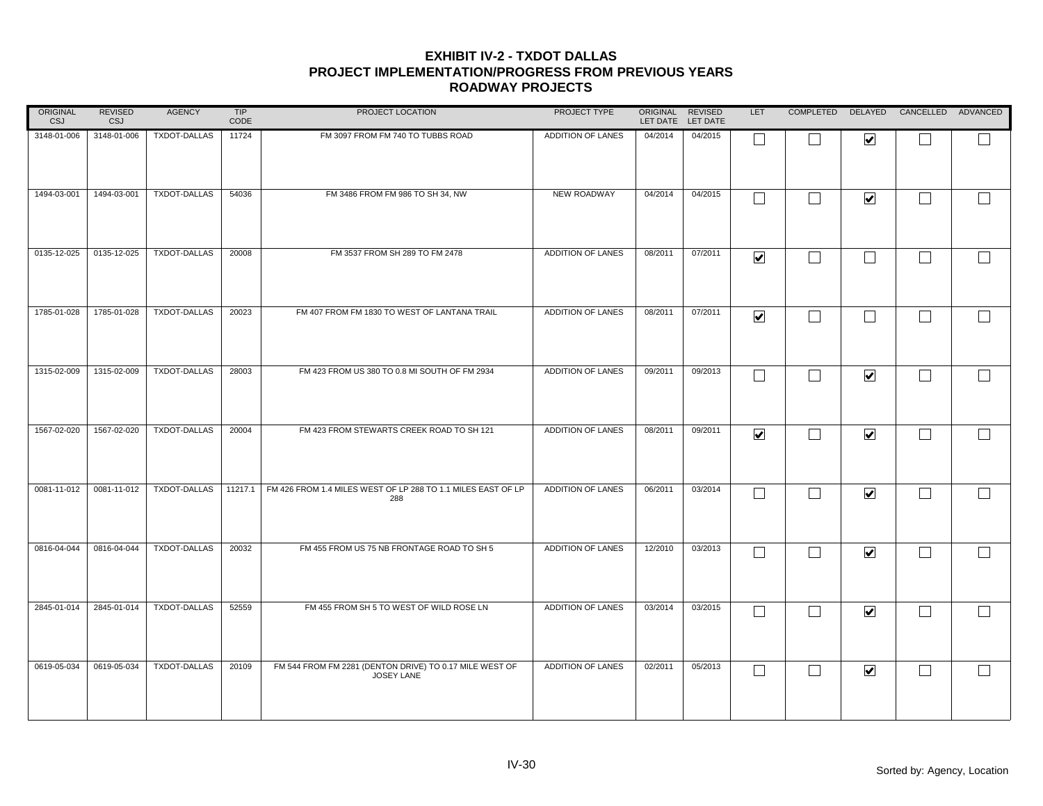# EXHIBIT IV-2 - TXDOT DALLAS
## PROJECT IMPLEMENTATION/PROGRESS FROM PREVIOUS YEARS
## ROADWAY PROJECTS

| ORIGINAL CSJ | REVISED CSJ | AGENCY | TIP CODE | PROJECT LOCATION | PROJECT TYPE | ORIGINAL LET DATE | REVISED LET DATE | LET | COMPLETED | DELAYED | CANCELLED | ADVANCED |
|---|---|---|---|---|---|---|---|---|---|---|---|---|
| 3148-01-006 | 3148-01-006 | TXDOT-DALLAS | 11724 | FM 3097 FROM FM 740 TO TUBBS ROAD | ADDITION OF LANES | 04/2014 | 04/2015 | ☐ | ☐ | ☑ | ☐ | ☐ |
| 1494-03-001 | 1494-03-001 | TXDOT-DALLAS | 54036 | FM 3486 FROM FM 986 TO SH 34, NW | NEW ROADWAY | 04/2014 | 04/2015 | ☐ | ☐ | ☑ | ☐ | ☐ |
| 0135-12-025 | 0135-12-025 | TXDOT-DALLAS | 20008 | FM 3537 FROM SH 289 TO FM 2478 | ADDITION OF LANES | 08/2011 | 07/2011 | ☑ | ☐ | ☐ | ☐ | ☐ |
| 1785-01-028 | 1785-01-028 | TXDOT-DALLAS | 20023 | FM 407 FROM FM 1830 TO WEST OF LANTANA TRAIL | ADDITION OF LANES | 08/2011 | 07/2011 | ☑ | ☐ | ☐ | ☐ | ☐ |
| 1315-02-009 | 1315-02-009 | TXDOT-DALLAS | 28003 | FM 423 FROM US 380 TO 0.8 MI SOUTH OF FM 2934 | ADDITION OF LANES | 09/2011 | 09/2013 | ☐ | ☐ | ☑ | ☐ | ☐ |
| 1567-02-020 | 1567-02-020 | TXDOT-DALLAS | 20004 | FM 423 FROM STEWARTS CREEK ROAD TO SH 121 | ADDITION OF LANES | 08/2011 | 09/2011 | ☑ | ☐ | ☑ | ☐ | ☐ |
| 0081-11-012 | 0081-11-012 | TXDOT-DALLAS | 11217.1 | FM 426 FROM 1.4 MILES WEST OF LP 288 TO 1.1 MILES EAST OF LP 288 | ADDITION OF LANES | 06/2011 | 03/2014 | ☐ | ☐ | ☑ | ☐ | ☐ |
| 0816-04-044 | 0816-04-044 | TXDOT-DALLAS | 20032 | FM 455 FROM US 75 NB FRONTAGE ROAD TO SH 5 | ADDITION OF LANES | 12/2010 | 03/2013 | ☐ | ☐ | ☑ | ☐ | ☐ |
| 2845-01-014 | 2845-01-014 | TXDOT-DALLAS | 52559 | FM 455 FROM SH 5 TO WEST OF WILD ROSE LN | ADDITION OF LANES | 03/2014 | 03/2015 | ☐ | ☐ | ☑ | ☐ | ☐ |
| 0619-05-034 | 0619-05-034 | TXDOT-DALLAS | 20109 | FM 544 FROM FM 2281 (DENTON DRIVE) TO 0.17 MILE WEST OF JOSEY LANE | ADDITION OF LANES | 02/2011 | 05/2013 | ☐ | ☐ | ☑ | ☐ | ☐ |

Sorted by: Agency, Location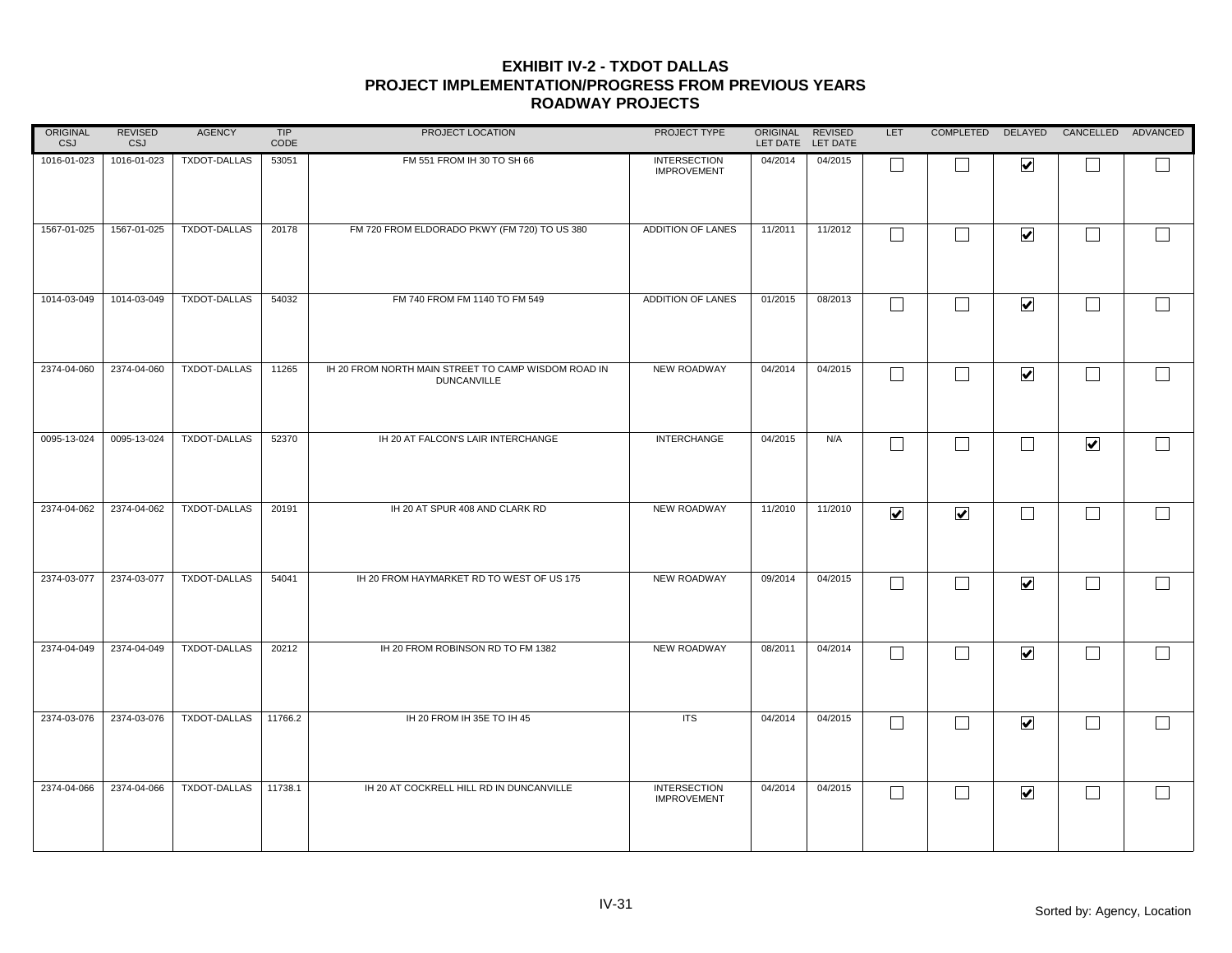# EXHIBIT IV-2 - TXDOT DALLAS
## PROJECT IMPLEMENTATION/PROGRESS FROM PREVIOUS YEARS
### ROADWAY PROJECTS

| ORIGINAL CSJ | REVISED CSJ | AGENCY | TIP CODE | PROJECT LOCATION | PROJECT TYPE | ORIGINAL LET DATE | REVISED LET DATE | LET | COMPLETED | DELAYED | CANCELLED | ADVANCED |
|---|---|---|---|---|---|---|---|---|---|---|---|---|
| 1016-01-023 | 1016-01-023 | TXDOT-DALLAS | 53051 | FM 551 FROM IH 30 TO SH 66 | INTERSECTION IMPROVEMENT | 04/2014 | 04/2015 | ☐ | ☐ | ☑ | ☐ | ☐ |
| 1567-01-025 | 1567-01-025 | TXDOT-DALLAS | 20178 | FM 720 FROM ELDORADO PKWY (FM 720) TO US 380 | ADDITION OF LANES | 11/2011 | 11/2012 | ☐ | ☐ | ☑ | ☐ | ☐ |
| 1014-03-049 | 1014-03-049 | TXDOT-DALLAS | 54032 | FM 740 FROM FM 1140 TO FM 549 | ADDITION OF LANES | 01/2015 | 08/2013 | ☐ | ☐ | ☑ | ☐ | ☐ |
| 2374-04-060 | 2374-04-060 | TXDOT-DALLAS | 11265 | IH 20 FROM NORTH MAIN STREET TO CAMP WISDOM ROAD IN DUNCANVILLE | NEW ROADWAY | 04/2014 | 04/2015 | ☐ | ☐ | ☑ | ☐ | ☐ |
| 0095-13-024 | 0095-13-024 | TXDOT-DALLAS | 52370 | IH 20 AT FALCON'S LAIR INTERCHANGE | INTERCHANGE | 04/2015 | N/A | ☐ | ☐ | ☐ | ☑ | ☐ |
| 2374-04-062 | 2374-04-062 | TXDOT-DALLAS | 20191 | IH 20 AT SPUR 408 AND CLARK RD | NEW ROADWAY | 11/2010 | 11/2010 | ☑ | ☑ | ☐ | ☐ | ☐ |
| 2374-03-077 | 2374-03-077 | TXDOT-DALLAS | 54041 | IH 20 FROM HAYMARKET RD TO WEST OF US 175 | NEW ROADWAY | 09/2014 | 04/2015 | ☐ | ☐ | ☑ | ☐ | ☐ |
| 2374-04-049 | 2374-04-049 | TXDOT-DALLAS | 20212 | IH 20 FROM ROBINSON RD TO FM 1382 | NEW ROADWAY | 08/2011 | 04/2014 | ☐ | ☐ | ☑ | ☐ | ☐ |
| 2374-03-076 | 2374-03-076 | TXDOT-DALLAS | 11766.2 | IH 20 FROM IH 35E TO IH 45 | ITS | 04/2014 | 04/2015 | ☐ | ☐ | ☑ | ☐ | ☐ |
| 2374-04-066 | 2374-04-066 | TXDOT-DALLAS | 11738.1 | IH 20 AT COCKRELL HILL RD IN DUNCANVILLE | INTERSECTION IMPROVEMENT | 04/2014 | 04/2015 | ☐ | ☐ | ☑ | ☐ | ☐ |

Sorted by: Agency, Location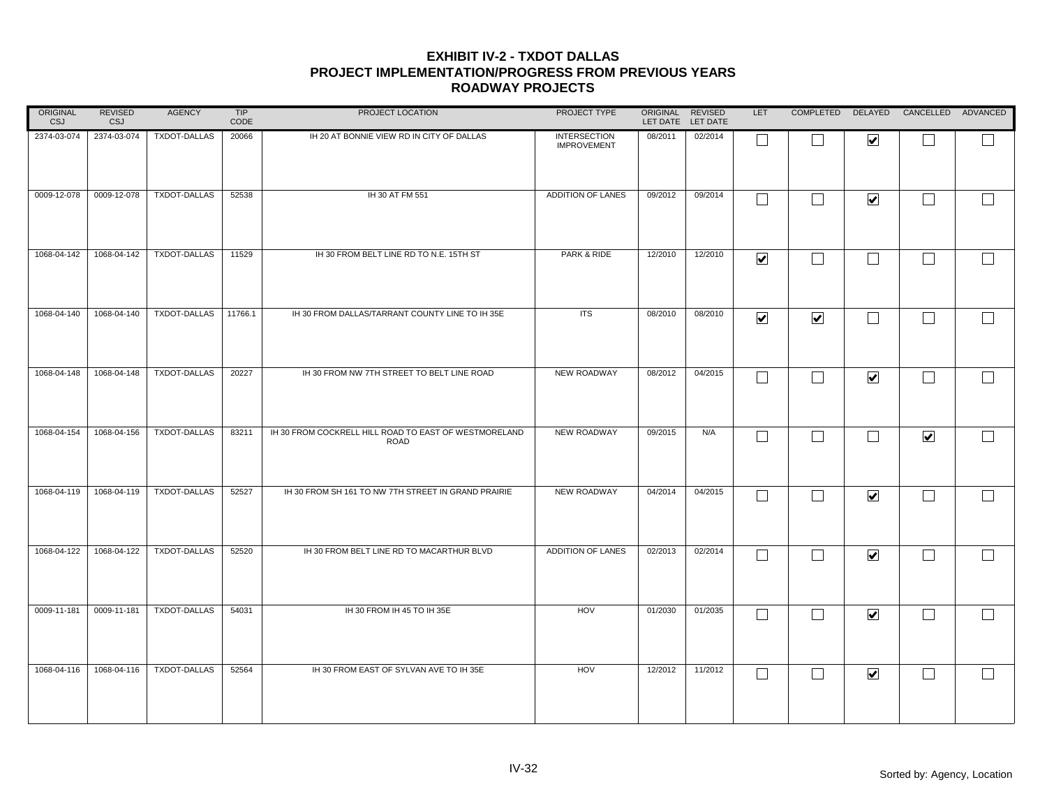# EXHIBIT IV-2 - TXDOT DALLAS
## PROJECT IMPLEMENTATION/PROGRESS FROM PREVIOUS YEARS
## ROADWAY PROJECTS

| ORIGINAL CSJ | REVISED CSJ | AGENCY | TIP CODE | PROJECT LOCATION | PROJECT TYPE | ORIGINAL LET DATE | REVISED LET DATE | LET | COMPLETED | DELAYED | CANCELLED | ADVANCED |
|---|---|---|---|---|---|---|---|---|---|---|---|---|
| 2374-03-074 | 2374-03-074 | TXDOT-DALLAS | 20066 | IH 20 AT BONNIE VIEW RD IN CITY OF DALLAS | INTERSECTION IMPROVEMENT | 08/2011 | 02/2014 | ☐ | ☐ | ☑ | ☐ | ☐ |
| 0009-12-078 | 0009-12-078 | TXDOT-DALLAS | 52538 | IH 30 AT FM 551 | ADDITION OF LANES | 09/2012 | 09/2014 | ☐ | ☐ | ☑ | ☐ | ☐ |
| 1068-04-142 | 1068-04-142 | TXDOT-DALLAS | 11529 | IH 30 FROM BELT LINE RD TO N.E. 15TH ST | PARK & RIDE | 12/2010 | 12/2010 | ☑ | ☐ | ☐ | ☐ | ☐ |
| 1068-04-140 | 1068-04-140 | TXDOT-DALLAS | 11766.1 | IH 30 FROM DALLAS/TARRANT COUNTY LINE TO IH 35E | ITS | 08/2010 | 08/2010 | ☑ | ☑ | ☐ | ☐ | ☐ |
| 1068-04-148 | 1068-04-148 | TXDOT-DALLAS | 20227 | IH 30 FROM NW 7TH STREET TO BELT LINE ROAD | NEW ROADWAY | 08/2012 | 04/2015 | ☐ | ☐ | ☑ | ☐ | ☐ |
| 1068-04-154 | 1068-04-156 | TXDOT-DALLAS | 83211 | IH 30 FROM COCKRELL HILL ROAD TO EAST OF WESTMORELAND ROAD | NEW ROADWAY | 09/2015 | N/A | ☐ | ☐ | ☐ | ☑ | ☐ |
| 1068-04-119 | 1068-04-119 | TXDOT-DALLAS | 52527 | IH 30 FROM SH 161 TO NW 7TH STREET IN GRAND PRAIRIE | NEW ROADWAY | 04/2014 | 04/2015 | ☐ | ☐ | ☑ | ☐ | ☐ |
| 1068-04-122 | 1068-04-122 | TXDOT-DALLAS | 52520 | IH 30 FROM BELT LINE RD TO MACARTHUR BLVD | ADDITION OF LANES | 02/2013 | 02/2014 | ☐ | ☐ | ☑ | ☐ | ☐ |
| 0009-11-181 | 0009-11-181 | TXDOT-DALLAS | 54031 | IH 30 FROM IH 45 TO IH 35E | HOV | 01/2030 | 01/2035 | ☐ | ☐ | ☑ | ☐ | ☐ |
| 1068-04-116 | 1068-04-116 | TXDOT-DALLAS | 52564 | IH 30 FROM EAST OF SYLVAN AVE TO IH 35E | HOV | 12/2012 | 11/2012 | ☐ | ☐ | ☑ | ☐ | ☐ |

Sorted by: Agency, Location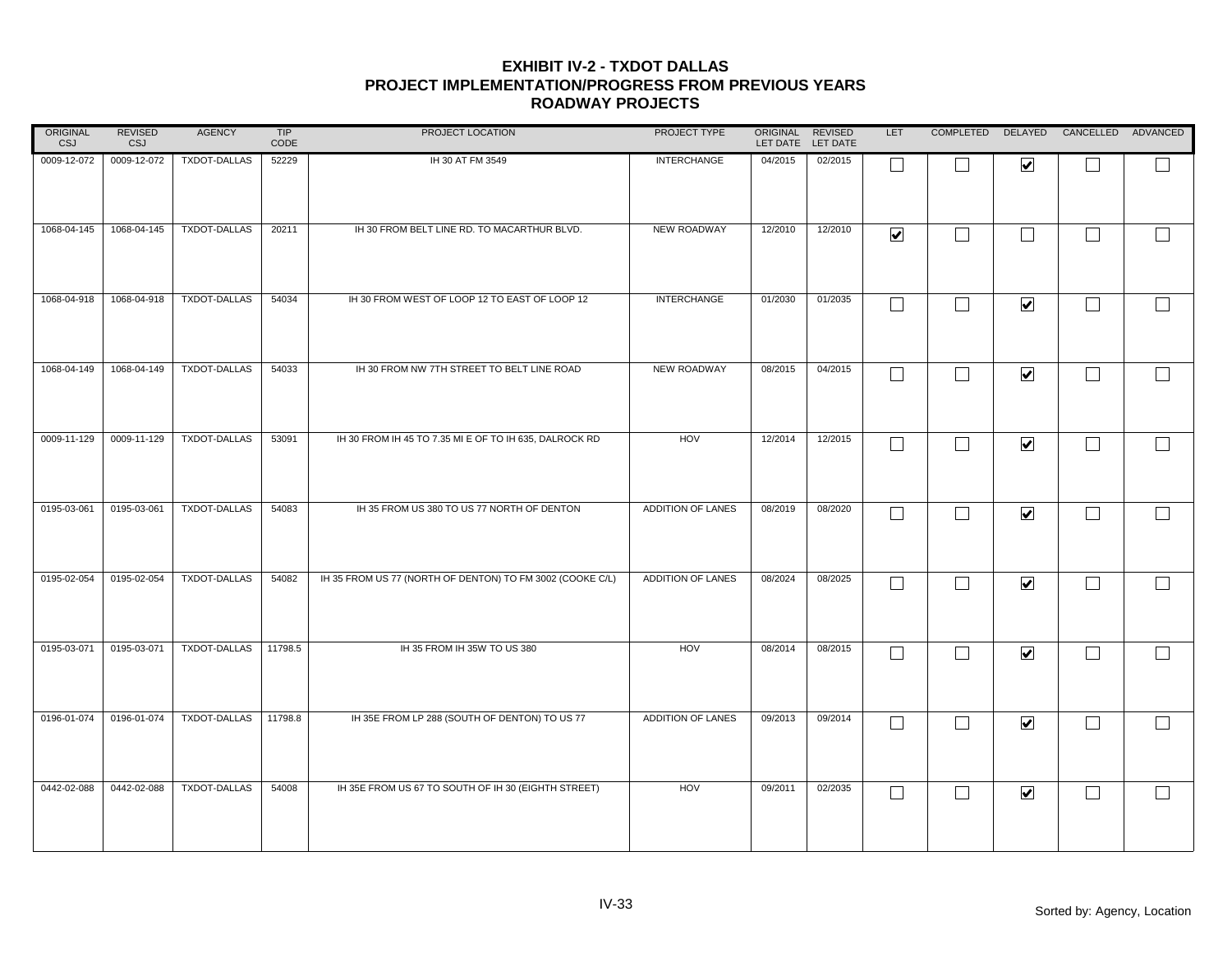# EXHIBIT IV-2 - TXDOT DALLAS
## PROJECT IMPLEMENTATION/PROGRESS FROM PREVIOUS YEARS
## ROADWAY PROJECTS

| ORIGINAL CSJ | REVISED CSJ | AGENCY | TIP CODE | PROJECT LOCATION | PROJECT TYPE | ORIGINAL LET DATE | REVISED LET DATE | LET | COMPLETED | DELAYED | CANCELLED | ADVANCED |
|---|---|---|---|---|---|---|---|---|---|---|---|---|
| 0009-12-072 | 0009-12-072 | TXDOT-DALLAS | 52229 | IH 30 AT FM 3549 | INTERCHANGE | 04/2015 | 02/2015 | ☐ | ☐ | ☑ | ☐ | ☐ |
| 1068-04-145 | 1068-04-145 | TXDOT-DALLAS | 20211 | IH 30 FROM BELT LINE RD. TO MACARTHUR BLVD. | NEW ROADWAY | 12/2010 | 12/2010 | ☑ | ☐ | ☐ | ☐ | ☐ |
| 1068-04-918 | 1068-04-918 | TXDOT-DALLAS | 54034 | IH 30 FROM WEST OF LOOP 12 TO EAST OF LOOP 12 | INTERCHANGE | 01/2030 | 01/2035 | ☐ | ☐ | ☑ | ☐ | ☐ |
| 1068-04-149 | 1068-04-149 | TXDOT-DALLAS | 54033 | IH 30 FROM NW 7TH STREET TO BELT LINE ROAD | NEW ROADWAY | 08/2015 | 04/2015 | ☐ | ☐ | ☑ | ☐ | ☐ |
| 0009-11-129 | 0009-11-129 | TXDOT-DALLAS | 53091 | IH 30 FROM IH 45 TO 7.35 MI E OF TO IH 635, DALROCK RD | HOV | 12/2014 | 12/2015 | ☐ | ☐ | ☑ | ☐ | ☐ |
| 0195-03-061 | 0195-03-061 | TXDOT-DALLAS | 54083 | IH 35 FROM US 380 TO US 77 NORTH OF DENTON | ADDITION OF LANES | 08/2019 | 08/2020 | ☐ | ☐ | ☑ | ☐ | ☐ |
| 0195-02-054 | 0195-02-054 | TXDOT-DALLAS | 54082 | IH 35 FROM US 77 (NORTH OF DENTON) TO FM 3002 (COOKE C/L) | ADDITION OF LANES | 08/2024 | 08/2025 | ☐ | ☐ | ☑ | ☐ | ☐ |
| 0195-03-071 | 0195-03-071 | TXDOT-DALLAS | 11798.5 | IH 35 FROM IH 35W TO US 380 | HOV | 08/2014 | 08/2015 | ☐ | ☐ | ☑ | ☐ | ☐ |
| 0196-01-074 | 0196-01-074 | TXDOT-DALLAS | 11798.8 | IH 35E FROM LP 288 (SOUTH OF DENTON) TO US 77 | ADDITION OF LANES | 09/2013 | 09/2014 | ☐ | ☐ | ☑ | ☐ | ☐ |
| 0442-02-088 | 0442-02-088 | TXDOT-DALLAS | 54008 | IH 35E FROM US 67 TO SOUTH OF IH 30 (EIGHTH STREET) | HOV | 09/2011 | 02/2035 | ☐ | ☐ | ☑ | ☐ | ☐ |

Sorted by: Agency, Location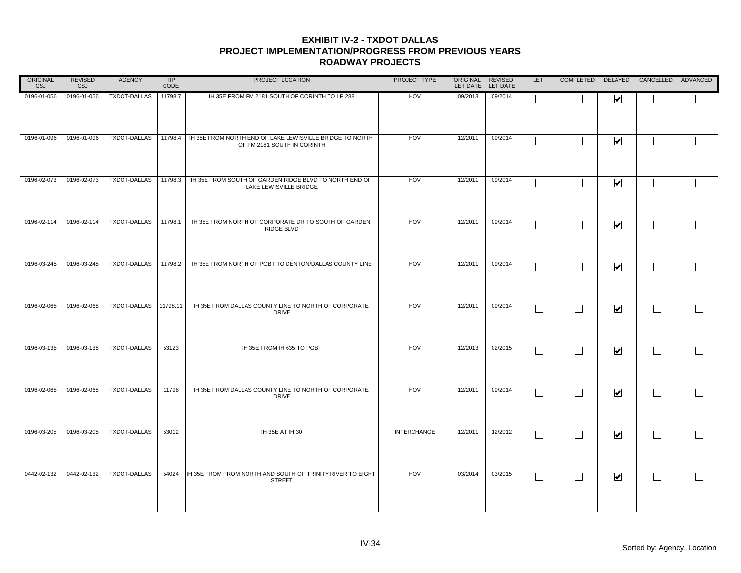# EXHIBIT IV-2 - TXDOT DALLAS
## PROJECT IMPLEMENTATION/PROGRESS FROM PREVIOUS YEARS
### ROADWAY PROJECTS

| ORIGINAL CSJ | REVISED CSJ | AGENCY | TIP CODE | PROJECT LOCATION | PROJECT TYPE | ORIGINAL LET DATE | REVISED LET DATE | LET | COMPLETED | DELAYED | CANCELLED | ADVANCED |
|---|---|---|---|---|---|---|---|---|---|---|---|---|
| 0196-01-056 | 0196-01-056 | TXDOT-DALLAS | 11798.7 | IH 35E FROM FM 2181 SOUTH OF CORINTH TO LP 288 | HOV | 09/2013 | 09/2014 | ☐ | ☐ | ☑ | ☐ | ☐ |
| 0196-01-096 | 0196-01-096 | TXDOT-DALLAS | 11798.4 | IH 35E FROM NORTH END OF LAKE LEWISVILLE BRIDGE TO NORTH OF FM 2181 SOUTH IN CORINTH | HOV | 12/2011 | 09/2014 | ☐ | ☐ | ☑ | ☐ | ☐ |
| 0196-02-073 | 0196-02-073 | TXDOT-DALLAS | 11798.3 | IH 35E FROM SOUTH OF GARDEN RIDGE BLVD TO NORTH END OF LAKE LEWISVILLE BRIDGE | HOV | 12/2011 | 09/2014 | ☐ | ☐ | ☑ | ☐ | ☐ |
| 0196-02-114 | 0196-02-114 | TXDOT-DALLAS | 11798.1 | IH 35E FROM NORTH OF CORPORATE DR TO SOUTH OF GARDEN RIDGE BLVD | HOV | 12/2011 | 09/2014 | ☐ | ☐ | ☑ | ☐ | ☐ |
| 0196-03-245 | 0196-03-245 | TXDOT-DALLAS | 11798.2 | IH 35E FROM NORTH OF PGBT TO DENTON/DALLAS COUNTY LINE | HOV | 12/2011 | 09/2014 | ☐ | ☐ | ☑ | ☐ | ☐ |
| 0196-02-068 | 0196-02-068 | TXDOT-DALLAS | 11798.11 | IH 35E FROM DALLAS COUNTY LINE TO NORTH OF CORPORATE DRIVE | HOV | 12/2011 | 09/2014 | ☐ | ☐ | ☑ | ☐ | ☐ |
| 0196-03-138 | 0196-03-138 | TXDOT-DALLAS | 53123 | IH 35E FROM IH 635 TO PGBT | HOV | 12/2013 | 02/2015 | ☐ | ☐ | ☑ | ☐ | ☐ |
| 0196-02-068 | 0196-02-068 | TXDOT-DALLAS | 11798 | IH 35E FROM DALLAS COUNTY LINE TO NORTH OF CORPORATE DRIVE | HOV | 12/2011 | 09/2014 | ☐ | ☐ | ☑ | ☐ | ☐ |
| 0196-03-205 | 0196-03-205 | TXDOT-DALLAS | 53012 | IH 35E AT IH 30 | INTERCHANGE | 12/2011 | 12/2012 | ☐ | ☐ | ☑ | ☐ | ☐ |
| 0442-02-132 | 0442-02-132 | TXDOT-DALLAS | 54024 | IH 35E FROM FROM NORTH AND SOUTH OF TRINITY RIVER TO EIGHT STREET | HOV | 03/2014 | 03/2015 | ☐ | ☐ | ☑ | ☐ | ☐ |

Sorted by: Agency, Location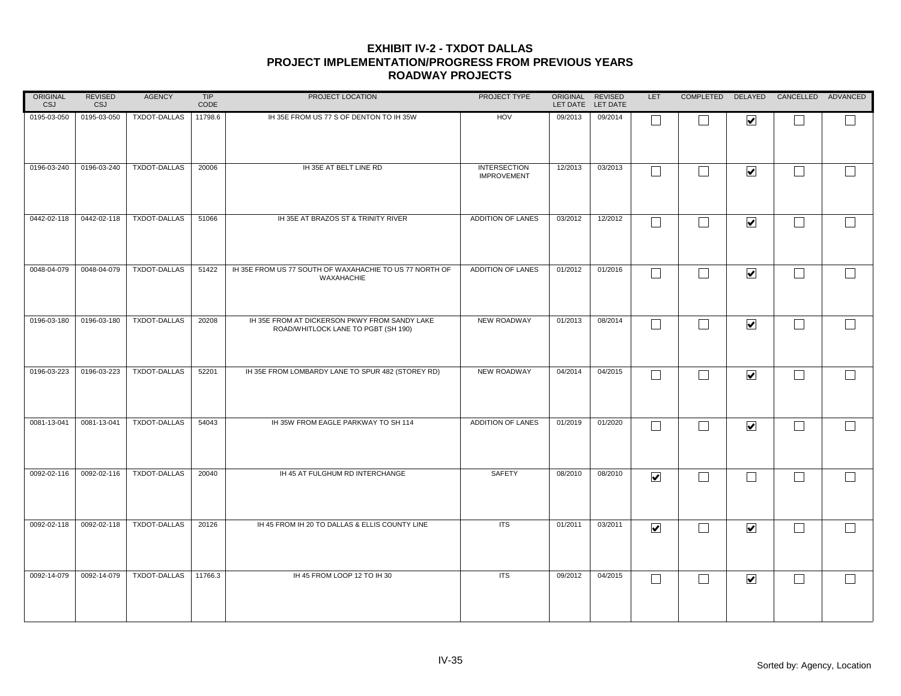# EXHIBIT IV-2 - TXDOT DALLAS
## PROJECT IMPLEMENTATION/PROGRESS FROM PREVIOUS YEARS
### ROADWAY PROJECTS

| ORIGINAL CSJ | REVISED CSJ | AGENCY | TIP CODE | PROJECT LOCATION | PROJECT TYPE | ORIGINAL LET DATE | REVISED LET DATE | LET | COMPLETED | DELAYED | CANCELLED | ADVANCED |
|---|---|---|---|---|---|---|---|---|---|---|---|---|
| 0195-03-050 | 0195-03-050 | TXDOT-DALLAS | 11798.6 | IH 35E FROM US 77 S OF DENTON TO IH 35W | HOV | 09/2013 | 09/2014 | ☐ | ☐ | ☑ | ☐ | ☐ |
| 0196-03-240 | 0196-03-240 | TXDOT-DALLAS | 20006 | IH 35E AT BELT LINE RD | INTERSECTION IMPROVEMENT | 12/2013 | 03/2013 | ☐ | ☐ | ☑ | ☐ | ☐ |
| 0442-02-118 | 0442-02-118 | TXDOT-DALLAS | 51066 | IH 35E AT BRAZOS ST & TRINITY RIVER | ADDITION OF LANES | 03/2012 | 12/2012 | ☐ | ☐ | ☑ | ☐ | ☐ |
| 0048-04-079 | 0048-04-079 | TXDOT-DALLAS | 51422 | IH 35E FROM US 77 SOUTH OF WAXAHACHIE TO US 77 NORTH OF WAXAHACHIE | ADDITION OF LANES | 01/2012 | 01/2016 | ☐ | ☐ | ☑ | ☐ | ☐ |
| 0196-03-180 | 0196-03-180 | TXDOT-DALLAS | 20208 | IH 35E FROM AT DICKERSON PKWY FROM SANDY LAKE ROAD/WHITLOCK LANE TO PGBT (SH 190) | NEW ROADWAY | 01/2013 | 08/2014 | ☐ | ☐ | ☑ | ☐ | ☐ |
| 0196-03-223 | 0196-03-223 | TXDOT-DALLAS | 52201 | IH 35E FROM LOMBARDY LANE TO SPUR 482 (STOREY RD) | NEW ROADWAY | 04/2014 | 04/2015 | ☐ | ☐ | ☑ | ☐ | ☐ |
| 0081-13-041 | 0081-13-041 | TXDOT-DALLAS | 54043 | IH 35W FROM EAGLE PARKWAY TO SH 114 | ADDITION OF LANES | 01/2019 | 01/2020 | ☐ | ☐ | ☑ | ☐ | ☐ |
| 0092-02-116 | 0092-02-116 | TXDOT-DALLAS | 20040 | IH 45 AT FULGHUM RD INTERCHANGE | SAFETY | 08/2010 | 08/2010 | ☑ | ☐ | ☐ | ☐ | ☐ |
| 0092-02-118 | 0092-02-118 | TXDOT-DALLAS | 20126 | IH 45 FROM IH 20 TO DALLAS & ELLIS COUNTY LINE | ITS | 01/2011 | 03/2011 | ☑ | ☐ | ☑ | ☐ | ☐ |
| 0092-14-079 | 0092-14-079 | TXDOT-DALLAS | 11766.3 | IH 45 FROM LOOP 12 TO IH 30 | ITS | 09/2012 | 04/2015 | ☐ | ☐ | ☑ | ☐ | ☐ |

Sorted by: Agency, Location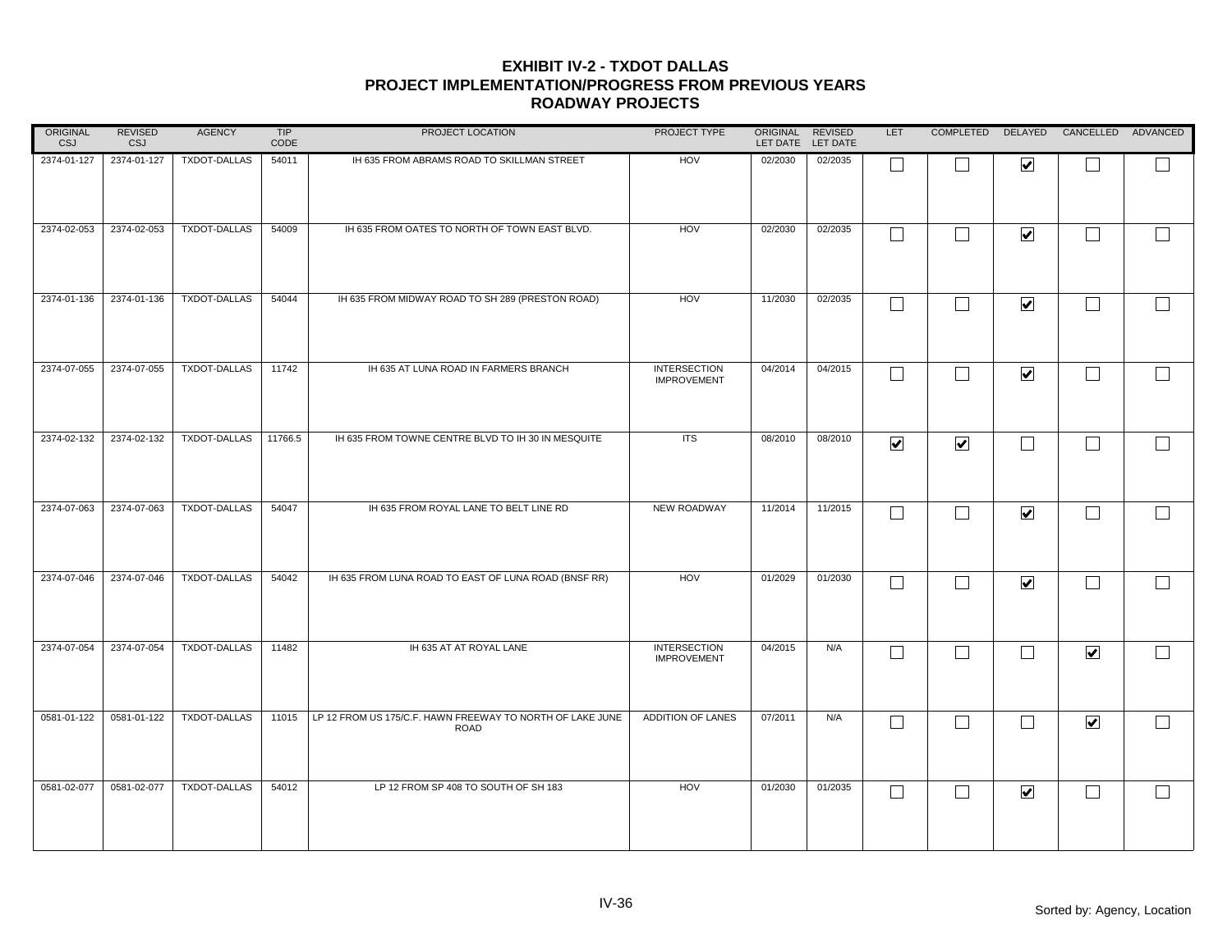# EXHIBIT IV-2 - TXDOT DALLAS
## PROJECT IMPLEMENTATION/PROGRESS FROM PREVIOUS YEARS
## ROADWAY PROJECTS

| ORIGINAL CSJ | REVISED CSJ | AGENCY | TIP CODE | PROJECT LOCATION | PROJECT TYPE | ORIGINAL LET DATE | REVISED LET DATE | LET | COMPLETED | DELAYED | CANCELLED | ADVANCED |
|---|---|---|---|---|---|---|---|---|---|---|---|---|
| 2374-01-127 | 2374-01-127 | TXDOT-DALLAS | 54011 | IH 635 FROM ABRAMS ROAD TO SKILLMAN STREET | HOV | 02/2030 | 02/2035 | ☐ | ☐ | ☑ | ☐ | ☐ |
| 2374-02-053 | 2374-02-053 | TXDOT-DALLAS | 54009 | IH 635 FROM OATES TO NORTH OF TOWN EAST BLVD. | HOV | 02/2030 | 02/2035 | ☐ | ☐ | ☑ | ☐ | ☐ |
| 2374-01-136 | 2374-01-136 | TXDOT-DALLAS | 54044 | IH 635 FROM MIDWAY ROAD TO SH 289 (PRESTON ROAD) | HOV | 11/2030 | 02/2035 | ☐ | ☐ | ☑ | ☐ | ☐ |
| 2374-07-055 | 2374-07-055 | TXDOT-DALLAS | 11742 | IH 635 AT LUNA ROAD IN FARMERS BRANCH | INTERSECTION IMPROVEMENT | 04/2014 | 04/2015 | ☐ | ☐ | ☑ | ☐ | ☐ |
| 2374-02-132 | 2374-02-132 | TXDOT-DALLAS | 11766.5 | IH 635 FROM TOWNE CENTRE BLVD TO IH 30 IN MESQUITE | ITS | 08/2010 | 08/2010 | ☑ | ☑ | ☐ | ☐ | ☐ |
| 2374-07-063 | 2374-07-063 | TXDOT-DALLAS | 54047 | IH 635 FROM ROYAL LANE TO BELT LINE RD | NEW ROADWAY | 11/2014 | 11/2015 | ☐ | ☐ | ☑ | ☐ | ☐ |
| 2374-07-046 | 2374-07-046 | TXDOT-DALLAS | 54042 | IH 635 FROM LUNA ROAD TO EAST OF LUNA ROAD (BNSF RR) | HOV | 01/2029 | 01/2030 | ☐ | ☐ | ☑ | ☐ | ☐ |
| 2374-07-054 | 2374-07-054 | TXDOT-DALLAS | 11482 | IH 635 AT AT ROYAL LANE | INTERSECTION IMPROVEMENT | 04/2015 | N/A | ☐ | ☐ | ☐ | ☑ | ☐ |
| 0581-01-122 | 0581-01-122 | TXDOT-DALLAS | 11015 | LP 12 FROM US 175/C.F. HAWN FREEWAY TO NORTH OF LAKE JUNE ROAD | ADDITION OF LANES | 07/2011 | N/A | ☐ | ☐ | ☐ | ☑ | ☐ |
| 0581-02-077 | 0581-02-077 | TXDOT-DALLAS | 54012 | LP 12 FROM SP 408 TO SOUTH OF SH 183 | HOV | 01/2030 | 01/2035 | ☐ | ☐ | ☑ | ☐ | ☐ |

Sorted by: Agency, Location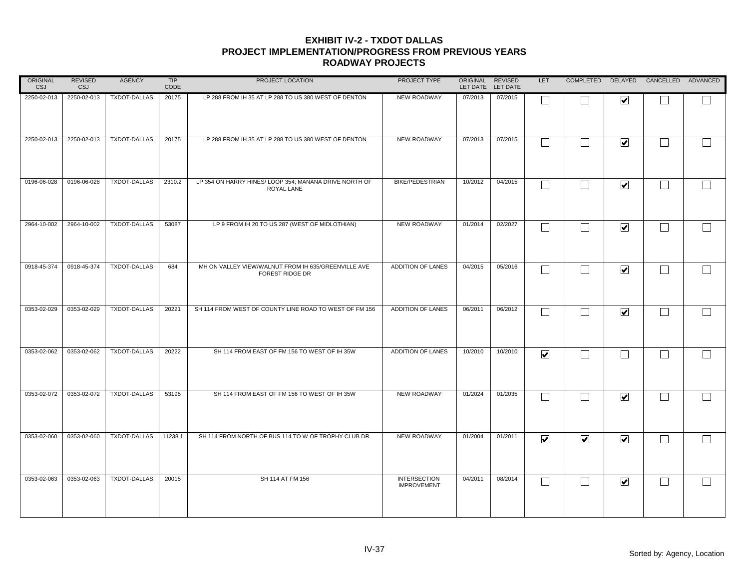# EXHIBIT IV-2 - TXDOT DALLAS
## PROJECT IMPLEMENTATION/PROGRESS FROM PREVIOUS YEARS
### ROADWAY PROJECTS

| ORIGINAL CSJ | REVISED CSJ | AGENCY | TIP CODE | PROJECT LOCATION | PROJECT TYPE | ORIGINAL LET DATE | REVISED LET DATE | LET | COMPLETED | DELAYED | CANCELLED | ADVANCED |
|---|---|---|---|---|---|---|---|---|---|---|---|---|
| 2250-02-013 | 2250-02-013 | TXDOT-DALLAS | 20175 | LP 288 FROM IH 35 AT LP 288 TO US 380 WEST OF DENTON | NEW ROADWAY | 07/2013 | 07/2015 | ☐ | ☐ | ☑ | ☐ | ☐ |
| 2250-02-013 | 2250-02-013 | TXDOT-DALLAS | 20175 | LP 288 FROM IH 35 AT LP 288 TO US 380 WEST OF DENTON | NEW ROADWAY | 07/2013 | 07/2015 | ☐ | ☐ | ☑ | ☐ | ☐ |
| 0196-06-028 | 0196-06-028 | TXDOT-DALLAS | 2310.2 | LP 354 ON HARRY HINES/ LOOP 354; MANANA DRIVE NORTH OF ROYAL LANE | BIKE/PEDESTRIAN | 10/2012 | 04/2015 | ☐ | ☐ | ☑ | ☐ | ☐ |
| 2964-10-002 | 2964-10-002 | TXDOT-DALLAS | 53087 | LP 9 FROM IH 20 TO US 287 (WEST OF MIDLOTHIAN) | NEW ROADWAY | 01/2014 | 02/2027 | ☐ | ☐ | ☑ | ☐ | ☐ |
| 0918-45-374 | 0918-45-374 | TXDOT-DALLAS | 684 | MH ON VALLEY VIEW/WALNUT FROM IH 635/GREENVILLE AVE FOREST RIDGE DR | ADDITION OF LANES | 04/2015 | 05/2016 | ☐ | ☐ | ☑ | ☐ | ☐ |
| 0353-02-029 | 0353-02-029 | TXDOT-DALLAS | 20221 | SH 114 FROM WEST OF COUNTY LINE ROAD TO WEST OF FM 156 | ADDITION OF LANES | 06/2011 | 06/2012 | ☐ | ☐ | ☑ | ☐ | ☐ |
| 0353-02-062 | 0353-02-062 | TXDOT-DALLAS | 20222 | SH 114 FROM EAST OF FM 156 TO WEST OF IH 35W | ADDITION OF LANES | 10/2010 | 10/2010 | ☑ | ☐ | ☐ | ☐ | ☐ |
| 0353-02-072 | 0353-02-072 | TXDOT-DALLAS | 53195 | SH 114 FROM EAST OF FM 156 TO WEST OF IH 35W | NEW ROADWAY | 01/2024 | 01/2035 | ☐ | ☐ | ☑ | ☐ | ☐ |
| 0353-02-060 | 0353-02-060 | TXDOT-DALLAS | 11238.1 | SH 114 FROM NORTH OF BUS 114 TO W OF TROPHY CLUB DR. | NEW ROADWAY | 01/2004 | 01/2011 | ☑ | ☑ | ☑ | ☐ | ☐ |
| 0353-02-063 | 0353-02-063 | TXDOT-DALLAS | 20015 | SH 114 AT FM 156 | INTERSECTION IMPROVEMENT | 04/2011 | 08/2014 | ☐ | ☐ | ☑ | ☐ | ☐ |

Sorted by: Agency, Location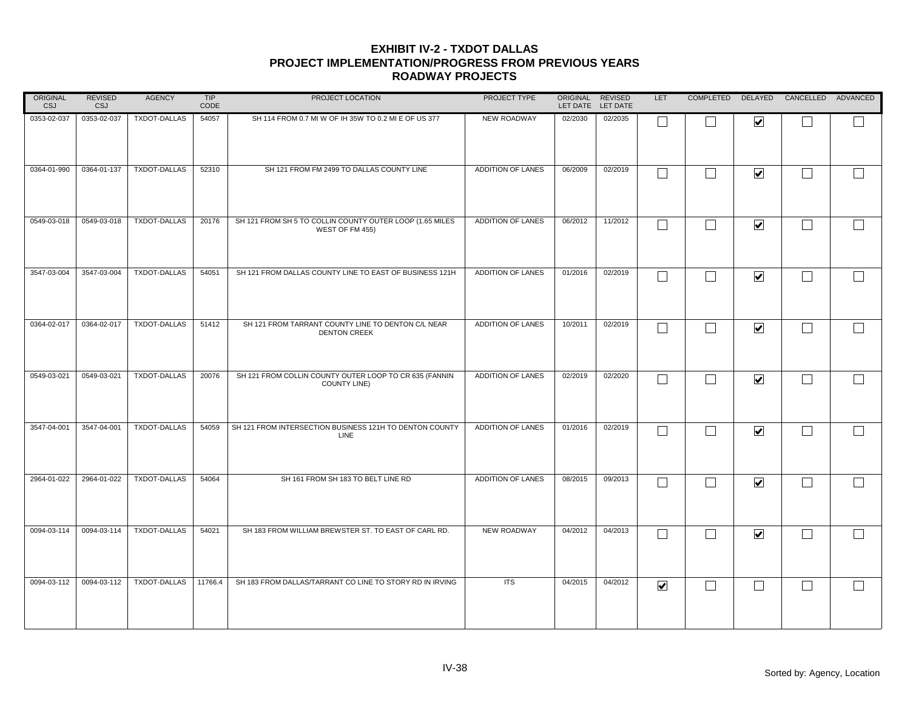# EXHIBIT IV-2 - TXDOT DALLAS
## PROJECT IMPLEMENTATION/PROGRESS FROM PREVIOUS YEARS
### ROADWAY PROJECTS

| ORIGINAL CSJ | REVISED CSJ | AGENCY | TIP CODE | PROJECT LOCATION | PROJECT TYPE | ORIGINAL LET DATE | REVISED LET DATE | LET | COMPLETED | DELAYED | CANCELLED | ADVANCED |
|---|---|---|---|---|---|---|---|---|---|---|---|---|
| 0353-02-037 | 0353-02-037 | TXDOT-DALLAS | 54057 | SH 114 FROM 0.7 MI W OF IH 35W TO 0.2 MI E OF US 377 | NEW ROADWAY | 02/2030 | 02/2035 | ☐ | ☐ | ☑ | ☐ | ☐ |
| 0364-01-990 | 0364-01-137 | TXDOT-DALLAS | 52310 | SH 121 FROM FM 2499 TO DALLAS COUNTY LINE | ADDITION OF LANES | 06/2009 | 02/2019 | ☐ | ☐ | ☑ | ☐ | ☐ |
| 0549-03-018 | 0549-03-018 | TXDOT-DALLAS | 20176 | SH 121 FROM SH 5 TO COLLIN COUNTY OUTER LOOP (1.65 MILES WEST OF FM 455) | ADDITION OF LANES | 06/2012 | 11/2012 | ☐ | ☐ | ☑ | ☐ | ☐ |
| 3547-03-004 | 3547-03-004 | TXDOT-DALLAS | 54051 | SH 121 FROM DALLAS COUNTY LINE TO EAST OF BUSINESS 121H | ADDITION OF LANES | 01/2016 | 02/2019 | ☐ | ☐ | ☑ | ☐ | ☐ |
| 0364-02-017 | 0364-02-017 | TXDOT-DALLAS | 51412 | SH 121 FROM TARRANT COUNTY LINE TO DENTON C/L NEAR DENTON CREEK | ADDITION OF LANES | 10/2011 | 02/2019 | ☐ | ☐ | ☑ | ☐ | ☐ |
| 0549-03-021 | 0549-03-021 | TXDOT-DALLAS | 20076 | SH 121 FROM COLLIN COUNTY OUTER LOOP TO CR 635 (FANNIN COUNTY LINE) | ADDITION OF LANES | 02/2019 | 02/2020 | ☐ | ☐ | ☑ | ☐ | ☐ |
| 3547-04-001 | 3547-04-001 | TXDOT-DALLAS | 54059 | SH 121 FROM INTERSECTION BUSINESS 121H TO DENTON COUNTY LINE | ADDITION OF LANES | 01/2016 | 02/2019 | ☐ | ☐ | ☑ | ☐ | ☐ |
| 2964-01-022 | 2964-01-022 | TXDOT-DALLAS | 54064 | SH 161 FROM SH 183 TO BELT LINE RD | ADDITION OF LANES | 08/2015 | 09/2013 | ☐ | ☐ | ☑ | ☐ | ☐ |
| 0094-03-114 | 0094-03-114 | TXDOT-DALLAS | 54021 | SH 183 FROM WILLIAM BREWSTER ST. TO EAST OF CARL RD. | NEW ROADWAY | 04/2012 | 04/2013 | ☐ | ☐ | ☑ | ☐ | ☐ |
| 0094-03-112 | 0094-03-112 | TXDOT-DALLAS | 11766.4 | SH 183 FROM DALLAS/TARRANT CO LINE TO STORY RD IN IRVING | ITS | 04/2015 | 04/2012 | ☑ | ☐ | ☐ | ☐ | ☐ |

Sorted by: Agency, Location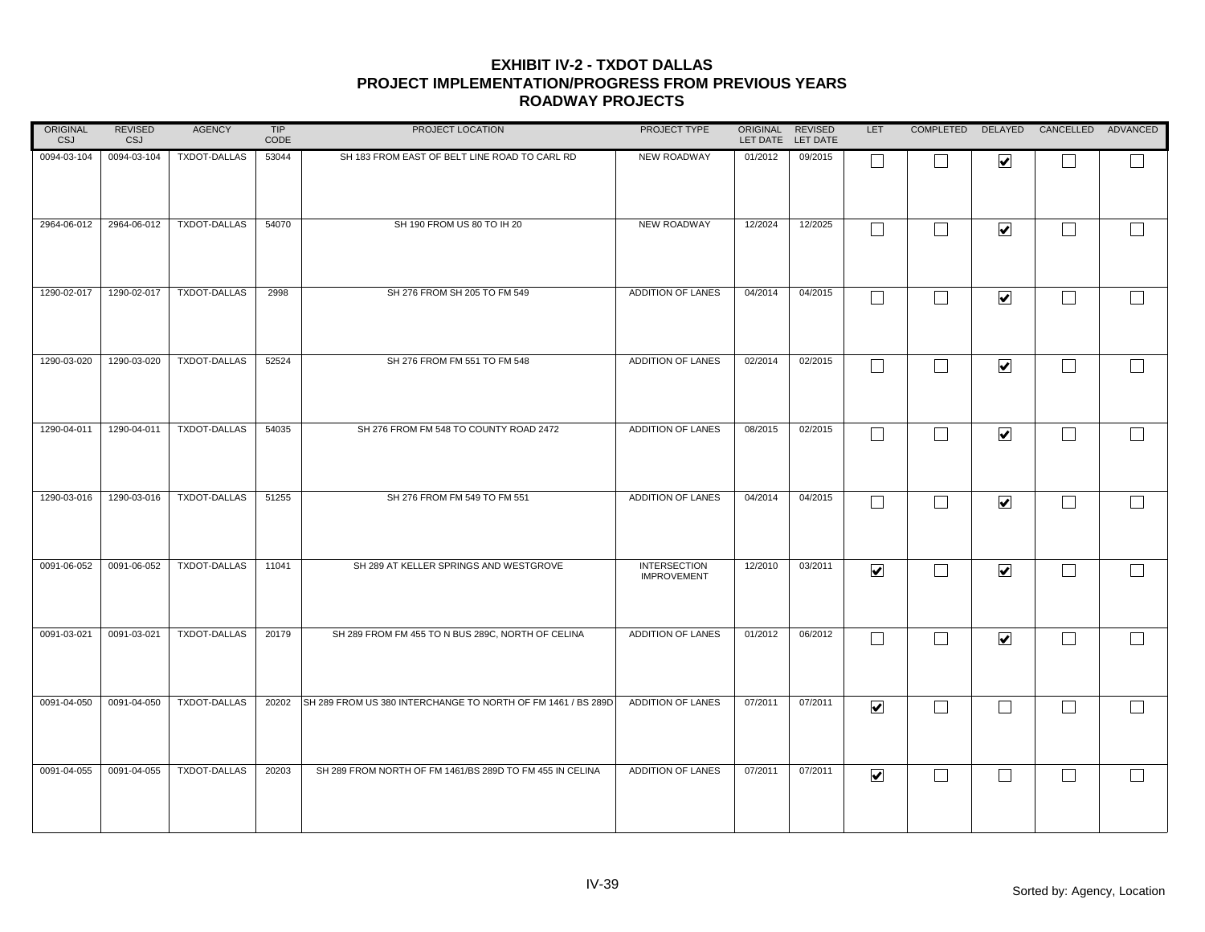# EXHIBIT IV-2 - TXDOT DALLAS
## PROJECT IMPLEMENTATION/PROGRESS FROM PREVIOUS YEARS
### ROADWAY PROJECTS

| ORIGINAL CSJ | REVISED CSJ | AGENCY | TIP CODE | PROJECT LOCATION | PROJECT TYPE | ORIGINAL LET DATE | REVISED LET DATE | LET | COMPLETED | DELAYED | CANCELLED | ADVANCED |
|---|---|---|---|---|---|---|---|---|---|---|---|---|
| 0094-03-104 | 0094-03-104 | TXDOT-DALLAS | 53044 | SH 183 FROM EAST OF BELT LINE ROAD TO CARL RD | NEW ROADWAY | 01/2012 | 09/2015 | ☐ | ☐ | ☑ | ☐ | ☐ |
| 2964-06-012 | 2964-06-012 | TXDOT-DALLAS | 54070 | SH 190 FROM US 80 TO IH 20 | NEW ROADWAY | 12/2024 | 12/2025 | ☐ | ☐ | ☑ | ☐ | ☐ |
| 1290-02-017 | 1290-02-017 | TXDOT-DALLAS | 2998 | SH 276 FROM SH 205 TO FM 549 | ADDITION OF LANES | 04/2014 | 04/2015 | ☐ | ☐ | ☑ | ☐ | ☐ |
| 1290-03-020 | 1290-03-020 | TXDOT-DALLAS | 52524 | SH 276 FROM FM 551 TO FM 548 | ADDITION OF LANES | 02/2014 | 02/2015 | ☐ | ☐ | ☑ | ☐ | ☐ |
| 1290-04-011 | 1290-04-011 | TXDOT-DALLAS | 54035 | SH 276 FROM FM 548 TO COUNTY ROAD 2472 | ADDITION OF LANES | 08/2015 | 02/2015 | ☐ | ☐ | ☑ | ☐ | ☐ |
| 1290-03-016 | 1290-03-016 | TXDOT-DALLAS | 51255 | SH 276 FROM FM 549 TO FM 551 | ADDITION OF LANES | 04/2014 | 04/2015 | ☐ | ☐ | ☑ | ☐ | ☐ |
| 0091-06-052 | 0091-06-052 | TXDOT-DALLAS | 11041 | SH 289 AT KELLER SPRINGS AND WESTGROVE | INTERSECTION IMPROVEMENT | 12/2010 | 03/2011 | ☑ | ☐ | ☑ | ☐ | ☐ |
| 0091-03-021 | 0091-03-021 | TXDOT-DALLAS | 20179 | SH 289 FROM FM 455 TO N BUS 289C, NORTH OF CELINA | ADDITION OF LANES | 01/2012 | 06/2012 | ☐ | ☐ | ☑ | ☐ | ☐ |
| 0091-04-050 | 0091-04-050 | TXDOT-DALLAS | 20202 | SH 289 FROM US 380 INTERCHANGE TO NORTH OF FM 1461 / BS 289D | ADDITION OF LANES | 07/2011 | 07/2011 | ☑ | ☐ | ☐ | ☐ | ☐ |
| 0091-04-055 | 0091-04-055 | TXDOT-DALLAS | 20203 | SH 289 FROM NORTH OF FM 1461/BS 289D TO FM 455 IN CELINA | ADDITION OF LANES | 07/2011 | 07/2011 | ☑ | ☐ | ☐ | ☐ | ☐ |

Sorted by: Agency, Location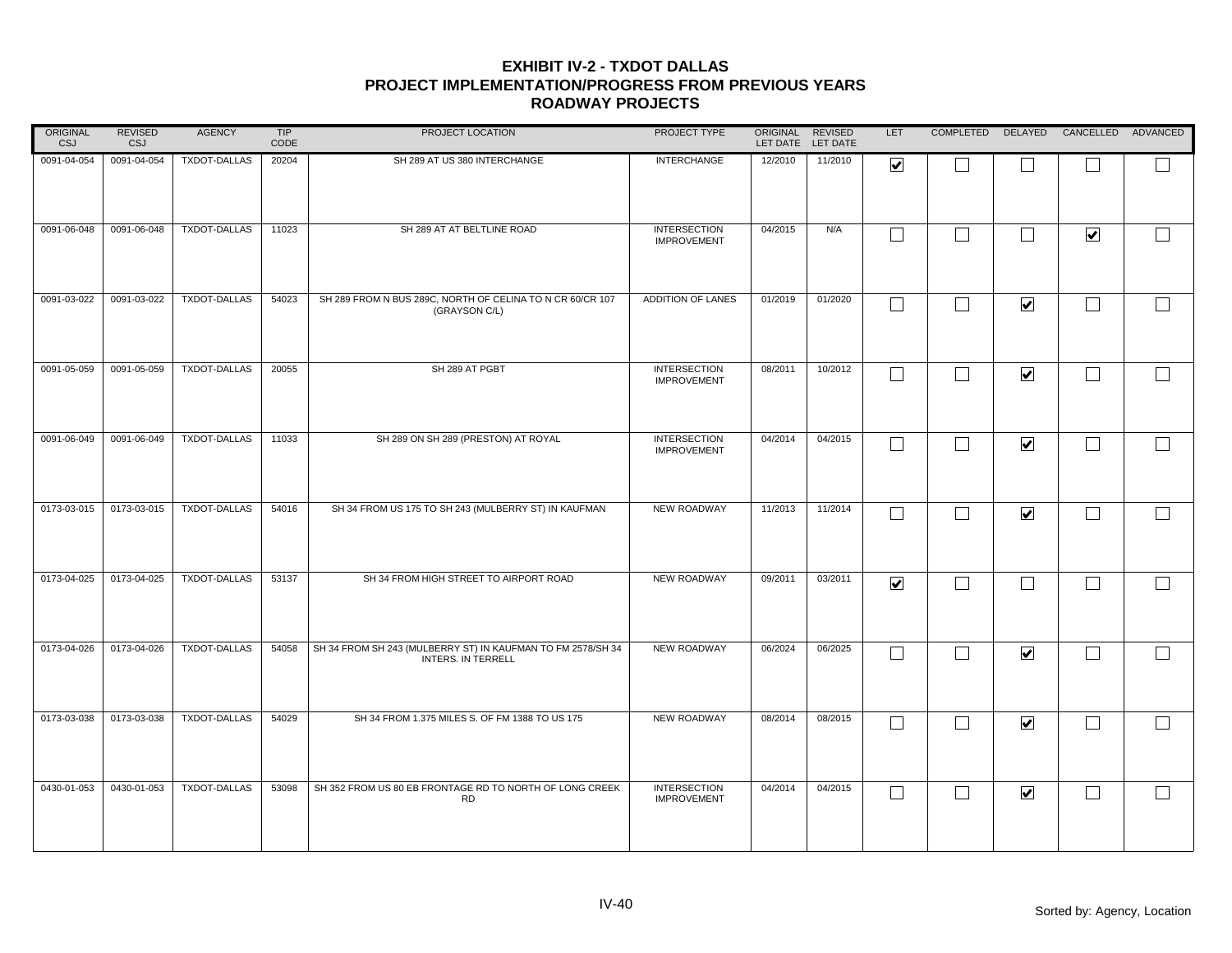# EXHIBIT IV-2 - TXDOT DALLAS
## PROJECT IMPLEMENTATION/PROGRESS FROM PREVIOUS YEARS
### ROADWAY PROJECTS

| ORIGINAL CSJ | REVISED CSJ | AGENCY | TIP CODE | PROJECT LOCATION | PROJECT TYPE | ORIGINAL LET DATE | REVISED LET DATE | LET | COMPLETED | DELAYED | CANCELLED | ADVANCED |
|---|---|---|---|---|---|---|---|---|---|---|---|---|
| 0091-04-054 | 0091-04-054 | TXDOT-DALLAS | 20204 | SH 289 AT US 380 INTERCHANGE | INTERCHANGE | 12/2010 | 11/2010 | ☑ | ☐ | ☐ | ☐ | ☐ |
| 0091-06-048 | 0091-06-048 | TXDOT-DALLAS | 11023 | SH 289 AT AT BELTLINE ROAD | INTERSECTION IMPROVEMENT | 04/2015 | N/A | ☐ | ☐ | ☐ | ☑ | ☐ |
| 0091-03-022 | 0091-03-022 | TXDOT-DALLAS | 54023 | SH 289 FROM N BUS 289C, NORTH OF CELINA TO N CR 60/CR 107 (GRAYSON C/L) | ADDITION OF LANES | 01/2019 | 01/2020 | ☐ | ☐ | ☑ | ☐ | ☐ |
| 0091-05-059 | 0091-05-059 | TXDOT-DALLAS | 20055 | SH 289 AT PGBT | INTERSECTION IMPROVEMENT | 08/2011 | 10/2012 | ☐ | ☐ | ☑ | ☐ | ☐ |
| 0091-06-049 | 0091-06-049 | TXDOT-DALLAS | 11033 | SH 289 ON SH 289 (PRESTON) AT ROYAL | INTERSECTION IMPROVEMENT | 04/2014 | 04/2015 | ☐ | ☐ | ☑ | ☐ | ☐ |
| 0173-03-015 | 0173-03-015 | TXDOT-DALLAS | 54016 | SH 34 FROM US 175 TO SH 243 (MULBERRY ST) IN KAUFMAN | NEW ROADWAY | 11/2013 | 11/2014 | ☐ | ☐ | ☑ | ☐ | ☐ |
| 0173-04-025 | 0173-04-025 | TXDOT-DALLAS | 53137 | SH 34 FROM HIGH STREET TO AIRPORT ROAD | NEW ROADWAY | 09/2011 | 03/2011 | ☑ | ☐ | ☐ | ☐ | ☐ |
| 0173-04-026 | 0173-04-026 | TXDOT-DALLAS | 54058 | SH 34 FROM SH 243 (MULBERRY ST) IN KAUFMAN TO FM 2578/SH 34 INTERS. IN TERRELL | NEW ROADWAY | 06/2024 | 06/2025 | ☐ | ☐ | ☑ | ☐ | ☐ |
| 0173-03-038 | 0173-03-038 | TXDOT-DALLAS | 54029 | SH 34 FROM 1.375 MILES S. OF FM 1388 TO US 175 | NEW ROADWAY | 08/2014 | 08/2015 | ☐ | ☐ | ☑ | ☐ | ☐ |
| 0430-01-053 | 0430-01-053 | TXDOT-DALLAS | 53098 | SH 352 FROM US 80 EB FRONTAGE RD TO NORTH OF LONG CREEK RD | INTERSECTION IMPROVEMENT | 04/2014 | 04/2015 | ☐ | ☐ | ☑ | ☐ | ☐ |

Sorted by: Agency, Location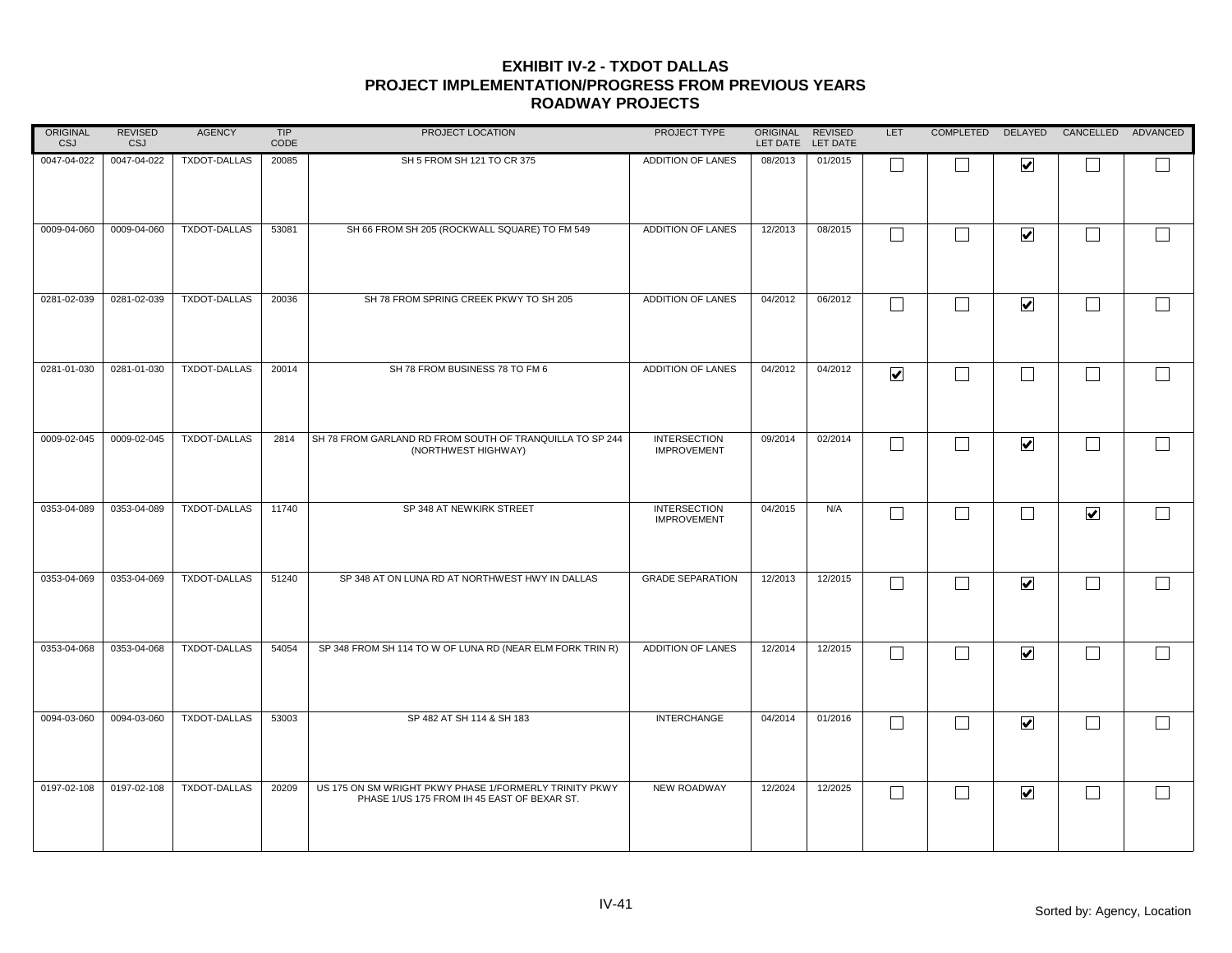# EXHIBIT IV-2 - TXDOT DALLAS
## PROJECT IMPLEMENTATION/PROGRESS FROM PREVIOUS YEARS
## ROADWAY PROJECTS

| ORIGINAL CSJ | REVISED CSJ | AGENCY | TIP CODE | PROJECT LOCATION | PROJECT TYPE | ORIGINAL LET DATE | REVISED LET DATE | LET | COMPLETED | DELAYED | CANCELLED | ADVANCED |
|---|---|---|---|---|---|---|---|---|---|---|---|---|
| 0047-04-022 | 0047-04-022 | TXDOT-DALLAS | 20085 | SH 5 FROM SH 121 TO CR 375 | ADDITION OF LANES | 08/2013 | 01/2015 | ☐ | ☐ | ☑ | ☐ | ☐ |
| 0009-04-060 | 0009-04-060 | TXDOT-DALLAS | 53081 | SH 66 FROM SH 205 (ROCKWALL SQUARE) TO FM 549 | ADDITION OF LANES | 12/2013 | 08/2015 | ☐ | ☐ | ☑ | ☐ | ☐ |
| 0281-02-039 | 0281-02-039 | TXDOT-DALLAS | 20036 | SH 78 FROM SPRING CREEK PKWY TO SH 205 | ADDITION OF LANES | 04/2012 | 06/2012 | ☐ | ☐ | ☑ | ☐ | ☐ |
| 0281-01-030 | 0281-01-030 | TXDOT-DALLAS | 20014 | SH 78 FROM BUSINESS 78 TO FM 6 | ADDITION OF LANES | 04/2012 | 04/2012 | ☑ | ☐ | ☐ | ☐ | ☐ |
| 0009-02-045 | 0009-02-045 | TXDOT-DALLAS | 2814 | SH 78 FROM GARLAND RD FROM SOUTH OF TRANQUILLA TO SP 244 (NORTHWEST HIGHWAY) | INTERSECTION IMPROVEMENT | 09/2014 | 02/2014 | ☐ | ☐ | ☑ | ☐ | ☐ |
| 0353-04-089 | 0353-04-089 | TXDOT-DALLAS | 11740 | SP 348 AT NEWKIRK STREET | INTERSECTION IMPROVEMENT | 04/2015 | N/A | ☐ | ☐ | ☐ | ☑ | ☐ |
| 0353-04-069 | 0353-04-069 | TXDOT-DALLAS | 51240 | SP 348 AT ON LUNA RD AT NORTHWEST HWY IN DALLAS | GRADE SEPARATION | 12/2013 | 12/2015 | ☐ | ☐ | ☑ | ☐ | ☐ |
| 0353-04-068 | 0353-04-068 | TXDOT-DALLAS | 54054 | SP 348 FROM SH 114 TO W OF LUNA RD (NEAR ELM FORK TRIN R) | ADDITION OF LANES | 12/2014 | 12/2015 | ☐ | ☐ | ☑ | ☐ | ☐ |
| 0094-03-060 | 0094-03-060 | TXDOT-DALLAS | 53003 | SP 482 AT SH 114 & SH 183 | INTERCHANGE | 04/2014 | 01/2016 | ☐ | ☐ | ☑ | ☐ | ☐ |
| 0197-02-108 | 0197-02-108 | TXDOT-DALLAS | 20209 | US 175 ON SM WRIGHT PKWY PHASE 1/FORMERLY TRINITY PKWY PHASE 1/US 175 FROM IH 45 EAST OF BEXAR ST. | NEW ROADWAY | 12/2024 | 12/2025 | ☐ | ☐ | ☑ | ☐ | ☐ |

Sorted by: Agency, Location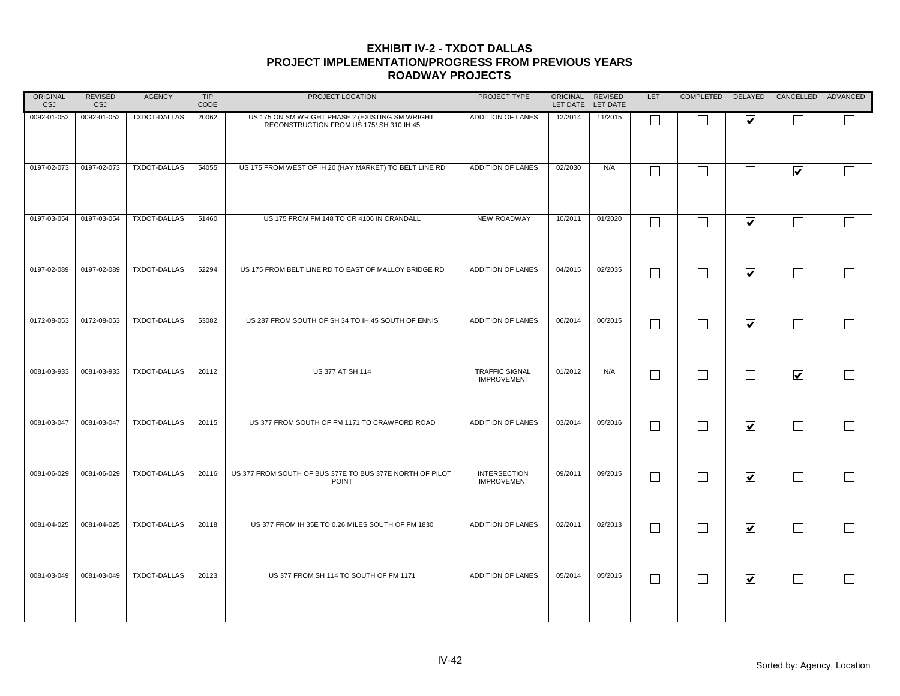# EXHIBIT IV-2 - TXDOT DALLAS
## PROJECT IMPLEMENTATION/PROGRESS FROM PREVIOUS YEARS
## ROADWAY PROJECTS

| ORIGINAL CSJ | REVISED CSJ | AGENCY | TIP CODE | PROJECT LOCATION | PROJECT TYPE | ORIGINAL LET DATE | REVISED LET DATE | LET | COMPLETED | DELAYED | CANCELLED | ADVANCED |
|---|---|---|---|---|---|---|---|---|---|---|---|---|
| 0092-01-052 | 0092-01-052 | TXDOT-DALLAS | 20062 | US 175 ON SM WRIGHT PHASE 2 (EXISTING SM WRIGHT RECONSTRUCTION FROM US 175/ SH 310 IH 45 | ADDITION OF LANES | 12/2014 | 11/2015 | ☐ | ☐ | ☑ | ☐ | ☐ |
| 0197-02-073 | 0197-02-073 | TXDOT-DALLAS | 54055 | US 175 FROM WEST OF IH 20 (HAY MARKET) TO BELT LINE RD | ADDITION OF LANES | 02/2030 | N/A | ☐ | ☐ | ☐ | ☑ | ☐ |
| 0197-03-054 | 0197-03-054 | TXDOT-DALLAS | 51460 | US 175 FROM FM 148 TO CR 4106 IN CRANDALL | NEW ROADWAY | 10/2011 | 01/2020 | ☐ | ☐ | ☑ | ☐ | ☐ |
| 0197-02-089 | 0197-02-089 | TXDOT-DALLAS | 52294 | US 175 FROM BELT LINE RD TO EAST OF MALLOY BRIDGE RD | ADDITION OF LANES | 04/2015 | 02/2035 | ☐ | ☐ | ☑ | ☐ | ☐ |
| 0172-08-053 | 0172-08-053 | TXDOT-DALLAS | 53082 | US 287 FROM SOUTH OF SH 34 TO IH 45 SOUTH OF ENNIS | ADDITION OF LANES | 06/2014 | 06/2015 | ☐ | ☐ | ☑ | ☐ | ☐ |
| 0081-03-933 | 0081-03-933 | TXDOT-DALLAS | 20112 | US 377 AT SH 114 | TRAFFIC SIGNAL IMPROVEMENT | 01/2012 | N/A | ☐ | ☐ | ☐ | ☑ | ☐ |
| 0081-03-047 | 0081-03-047 | TXDOT-DALLAS | 20115 | US 377 FROM SOUTH OF FM 1171 TO CRAWFORD ROAD | ADDITION OF LANES | 03/2014 | 05/2016 | ☐ | ☐ | ☑ | ☐ | ☐ |
| 0081-06-029 | 0081-06-029 | TXDOT-DALLAS | 20116 | US 377 FROM SOUTH OF BUS 377E TO BUS 377E NORTH OF PILOT POINT | INTERSECTION IMPROVEMENT | 09/2011 | 09/2015 | ☐ | ☐ | ☑ | ☐ | ☐ |
| 0081-04-025 | 0081-04-025 | TXDOT-DALLAS | 20118 | US 377 FROM IH 35E TO 0.26 MILES SOUTH OF FM 1830 | ADDITION OF LANES | 02/2011 | 02/2013 | ☐ | ☐ | ☑ | ☐ | ☐ |
| 0081-03-049 | 0081-03-049 | TXDOT-DALLAS | 20123 | US 377 FROM SH 114 TO SOUTH OF FM 1171 | ADDITION OF LANES | 05/2014 | 05/2015 | ☐ | ☐ | ☑ | ☐ | ☐ |

Sorted by: Agency, Location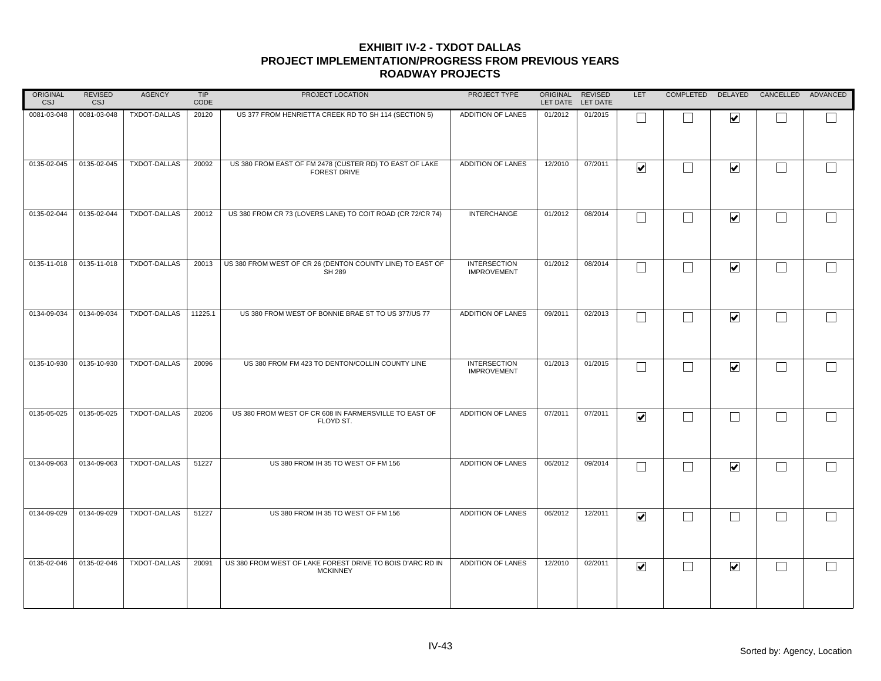# EXHIBIT IV-2 - TXDOT DALLAS
## PROJECT IMPLEMENTATION/PROGRESS FROM PREVIOUS YEARS
## ROADWAY PROJECTS

| ORIGINAL CSJ | REVISED CSJ | AGENCY | TIP CODE | PROJECT LOCATION | PROJECT TYPE | ORIGINAL LET DATE | REVISED LET DATE | LET | COMPLETED | DELAYED | CANCELLED | ADVANCED |
|---|---|---|---|---|---|---|---|---|---|---|---|---|
| 0081-03-048 | 0081-03-048 | TXDOT-DALLAS | 20120 | US 377 FROM HENRIETTA CREEK RD TO SH 114 (SECTION 5) | ADDITION OF LANES | 01/2012 | 01/2015 | ☐ | ☐ | ☑ | ☐ | ☐ |
| 0135-02-045 | 0135-02-045 | TXDOT-DALLAS | 20092 | US 380 FROM EAST OF FM 2478 (CUSTER RD) TO EAST OF LAKE FOREST DRIVE | ADDITION OF LANES | 12/2010 | 07/2011 | ☑ | ☐ | ☑ | ☐ | ☐ |
| 0135-02-044 | 0135-02-044 | TXDOT-DALLAS | 20012 | US 380 FROM CR 73 (LOVERS LANE) TO COIT ROAD (CR 72/CR 74) | INTERCHANGE | 01/2012 | 08/2014 | ☐ | ☐ | ☑ | ☐ | ☐ |
| 0135-11-018 | 0135-11-018 | TXDOT-DALLAS | 20013 | US 380 FROM WEST OF CR 26 (DENTON COUNTY LINE) TO EAST OF SH 289 | INTERSECTION IMPROVEMENT | 01/2012 | 08/2014 | ☐ | ☐ | ☑ | ☐ | ☐ |
| 0134-09-034 | 0134-09-034 | TXDOT-DALLAS | 11225.1 | US 380 FROM WEST OF BONNIE BRAE ST TO US 377/US 77 | ADDITION OF LANES | 09/2011 | 02/2013 | ☐ | ☐ | ☑ | ☐ | ☐ |
| 0135-10-930 | 0135-10-930 | TXDOT-DALLAS | 20096 | US 380 FROM FM 423 TO DENTON/COLLIN COUNTY LINE | INTERSECTION IMPROVEMENT | 01/2013 | 01/2015 | ☐ | ☐ | ☑ | ☐ | ☐ |
| 0135-05-025 | 0135-05-025 | TXDOT-DALLAS | 20206 | US 380 FROM WEST OF CR 608 IN FARMERSVILLE TO EAST OF FLOYD ST. | ADDITION OF LANES | 07/2011 | 07/2011 | ☑ | ☐ | ☐ | ☐ | ☐ |
| 0134-09-063 | 0134-09-063 | TXDOT-DALLAS | 51227 | US 380 FROM IH 35 TO WEST OF FM 156 | ADDITION OF LANES | 06/2012 | 09/2014 | ☐ | ☐ | ☑ | ☐ | ☐ |
| 0134-09-029 | 0134-09-029 | TXDOT-DALLAS | 51227 | US 380 FROM IH 35 TO WEST OF FM 156 | ADDITION OF LANES | 06/2012 | 12/2011 | ☑ | ☐ | ☐ | ☐ | ☐ |
| 0135-02-046 | 0135-02-046 | TXDOT-DALLAS | 20091 | US 380 FROM WEST OF LAKE FOREST DRIVE TO BOIS D'ARC RD IN MCKINNEY | ADDITION OF LANES | 12/2010 | 02/2011 | ☑ | ☐ | ☑ | ☐ | ☐ |

Sorted by: Agency, Location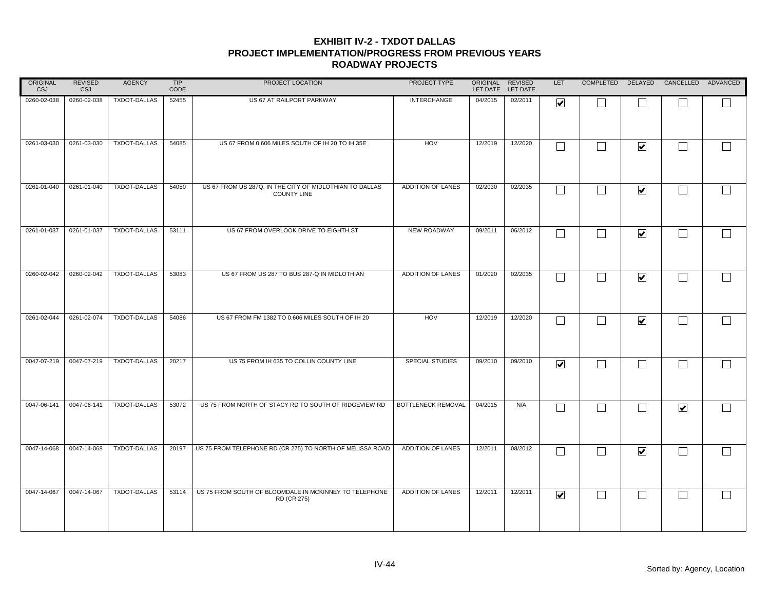# EXHIBIT IV-2 - TXDOT DALLAS
## PROJECT IMPLEMENTATION/PROGRESS FROM PREVIOUS YEARS
## ROADWAY PROJECTS

| ORIGINAL CSJ | REVISED CSJ | AGENCY | TIP CODE | PROJECT LOCATION | PROJECT TYPE | ORIGINAL LET DATE | REVISED LET DATE | LET | COMPLETED | DELAYED | CANCELLED | ADVANCED |
|---|---|---|---|---|---|---|---|---|---|---|---|---|
| 0260-02-038 | 0260-02-038 | TXDOT-DALLAS | 52455 | US 67 AT RAILPORT PARKWAY | INTERCHANGE | 04/2015 | 02/2011 | ☑ | ☐ | ☐ | ☐ | ☐ |
| 0261-03-030 | 0261-03-030 | TXDOT-DALLAS | 54085 | US 67 FROM 0.606 MILES SOUTH OF IH 20 TO IH 35E | HOV | 12/2019 | 12/2020 | ☐ | ☐ | ☑ | ☐ | ☐ |
| 0261-01-040 | 0261-01-040 | TXDOT-DALLAS | 54050 | US 67 FROM US 287Q, IN THE CITY OF MIDLOTHIAN TO DALLAS COUNTY LINE | ADDITION OF LANES | 02/2030 | 02/2035 | ☐ | ☐ | ☑ | ☐ | ☐ |
| 0261-01-037 | 0261-01-037 | TXDOT-DALLAS | 53111 | US 67 FROM OVERLOOK DRIVE TO EIGHTH ST | NEW ROADWAY | 09/2011 | 06/2012 | ☐ | ☐ | ☑ | ☐ | ☐ |
| 0260-02-042 | 0260-02-042 | TXDOT-DALLAS | 53083 | US 67 FROM US 287 TO BUS 287-Q IN MIDLOTHIAN | ADDITION OF LANES | 01/2020 | 02/2035 | ☐ | ☐ | ☑ | ☐ | ☐ |
| 0261-02-044 | 0261-02-074 | TXDOT-DALLAS | 54086 | US 67 FROM FM 1382 TO 0.606 MILES SOUTH OF IH 20 | HOV | 12/2019 | 12/2020 | ☐ | ☐ | ☑ | ☐ | ☐ |
| 0047-07-219 | 0047-07-219 | TXDOT-DALLAS | 20217 | US 75 FROM IH 635 TO COLLIN COUNTY LINE | SPECIAL STUDIES | 09/2010 | 09/2010 | ☑ | ☐ | ☐ | ☐ | ☐ |
| 0047-06-141 | 0047-06-141 | TXDOT-DALLAS | 53072 | US 75 FROM NORTH OF STACY RD TO SOUTH OF RIDGEVIEW RD | BOTTLENECK REMOVAL | 04/2015 | N/A | ☐ | ☐ | ☐ | ☑ | ☐ |
| 0047-14-068 | 0047-14-068 | TXDOT-DALLAS | 20197 | US 75 FROM TELEPHONE RD (CR 275) TO NORTH OF MELISSA ROAD | ADDITION OF LANES | 12/2011 | 08/2012 | ☐ | ☐ | ☑ | ☐ | ☐ |
| 0047-14-067 | 0047-14-067 | TXDOT-DALLAS | 53114 | US 75 FROM SOUTH OF BLOOMDALE IN MCKINNEY TO TELEPHONE RD (CR 275) | ADDITION OF LANES | 12/2011 | 12/2011 | ☑ | ☐ | ☐ | ☐ | ☐ |

Sorted by: Agency, Location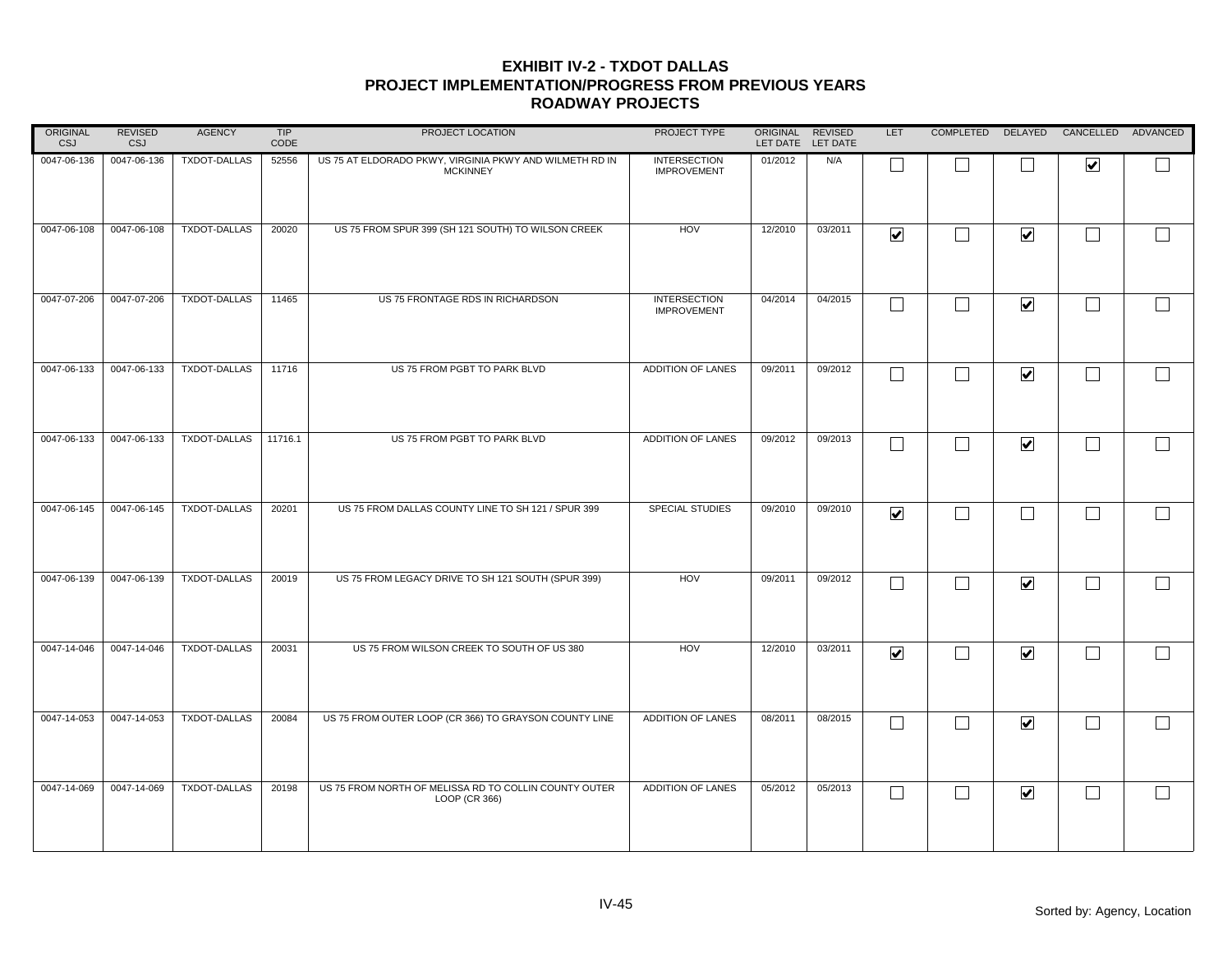# EXHIBIT IV-2 - TXDOT DALLAS
## PROJECT IMPLEMENTATION/PROGRESS FROM PREVIOUS YEARS
## ROADWAY PROJECTS

| ORIGINAL CSJ | REVISED CSJ | AGENCY | TIP CODE | PROJECT LOCATION | PROJECT TYPE | ORIGINAL LET DATE | REVISED LET DATE | LET | COMPLETED | DELAYED | CANCELLED | ADVANCED |
|---|---|---|---|---|---|---|---|---|---|---|---|---|
| 0047-06-136 | 0047-06-136 | TXDOT-DALLAS | 52556 | US 75 AT ELDORADO PKWY, VIRGINIA PKWY AND WILMETH RD IN MCKINNEY | INTERSECTION IMPROVEMENT | 01/2012 | N/A | ☐ | ☐ | ☐ | ☑ | ☐ |
| 0047-06-108 | 0047-06-108 | TXDOT-DALLAS | 20020 | US 75 FROM SPUR 399 (SH 121 SOUTH) TO WILSON CREEK | HOV | 12/2010 | 03/2011 | ☑ | ☐ | ☑ | ☐ | ☐ |
| 0047-07-206 | 0047-07-206 | TXDOT-DALLAS | 11465 | US 75 FRONTAGE RDS IN RICHARDSON | INTERSECTION IMPROVEMENT | 04/2014 | 04/2015 | ☐ | ☐ | ☑ | ☐ | ☐ |
| 0047-06-133 | 0047-06-133 | TXDOT-DALLAS | 11716 | US 75 FROM PGBT TO PARK BLVD | ADDITION OF LANES | 09/2011 | 09/2012 | ☐ | ☐ | ☑ | ☐ | ☐ |
| 0047-06-133 | 0047-06-133 | TXDOT-DALLAS | 11716.1 | US 75 FROM PGBT TO PARK BLVD | ADDITION OF LANES | 09/2012 | 09/2013 | ☐ | ☐ | ☑ | ☐ | ☐ |
| 0047-06-145 | 0047-06-145 | TXDOT-DALLAS | 20201 | US 75 FROM DALLAS COUNTY LINE TO SH 121 / SPUR 399 | SPECIAL STUDIES | 09/2010 | 09/2010 | ☑ | ☐ | ☐ | ☐ | ☐ |
| 0047-06-139 | 0047-06-139 | TXDOT-DALLAS | 20019 | US 75 FROM LEGACY DRIVE TO SH 121 SOUTH (SPUR 399) | HOV | 09/2011 | 09/2012 | ☐ | ☐ | ☑ | ☐ | ☐ |
| 0047-14-046 | 0047-14-046 | TXDOT-DALLAS | 20031 | US 75 FROM WILSON CREEK TO SOUTH OF US 380 | HOV | 12/2010 | 03/2011 | ☑ | ☐ | ☑ | ☐ | ☐ |
| 0047-14-053 | 0047-14-053 | TXDOT-DALLAS | 20084 | US 75 FROM OUTER LOOP (CR 366) TO GRAYSON COUNTY LINE | ADDITION OF LANES | 08/2011 | 08/2015 | ☐ | ☐ | ☑ | ☐ | ☐ |
| 0047-14-069 | 0047-14-069 | TXDOT-DALLAS | 20198 | US 75 FROM NORTH OF MELISSA RD TO COLLIN COUNTY OUTER LOOP (CR 366) | ADDITION OF LANES | 05/2012 | 05/2013 | ☐ | ☐ | ☑ | ☐ | ☐ |

Sorted by: Agency, Location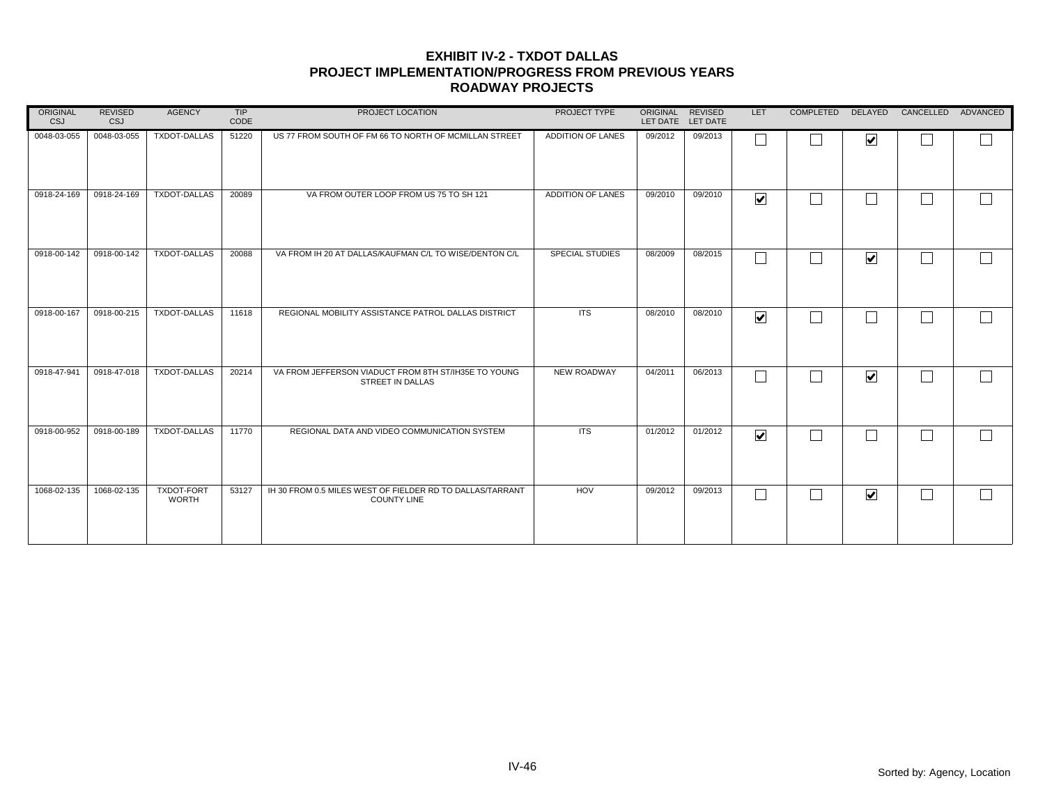# EXHIBIT IV-2 - TXDOT DALLAS
## PROJECT IMPLEMENTATION/PROGRESS FROM PREVIOUS YEARS
### ROADWAY PROJECTS

| ORIGINAL CSJ | REVISED CSJ | AGENCY | TIP CODE | PROJECT LOCATION | PROJECT TYPE | ORIGINAL LET DATE | REVISED LET DATE | LET | COMPLETED | DELAYED | CANCELLED | ADVANCED |
|---|---|---|---|---|---|---|---|---|---|---|---|---|
| 0048-03-055 | 0048-03-055 | TXDOT-DALLAS | 51220 | US 77 FROM SOUTH OF FM 66 TO NORTH OF MCMILLAN STREET | ADDITION OF LANES | 09/2012 | 09/2013 | ☐ | ☐ | ☑ | ☐ | ☐ |
| 0918-24-169 | 0918-24-169 | TXDOT-DALLAS | 20089 | VA FROM OUTER LOOP FROM US 75 TO SH 121 | ADDITION OF LANES | 09/2010 | 09/2010 | ☑ | ☐ | ☐ | ☐ | ☐ |
| 0918-00-142 | 0918-00-142 | TXDOT-DALLAS | 20088 | VA FROM IH 20 AT DALLAS/KAUFMAN C/L TO WISE/DENTON C/L | SPECIAL STUDIES | 08/2009 | 08/2015 | ☐ | ☐ | ☑ | ☐ | ☐ |
| 0918-00-167 | 0918-00-215 | TXDOT-DALLAS | 11618 | REGIONAL MOBILITY ASSISTANCE PATROL DALLAS DISTRICT | ITS | 08/2010 | 08/2010 | ☑ | ☐ | ☐ | ☐ | ☐ |
| 0918-47-941 | 0918-47-018 | TXDOT-DALLAS | 20214 | VA FROM JEFFERSON VIADUCT FROM 8TH ST/IH35E TO YOUNG STREET IN DALLAS | NEW ROADWAY | 04/2011 | 06/2013 | ☐ | ☐ | ☑ | ☐ | ☐ |
| 0918-00-952 | 0918-00-189 | TXDOT-DALLAS | 11770 | REGIONAL DATA AND VIDEO COMMUNICATION SYSTEM | ITS | 01/2012 | 01/2012 | ☑ | ☐ | ☐ | ☐ | ☐ |
| 1068-02-135 | 1068-02-135 | TXDOT-FORT WORTH | 53127 | IH 30 FROM 0.5 MILES WEST OF FIELDER RD TO DALLAS/TARRANT COUNTY LINE | HOV | 09/2012 | 09/2013 | ☐ | ☐ | ☑ | ☐ | ☐ |

Sorted by: Agency, Location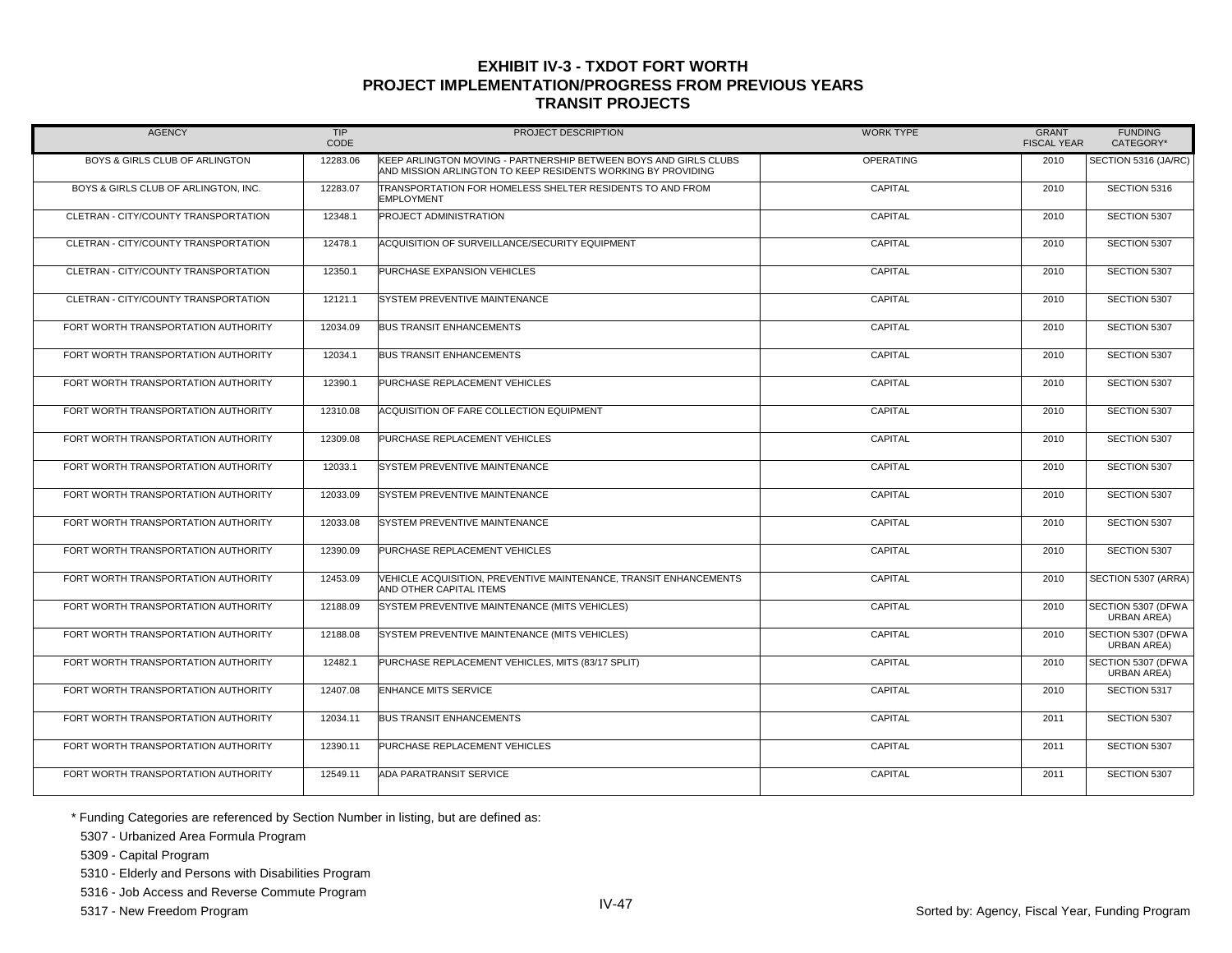# EXHIBIT IV-3 - TXDOT FORT WORTH
## PROJECT IMPLEMENTATION/PROGRESS FROM PREVIOUS YEARS
## TRANSIT PROJECTS

| AGENCY | TIP CODE | PROJECT DESCRIPTION | WORK TYPE | GRANT FISCAL YEAR | FUNDING CATEGORY* |
|---|---|---|---|---|---|
| BOYS & GIRLS CLUB OF ARLINGTON | 12283.06 | KEEP ARLINGTON MOVING - PARTNERSHIP BETWEEN BOYS AND GIRLS CLUBS AND MISSION ARLINGTON TO KEEP RESIDENTS WORKING BY PROVIDING | OPERATING | 2010 | SECTION 5316 (JA/RC) |
| BOYS & GIRLS CLUB OF ARLINGTON, INC. | 12283.07 | TRANSPORTATION FOR HOMELESS SHELTER RESIDENTS TO AND FROM EMPLOYMENT | CAPITAL | 2010 | SECTION 5316 |
| CLETRAN - CITY/COUNTY TRANSPORTATION | 12348.1 | PROJECT ADMINISTRATION | CAPITAL | 2010 | SECTION 5307 |
| CLETRAN - CITY/COUNTY TRANSPORTATION | 12478.1 | ACQUISITION OF SURVEILLANCE/SECURITY EQUIPMENT | CAPITAL | 2010 | SECTION 5307 |
| CLETRAN - CITY/COUNTY TRANSPORTATION | 12350.1 | PURCHASE EXPANSION VEHICLES | CAPITAL | 2010 | SECTION 5307 |
| CLETRAN - CITY/COUNTY TRANSPORTATION | 12121.1 | SYSTEM PREVENTIVE MAINTENANCE | CAPITAL | 2010 | SECTION 5307 |
| FORT WORTH TRANSPORTATION AUTHORITY | 12034.09 | BUS TRANSIT ENHANCEMENTS | CAPITAL | 2010 | SECTION 5307 |
| FORT WORTH TRANSPORTATION AUTHORITY | 12034.1 | BUS TRANSIT ENHANCEMENTS | CAPITAL | 2010 | SECTION 5307 |
| FORT WORTH TRANSPORTATION AUTHORITY | 12390.1 | PURCHASE REPLACEMENT VEHICLES | CAPITAL | 2010 | SECTION 5307 |
| FORT WORTH TRANSPORTATION AUTHORITY | 12310.08 | ACQUISITION OF FARE COLLECTION EQUIPMENT | CAPITAL | 2010 | SECTION 5307 |
| FORT WORTH TRANSPORTATION AUTHORITY | 12309.08 | PURCHASE REPLACEMENT VEHICLES | CAPITAL | 2010 | SECTION 5307 |
| FORT WORTH TRANSPORTATION AUTHORITY | 12033.1 | SYSTEM PREVENTIVE MAINTENANCE | CAPITAL | 2010 | SECTION 5307 |
| FORT WORTH TRANSPORTATION AUTHORITY | 12033.09 | SYSTEM PREVENTIVE MAINTENANCE | CAPITAL | 2010 | SECTION 5307 |
| FORT WORTH TRANSPORTATION AUTHORITY | 12033.08 | SYSTEM PREVENTIVE MAINTENANCE | CAPITAL | 2010 | SECTION 5307 |
| FORT WORTH TRANSPORTATION AUTHORITY | 12390.09 | PURCHASE REPLACEMENT VEHICLES | CAPITAL | 2010 | SECTION 5307 |
| FORT WORTH TRANSPORTATION AUTHORITY | 12453.09 | VEHICLE ACQUISITION, PREVENTIVE MAINTENANCE, TRANSIT ENHANCEMENTS AND OTHER CAPITAL ITEMS | CAPITAL | 2010 | SECTION 5307 (ARRA) |
| FORT WORTH TRANSPORTATION AUTHORITY | 12188.09 | SYSTEM PREVENTIVE MAINTENANCE (MITS VEHICLES) | CAPITAL | 2010 | SECTION 5307 (DFWA URBAN AREA) |
| FORT WORTH TRANSPORTATION AUTHORITY | 12188.08 | SYSTEM PREVENTIVE MAINTENANCE (MITS VEHICLES) | CAPITAL | 2010 | SECTION 5307 (DFWA URBAN AREA) |
| FORT WORTH TRANSPORTATION AUTHORITY | 12482.1 | PURCHASE REPLACEMENT VEHICLES, MITS (83/17 SPLIT) | CAPITAL | 2010 | SECTION 5307 (DFWA URBAN AREA) |
| FORT WORTH TRANSPORTATION AUTHORITY | 12407.08 | ENHANCE MITS SERVICE | CAPITAL | 2010 | SECTION 5317 |
| FORT WORTH TRANSPORTATION AUTHORITY | 12034.11 | BUS TRANSIT ENHANCEMENTS | CAPITAL | 2011 | SECTION 5307 |
| FORT WORTH TRANSPORTATION AUTHORITY | 12390.11 | PURCHASE REPLACEMENT VEHICLES | CAPITAL | 2011 | SECTION 5307 |
| FORT WORTH TRANSPORTATION AUTHORITY | 12549.11 | ADA PARATRANSIT SERVICE | CAPITAL | 2011 | SECTION 5307 |

\* Funding Categories are referenced by Section Number in listing, but are defined as:

5307 - Urbanized Area Formula Program

5309 - Capital Program

5310 - Elderly and Persons with Disabilities Program

5316 - Job Access and Reverse Commute Program

5317 - New Freedom Program

Sorted by: Agency, Fiscal Year, Funding Program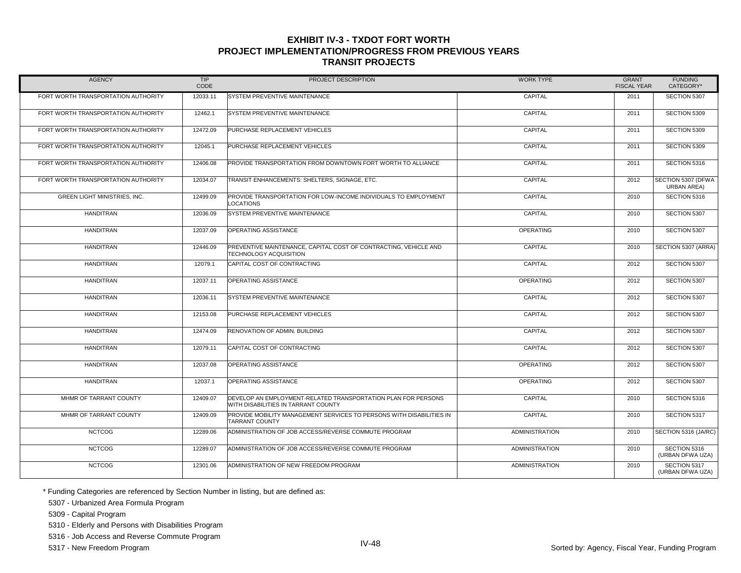# EXHIBIT IV-3 - TXDOT FORT WORTH
## PROJECT IMPLEMENTATION/PROGRESS FROM PREVIOUS YEARS
## TRANSIT PROJECTS

| AGENCY | TIP CODE | PROJECT DESCRIPTION | WORK TYPE | GRANT FISCAL YEAR | FUNDING CATEGORY* |
|---|---|---|---|---|---|
| FORT WORTH TRANSPORTATION AUTHORITY | 12033.11 | SYSTEM PREVENTIVE MAINTENANCE | CAPITAL | 2011 | SECTION 5307 |
| FORT WORTH TRANSPORTATION AUTHORITY | 12462.1 | SYSTEM PREVENTIVE MAINTENANCE | CAPITAL | 2011 | SECTION 5309 |
| FORT WORTH TRANSPORTATION AUTHORITY | 12472.09 | PURCHASE REPLACEMENT VEHICLES | CAPITAL | 2011 | SECTION 5309 |
| FORT WORTH TRANSPORTATION AUTHORITY | 12045.1 | PURCHASE REPLACEMENT VEHICLES | CAPITAL | 2011 | SECTION 5309 |
| FORT WORTH TRANSPORTATION AUTHORITY | 12406.08 | PROVIDE TRANSPORTATION FROM DOWNTOWN FORT WORTH TO ALLIANCE | CAPITAL | 2011 | SECTION 5316 |
| FORT WORTH TRANSPORTATION AUTHORITY | 12034.07 | TRANSIT ENHANCEMENTS: SHELTERS, SIGNAGE, ETC. | CAPITAL | 2012 | SECTION 5307 (DFWA URBAN AREA) |
| GREEN LIGHT MINISTRIES, INC. | 12499.09 | PROVIDE TRANSPORTATION FOR LOW-INCOME INDIVIDUALS TO EMPLOYMENT LOCATIONS | CAPITAL | 2010 | SECTION 5316 |
| HANDITRAN | 12036.09 | SYSTEM PREVENTIVE MAINTENANCE | CAPITAL | 2010 | SECTION 5307 |
| HANDITRAN | 12037.09 | OPERATING ASSISTANCE | OPERATING | 2010 | SECTION 5307 |
| HANDITRAN | 12446.09 | PREVENTIVE MAINTENANCE, CAPITAL COST OF CONTRACTING, VEHICLE AND TECHNOLOGY ACQUISITION | CAPITAL | 2010 | SECTION 5307 (ARRA) |
| HANDITRAN | 12079.1 | CAPITAL COST OF CONTRACTING | CAPITAL | 2012 | SECTION 5307 |
| HANDITRAN | 12037.11 | OPERATING ASSISTANCE | OPERATING | 2012 | SECTION 5307 |
| HANDITRAN | 12036.11 | SYSTEM PREVENTIVE MAINTENANCE | CAPITAL | 2012 | SECTION 5307 |
| HANDITRAN | 12153.08 | PURCHASE REPLACEMENT VEHICLES | CAPITAL | 2012 | SECTION 5307 |
| HANDITRAN | 12474.09 | RENOVATION OF ADMIN. BUILDING | CAPITAL | 2012 | SECTION 5307 |
| HANDITRAN | 12079.11 | CAPITAL COST OF CONTRACTING | CAPITAL | 2012 | SECTION 5307 |
| HANDITRAN | 12037.08 | OPERATING ASSISTANCE | OPERATING | 2012 | SECTION 5307 |
| HANDITRAN | 12037.1 | OPERATING ASSISTANCE | OPERATING | 2012 | SECTION 5307 |
| MHMR OF TARRANT COUNTY | 12409.07 | DEVELOP AN EMPLOYMENT-RELATED TRANSPORTATION PLAN FOR PERSONS WITH DISABILITIES IN TARRANT COUNTY | CAPITAL | 2010 | SECTION 5316 |
| MHMR OF TARRANT COUNTY | 12409.09 | PROVIDE MOBILITY MANAGEMENT SERVICES TO PERSONS WITH DISABILITIES IN TARRANT COUNTY | CAPITAL | 2010 | SECTION 5317 |
| NCTCOG | 12289.06 | ADMINISTRATION OF JOB ACCESS/REVERSE COMMUTE PROGRAM | ADMINISTRATION | 2010 | SECTION 5316 (JA/RC) |
| NCTCOG | 12289.07 | ADMINISTRATION OF JOB ACCESS/REVERSE COMMUTE PROGRAM | ADMINISTRATION | 2010 | SECTION 5316 (URBAN DFWA UZA) |
| NCTCOG | 12301.06 | ADMINISTRATION OF NEW FREEDOM PROGRAM | ADMINISTRATION | 2010 | SECTION 5317 (URBAN DFWA UZA) |

\* Funding Categories are referenced by Section Number in listing, but are defined as:

5307 - Urbanized Area Formula Program

5309 - Capital Program

5310 - Elderly and Persons with Disabilities Program

5316 - Job Access and Reverse Commute Program

5317 - New Freedom Program

Sorted by: Agency, Fiscal Year, Funding Program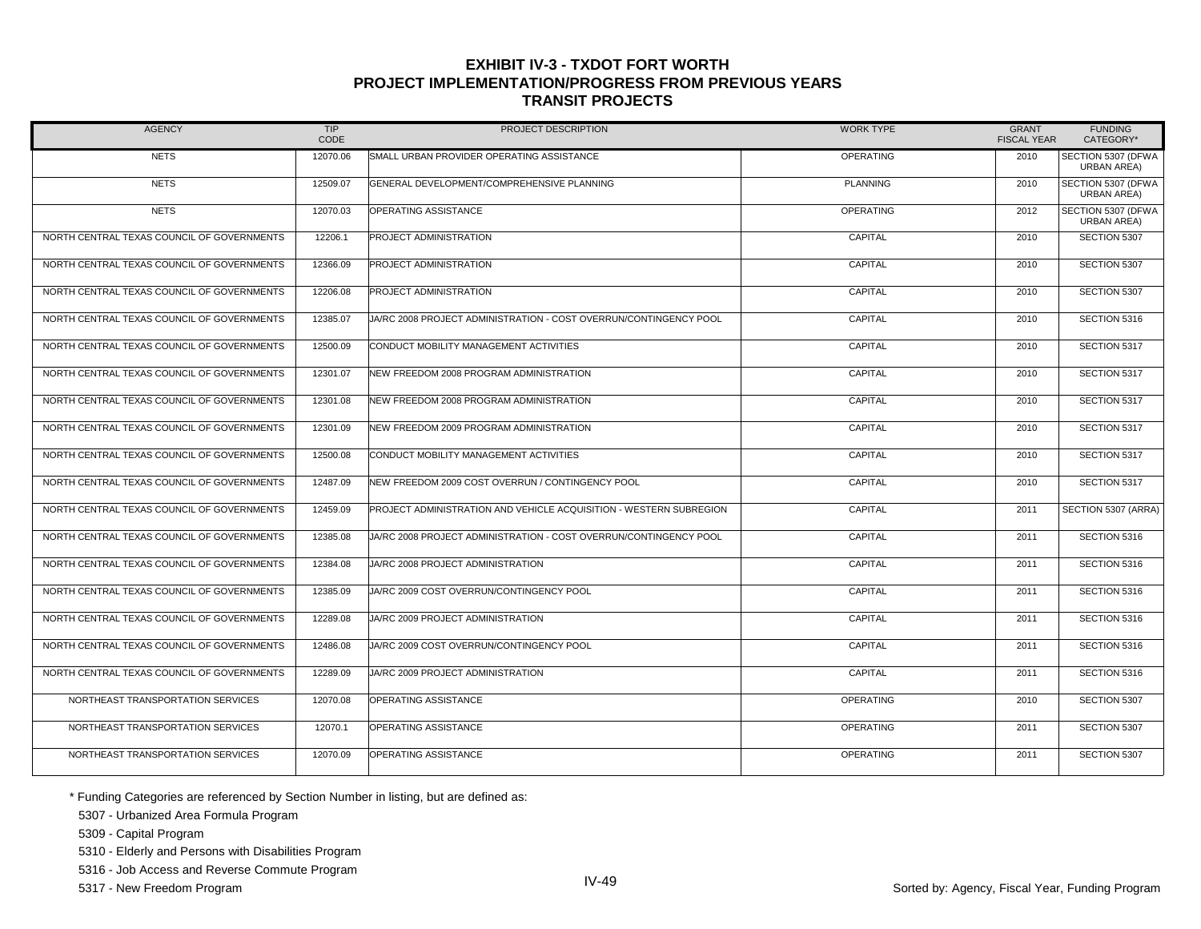# EXHIBIT IV-3 - TXDOT FORT WORTH
## PROJECT IMPLEMENTATION/PROGRESS FROM PREVIOUS YEARS
## TRANSIT PROJECTS

| AGENCY | TIP CODE | PROJECT DESCRIPTION | WORK TYPE | GRANT FISCAL YEAR | FUNDING CATEGORY* |
|---|---|---|---|---|---|
| NETS | 12070.06 | SMALL URBAN PROVIDER OPERATING ASSISTANCE | OPERATING | 2010 | SECTION 5307 (DFWA URBAN AREA) |
| NETS | 12509.07 | GENERAL DEVELOPMENT/COMPREHENSIVE PLANNING | PLANNING | 2010 | SECTION 5307 (DFWA URBAN AREA) |
| NETS | 12070.03 | OPERATING ASSISTANCE | OPERATING | 2012 | SECTION 5307 (DFWA URBAN AREA) |
| NORTH CENTRAL TEXAS COUNCIL OF GOVERNMENTS | 12206.1 | PROJECT ADMINISTRATION | CAPITAL | 2010 | SECTION 5307 |
| NORTH CENTRAL TEXAS COUNCIL OF GOVERNMENTS | 12366.09 | PROJECT ADMINISTRATION | CAPITAL | 2010 | SECTION 5307 |
| NORTH CENTRAL TEXAS COUNCIL OF GOVERNMENTS | 12206.08 | PROJECT ADMINISTRATION | CAPITAL | 2010 | SECTION 5307 |
| NORTH CENTRAL TEXAS COUNCIL OF GOVERNMENTS | 12385.07 | JA/RC 2008 PROJECT ADMINISTRATION - COST OVERRUN/CONTINGENCY POOL | CAPITAL | 2010 | SECTION 5316 |
| NORTH CENTRAL TEXAS COUNCIL OF GOVERNMENTS | 12500.09 | CONDUCT MOBILITY MANAGEMENT ACTIVITIES | CAPITAL | 2010 | SECTION 5317 |
| NORTH CENTRAL TEXAS COUNCIL OF GOVERNMENTS | 12301.07 | NEW FREEDOM 2008 PROGRAM ADMINISTRATION | CAPITAL | 2010 | SECTION 5317 |
| NORTH CENTRAL TEXAS COUNCIL OF GOVERNMENTS | 12301.08 | NEW FREEDOM 2008 PROGRAM ADMINISTRATION | CAPITAL | 2010 | SECTION 5317 |
| NORTH CENTRAL TEXAS COUNCIL OF GOVERNMENTS | 12301.09 | NEW FREEDOM 2009 PROGRAM ADMINISTRATION | CAPITAL | 2010 | SECTION 5317 |
| NORTH CENTRAL TEXAS COUNCIL OF GOVERNMENTS | 12500.08 | CONDUCT MOBILITY MANAGEMENT ACTIVITIES | CAPITAL | 2010 | SECTION 5317 |
| NORTH CENTRAL TEXAS COUNCIL OF GOVERNMENTS | 12487.09 | NEW FREEDOM 2009 COST OVERRUN / CONTINGENCY POOL | CAPITAL | 2010 | SECTION 5317 |
| NORTH CENTRAL TEXAS COUNCIL OF GOVERNMENTS | 12459.09 | PROJECT ADMINISTRATION AND VEHICLE ACQUISITION - WESTERN SUBREGION | CAPITAL | 2011 | SECTION 5307 (ARRA) |
| NORTH CENTRAL TEXAS COUNCIL OF GOVERNMENTS | 12385.08 | JA/RC 2008 PROJECT ADMINISTRATION - COST OVERRUN/CONTINGENCY POOL | CAPITAL | 2011 | SECTION 5316 |
| NORTH CENTRAL TEXAS COUNCIL OF GOVERNMENTS | 12384.08 | JA/RC 2008 PROJECT ADMINISTRATION | CAPITAL | 2011 | SECTION 5316 |
| NORTH CENTRAL TEXAS COUNCIL OF GOVERNMENTS | 12385.09 | JA/RC 2009 COST OVERRUN/CONTINGENCY POOL | CAPITAL | 2011 | SECTION 5316 |
| NORTH CENTRAL TEXAS COUNCIL OF GOVERNMENTS | 12289.08 | JA/RC 2009 PROJECT ADMINISTRATION | CAPITAL | 2011 | SECTION 5316 |
| NORTH CENTRAL TEXAS COUNCIL OF GOVERNMENTS | 12486.08 | JA/RC 2009 COST OVERRUN/CONTINGENCY POOL | CAPITAL | 2011 | SECTION 5316 |
| NORTH CENTRAL TEXAS COUNCIL OF GOVERNMENTS | 12289.09 | JA/RC 2009 PROJECT ADMINISTRATION | CAPITAL | 2011 | SECTION 5316 |
| NORTHEAST TRANSPORTATION SERVICES | 12070.08 | OPERATING ASSISTANCE | OPERATING | 2010 | SECTION 5307 |
| NORTHEAST TRANSPORTATION SERVICES | 12070.1 | OPERATING ASSISTANCE | OPERATING | 2011 | SECTION 5307 |
| NORTHEAST TRANSPORTATION SERVICES | 12070.09 | OPERATING ASSISTANCE | OPERATING | 2011 | SECTION 5307 |

\* Funding Categories are referenced by Section Number in listing, but are defined as:

5307 - Urbanized Area Formula Program

5309 - Capital Program

5310 - Elderly and Persons with Disabilities Program

5316 - Job Access and Reverse Commute Program

5317 - New Freedom Program

Sorted by: Agency, Fiscal Year, Funding Program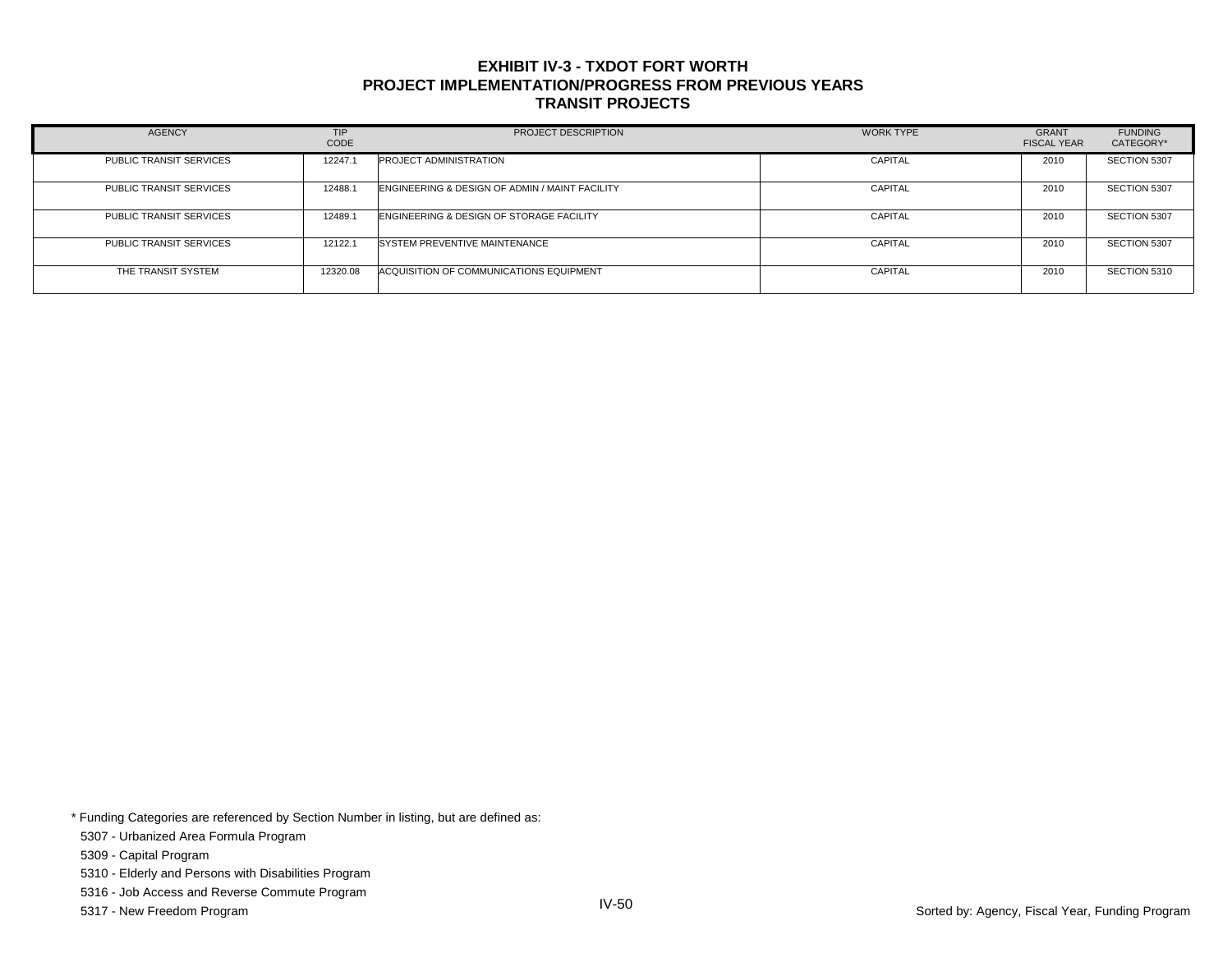# EXHIBIT IV-3 - TXDOT FORT WORTH
## PROJECT IMPLEMENTATION/PROGRESS FROM PREVIOUS YEARS
## TRANSIT PROJECTS

| AGENCY | TIP CODE | PROJECT DESCRIPTION | WORK TYPE | GRANT FISCAL YEAR | FUNDING CATEGORY* |
|---|---|---|---|---|---|
| PUBLIC TRANSIT SERVICES | 12247.1 | PROJECT ADMINISTRATION | CAPITAL | 2010 | SECTION 5307 |
| PUBLIC TRANSIT SERVICES | 12488.1 | ENGINEERING & DESIGN OF ADMIN / MAINT FACILITY | CAPITAL | 2010 | SECTION 5307 |
| PUBLIC TRANSIT SERVICES | 12489.1 | ENGINEERING & DESIGN OF STORAGE FACILITY | CAPITAL | 2010 | SECTION 5307 |
| PUBLIC TRANSIT SERVICES | 12122.1 | SYSTEM PREVENTIVE MAINTENANCE | CAPITAL | 2010 | SECTION 5307 |
| THE TRANSIT SYSTEM | 12320.08 | ACQUISITION OF COMMUNICATIONS EQUIPMENT | CAPITAL | 2010 | SECTION 5310 |

* Funding Categories are referenced by Section Number in listing, but are defined as:

5307 - Urbanized Area Formula Program

5309 - Capital Program

5310 - Elderly and Persons with Disabilities Program

5316 - Job Access and Reverse Commute Program

5317 - New Freedom Program

Sorted by: Agency, Fiscal Year, Funding Program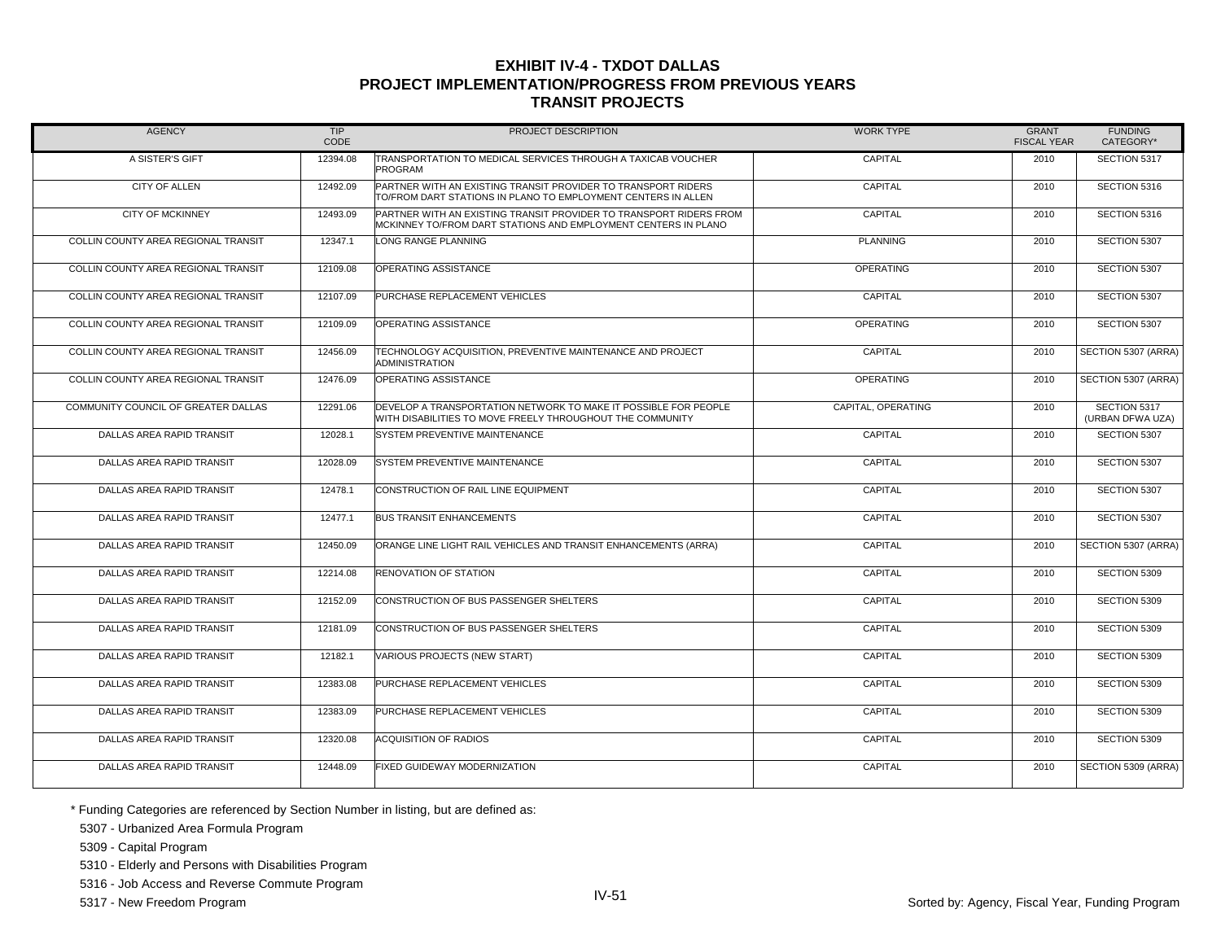# EXHIBIT IV-4 - TXDOT DALLAS
## PROJECT IMPLEMENTATION/PROGRESS FROM PREVIOUS YEARS
## TRANSIT PROJECTS

| AGENCY | TIP CODE | PROJECT DESCRIPTION | WORK TYPE | GRANT FISCAL YEAR | FUNDING CATEGORY* |
|---|---|---|---|---|---|
| A SISTER'S GIFT | 12394.08 | TRANSPORTATION TO MEDICAL SERVICES THROUGH A TAXICAB VOUCHER PROGRAM | CAPITAL | 2010 | SECTION 5317 |
| CITY OF ALLEN | 12492.09 | PARTNER WITH AN EXISTING TRANSIT PROVIDER TO TRANSPORT RIDERS TO/FROM DART STATIONS IN PLANO TO EMPLOYMENT CENTERS IN ALLEN | CAPITAL | 2010 | SECTION 5316 |
| CITY OF MCKINNEY | 12493.09 | PARTNER WITH AN EXISTING TRANSIT PROVIDER TO TRANSPORT RIDERS FROM MCKINNEY TO/FROM DART STATIONS AND EMPLOYMENT CENTERS IN PLANO | CAPITAL | 2010 | SECTION 5316 |
| COLLIN COUNTY AREA REGIONAL TRANSIT | 12347.1 | LONG RANGE PLANNING | PLANNING | 2010 | SECTION 5307 |
| COLLIN COUNTY AREA REGIONAL TRANSIT | 12109.08 | OPERATING ASSISTANCE | OPERATING | 2010 | SECTION 5307 |
| COLLIN COUNTY AREA REGIONAL TRANSIT | 12107.09 | PURCHASE REPLACEMENT VEHICLES | CAPITAL | 2010 | SECTION 5307 |
| COLLIN COUNTY AREA REGIONAL TRANSIT | 12109.09 | OPERATING ASSISTANCE | OPERATING | 2010 | SECTION 5307 |
| COLLIN COUNTY AREA REGIONAL TRANSIT | 12456.09 | TECHNOLOGY ACQUISITION, PREVENTIVE MAINTENANCE AND PROJECT ADMINISTRATION | CAPITAL | 2010 | SECTION 5307 (ARRA) |
| COLLIN COUNTY AREA REGIONAL TRANSIT | 12476.09 | OPERATING ASSISTANCE | OPERATING | 2010 | SECTION 5307 (ARRA) |
| COMMUNITY COUNCIL OF GREATER DALLAS | 12291.06 | DEVELOP A TRANSPORTATION NETWORK TO MAKE IT POSSIBLE FOR PEOPLE WITH DISABILITIES TO MOVE FREELY THROUGHOUT THE COMMUNITY | CAPITAL, OPERATING | 2010 | SECTION 5317 (URBAN DFWA UZA) |
| DALLAS AREA RAPID TRANSIT | 12028.1 | SYSTEM PREVENTIVE MAINTENANCE | CAPITAL | 2010 | SECTION 5307 |
| DALLAS AREA RAPID TRANSIT | 12028.09 | SYSTEM PREVENTIVE MAINTENANCE | CAPITAL | 2010 | SECTION 5307 |
| DALLAS AREA RAPID TRANSIT | 12478.1 | CONSTRUCTION OF RAIL LINE EQUIPMENT | CAPITAL | 2010 | SECTION 5307 |
| DALLAS AREA RAPID TRANSIT | 12477.1 | BUS TRANSIT ENHANCEMENTS | CAPITAL | 2010 | SECTION 5307 |
| DALLAS AREA RAPID TRANSIT | 12450.09 | ORANGE LINE LIGHT RAIL VEHICLES AND TRANSIT ENHANCEMENTS (ARRA) | CAPITAL | 2010 | SECTION 5307 (ARRA) |
| DALLAS AREA RAPID TRANSIT | 12214.08 | RENOVATION OF STATION | CAPITAL | 2010 | SECTION 5309 |
| DALLAS AREA RAPID TRANSIT | 12152.09 | CONSTRUCTION OF BUS PASSENGER SHELTERS | CAPITAL | 2010 | SECTION 5309 |
| DALLAS AREA RAPID TRANSIT | 12181.09 | CONSTRUCTION OF BUS PASSENGER SHELTERS | CAPITAL | 2010 | SECTION 5309 |
| DALLAS AREA RAPID TRANSIT | 12182.1 | VARIOUS PROJECTS (NEW START) | CAPITAL | 2010 | SECTION 5309 |
| DALLAS AREA RAPID TRANSIT | 12383.08 | PURCHASE REPLACEMENT VEHICLES | CAPITAL | 2010 | SECTION 5309 |
| DALLAS AREA RAPID TRANSIT | 12383.09 | PURCHASE REPLACEMENT VEHICLES | CAPITAL | 2010 | SECTION 5309 |
| DALLAS AREA RAPID TRANSIT | 12320.08 | ACQUISITION OF RADIOS | CAPITAL | 2010 | SECTION 5309 |
| DALLAS AREA RAPID TRANSIT | 12448.09 | FIXED GUIDEWAY MODERNIZATION | CAPITAL | 2010 | SECTION 5309 (ARRA) |

\* Funding Categories are referenced by Section Number in listing, but are defined as:

5307 - Urbanized Area Formula Program

5309 - Capital Program

5310 - Elderly and Persons with Disabilities Program

5316 - Job Access and Reverse Commute Program

5317 - New Freedom Program

Sorted by: Agency, Fiscal Year, Funding Program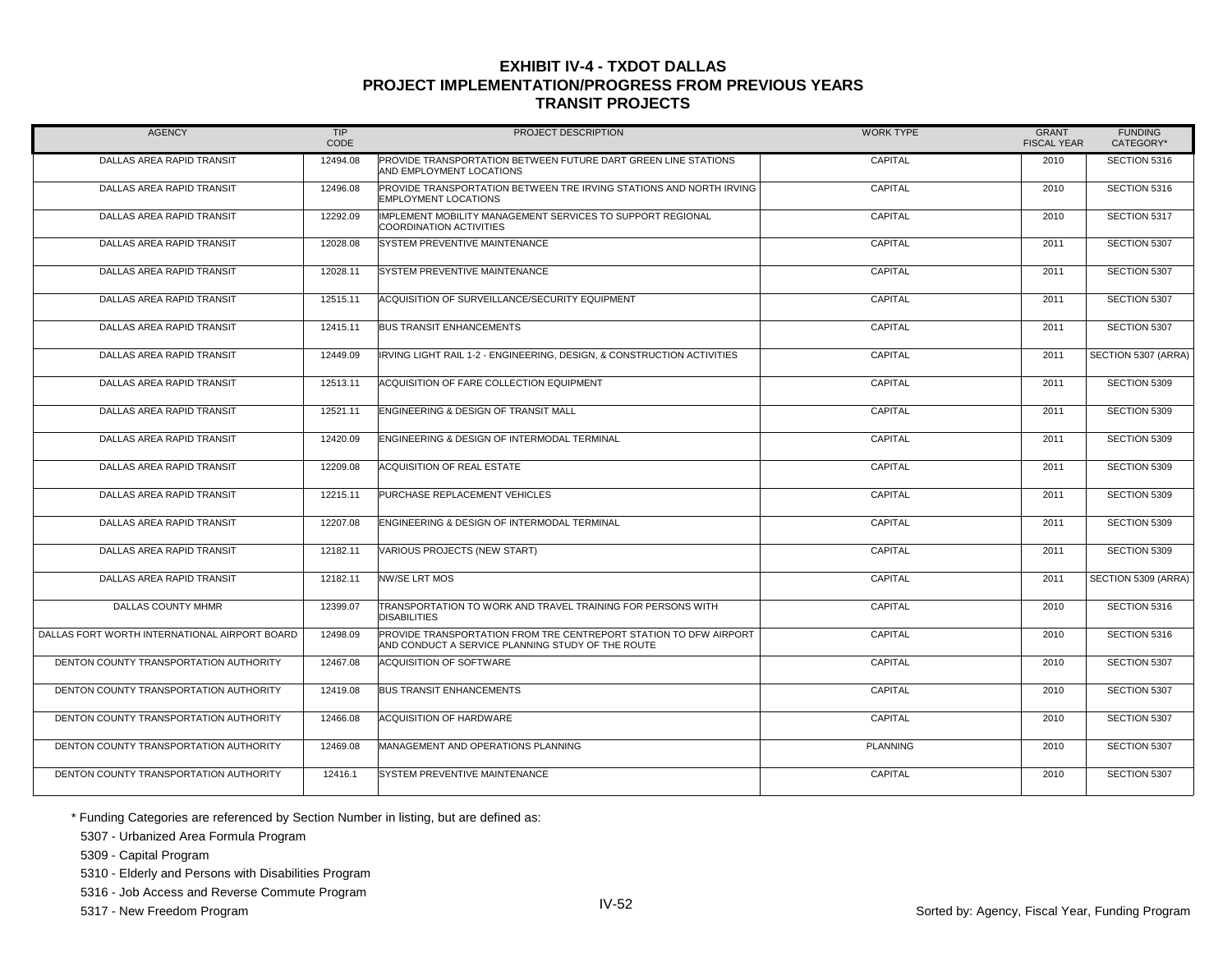# EXHIBIT IV-4 - TXDOT DALLAS
## PROJECT IMPLEMENTATION/PROGRESS FROM PREVIOUS YEARS
## TRANSIT PROJECTS

| AGENCY | TIP CODE | PROJECT DESCRIPTION | WORK TYPE | GRANT FISCAL YEAR | FUNDING CATEGORY* |
|---|---|---|---|---|---|
| DALLAS AREA RAPID TRANSIT | 12494.08 | PROVIDE TRANSPORTATION BETWEEN FUTURE DART GREEN LINE STATIONS AND EMPLOYMENT LOCATIONS | CAPITAL | 2010 | SECTION 5316 |
| DALLAS AREA RAPID TRANSIT | 12496.08 | PROVIDE TRANSPORTATION BETWEEN TRE IRVING STATIONS AND NORTH IRVING EMPLOYMENT LOCATIONS | CAPITAL | 2010 | SECTION 5316 |
| DALLAS AREA RAPID TRANSIT | 12292.09 | IMPLEMENT MOBILITY MANAGEMENT SERVICES TO SUPPORT REGIONAL COORDINATION ACTIVITIES | CAPITAL | 2010 | SECTION 5317 |
| DALLAS AREA RAPID TRANSIT | 12028.08 | SYSTEM PREVENTIVE MAINTENANCE | CAPITAL | 2011 | SECTION 5307 |
| DALLAS AREA RAPID TRANSIT | 12028.11 | SYSTEM PREVENTIVE MAINTENANCE | CAPITAL | 2011 | SECTION 5307 |
| DALLAS AREA RAPID TRANSIT | 12515.11 | ACQUISITION OF SURVEILLANCE/SECURITY EQUIPMENT | CAPITAL | 2011 | SECTION 5307 |
| DALLAS AREA RAPID TRANSIT | 12415.11 | BUS TRANSIT ENHANCEMENTS | CAPITAL | 2011 | SECTION 5307 |
| DALLAS AREA RAPID TRANSIT | 12449.09 | IRVING LIGHT RAIL 1-2 - ENGINEERING, DESIGN, & CONSTRUCTION ACTIVITIES | CAPITAL | 2011 | SECTION 5307 (ARRA) |
| DALLAS AREA RAPID TRANSIT | 12513.11 | ACQUISITION OF FARE COLLECTION EQUIPMENT | CAPITAL | 2011 | SECTION 5309 |
| DALLAS AREA RAPID TRANSIT | 12521.11 | ENGINEERING & DESIGN OF TRANSIT MALL | CAPITAL | 2011 | SECTION 5309 |
| DALLAS AREA RAPID TRANSIT | 12420.09 | ENGINEERING & DESIGN OF INTERMODAL TERMINAL | CAPITAL | 2011 | SECTION 5309 |
| DALLAS AREA RAPID TRANSIT | 12209.08 | ACQUISITION OF REAL ESTATE | CAPITAL | 2011 | SECTION 5309 |
| DALLAS AREA RAPID TRANSIT | 12215.11 | PURCHASE REPLACEMENT VEHICLES | CAPITAL | 2011 | SECTION 5309 |
| DALLAS AREA RAPID TRANSIT | 12207.08 | ENGINEERING & DESIGN OF INTERMODAL TERMINAL | CAPITAL | 2011 | SECTION 5309 |
| DALLAS AREA RAPID TRANSIT | 12182.11 | VARIOUS PROJECTS (NEW START) | CAPITAL | 2011 | SECTION 5309 |
| DALLAS AREA RAPID TRANSIT | 12182.11 | NW/SE LRT MOS | CAPITAL | 2011 | SECTION 5309 (ARRA) |
| DALLAS COUNTY MHMR | 12399.07 | TRANSPORTATION TO WORK AND TRAVEL TRAINING FOR PERSONS WITH DISABILITIES | CAPITAL | 2010 | SECTION 5316 |
| DALLAS FORT WORTH INTERNATIONAL AIRPORT BOARD | 12498.09 | PROVIDE TRANSPORTATION FROM TRE CENTREPORT STATION TO DFW AIRPORT AND CONDUCT A SERVICE PLANNING STUDY OF THE ROUTE | CAPITAL | 2010 | SECTION 5316 |
| DENTON COUNTY TRANSPORTATION AUTHORITY | 12467.08 | ACQUISITION OF SOFTWARE | CAPITAL | 2010 | SECTION 5307 |
| DENTON COUNTY TRANSPORTATION AUTHORITY | 12419.08 | BUS TRANSIT ENHANCEMENTS | CAPITAL | 2010 | SECTION 5307 |
| DENTON COUNTY TRANSPORTATION AUTHORITY | 12466.08 | ACQUISITION OF HARDWARE | CAPITAL | 2010 | SECTION 5307 |
| DENTON COUNTY TRANSPORTATION AUTHORITY | 12469.08 | MANAGEMENT AND OPERATIONS PLANNING | PLANNING | 2010 | SECTION 5307 |
| DENTON COUNTY TRANSPORTATION AUTHORITY | 12416.1 | SYSTEM PREVENTIVE MAINTENANCE | CAPITAL | 2010 | SECTION 5307 |

\* Funding Categories are referenced by Section Number in listing, but are defined as:

5307 - Urbanized Area Formula Program

5309 - Capital Program

5310 - Elderly and Persons with Disabilities Program

5316 - Job Access and Reverse Commute Program

5317 - New Freedom Program

Sorted by: Agency, Fiscal Year, Funding Program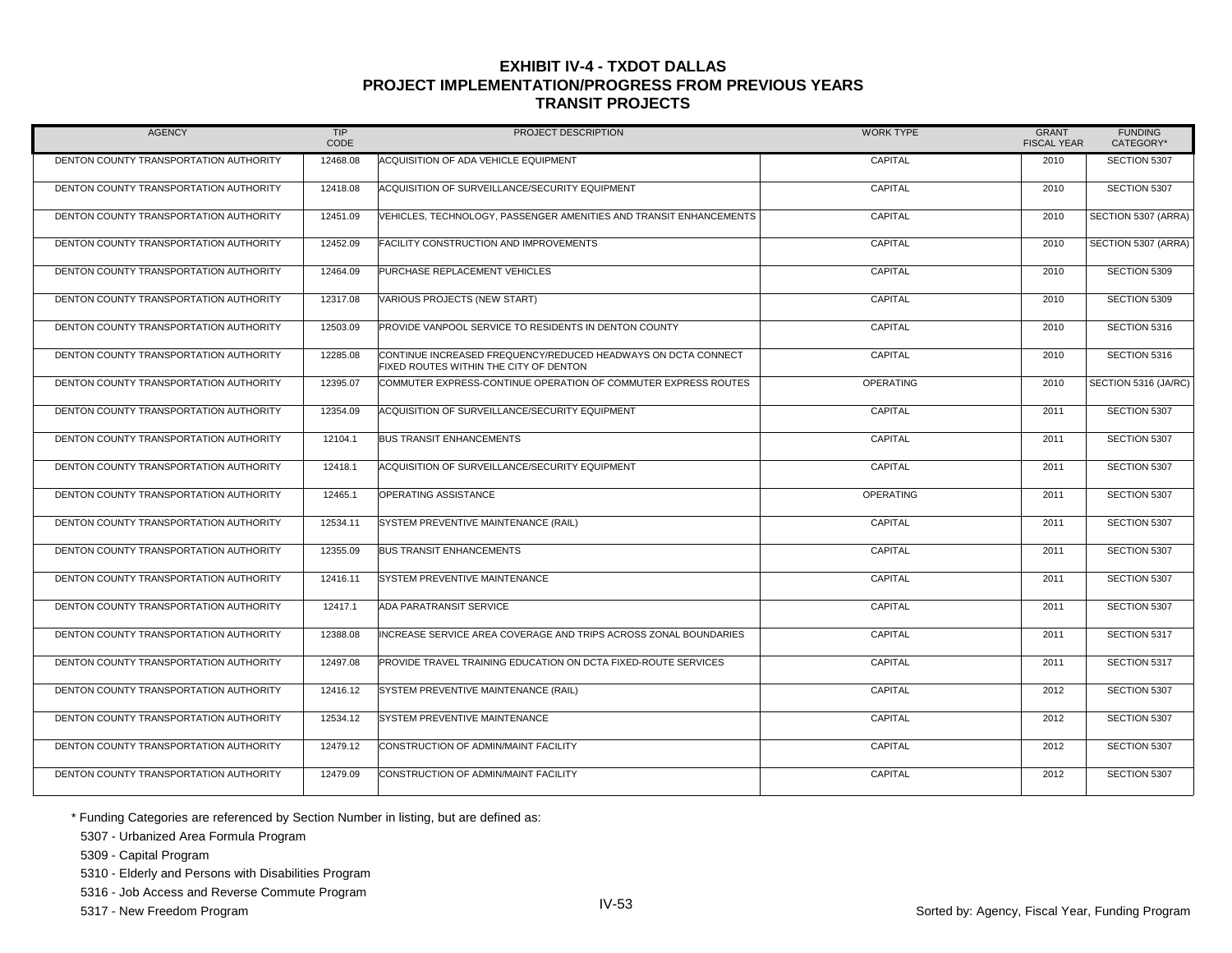# EXHIBIT IV-4 - TXDOT DALLAS
## PROJECT IMPLEMENTATION/PROGRESS FROM PREVIOUS YEARS
## TRANSIT PROJECTS

| AGENCY | TIP CODE | PROJECT DESCRIPTION | WORK TYPE | GRANT FISCAL YEAR | FUNDING CATEGORY* |
|---|---|---|---|---|---|
| DENTON COUNTY TRANSPORTATION AUTHORITY | 12468.08 | ACQUISITION OF ADA VEHICLE EQUIPMENT | CAPITAL | 2010 | SECTION 5307 |
| DENTON COUNTY TRANSPORTATION AUTHORITY | 12418.08 | ACQUISITION OF SURVEILLANCE/SECURITY EQUIPMENT | CAPITAL | 2010 | SECTION 5307 |
| DENTON COUNTY TRANSPORTATION AUTHORITY | 12451.09 | VEHICLES, TECHNOLOGY, PASSENGER AMENITIES AND TRANSIT ENHANCEMENTS | CAPITAL | 2010 | SECTION 5307 (ARRA) |
| DENTON COUNTY TRANSPORTATION AUTHORITY | 12452.09 | FACILITY CONSTRUCTION AND IMPROVEMENTS | CAPITAL | 2010 | SECTION 5307 (ARRA) |
| DENTON COUNTY TRANSPORTATION AUTHORITY | 12464.09 | PURCHASE REPLACEMENT VEHICLES | CAPITAL | 2010 | SECTION 5309 |
| DENTON COUNTY TRANSPORTATION AUTHORITY | 12317.08 | VARIOUS PROJECTS (NEW START) | CAPITAL | 2010 | SECTION 5309 |
| DENTON COUNTY TRANSPORTATION AUTHORITY | 12503.09 | PROVIDE VANPOOL SERVICE TO RESIDENTS IN DENTON COUNTY | CAPITAL | 2010 | SECTION 5316 |
| DENTON COUNTY TRANSPORTATION AUTHORITY | 12285.08 | CONTINUE INCREASED FREQUENCY/REDUCED HEADWAYS ON DCTA CONNECT FIXED ROUTES WITHIN THE CITY OF DENTON | CAPITAL | 2010 | SECTION 5316 |
| DENTON COUNTY TRANSPORTATION AUTHORITY | 12395.07 | COMMUTER EXPRESS-CONTINUE OPERATION OF COMMUTER EXPRESS ROUTES | OPERATING | 2010 | SECTION 5316 (JA/RC) |
| DENTON COUNTY TRANSPORTATION AUTHORITY | 12354.09 | ACQUISITION OF SURVEILLANCE/SECURITY EQUIPMENT | CAPITAL | 2011 | SECTION 5307 |
| DENTON COUNTY TRANSPORTATION AUTHORITY | 12104.1 | BUS TRANSIT ENHANCEMENTS | CAPITAL | 2011 | SECTION 5307 |
| DENTON COUNTY TRANSPORTATION AUTHORITY | 12418.1 | ACQUISITION OF SURVEILLANCE/SECURITY EQUIPMENT | CAPITAL | 2011 | SECTION 5307 |
| DENTON COUNTY TRANSPORTATION AUTHORITY | 12465.1 | OPERATING ASSISTANCE | OPERATING | 2011 | SECTION 5307 |
| DENTON COUNTY TRANSPORTATION AUTHORITY | 12534.11 | SYSTEM PREVENTIVE MAINTENANCE (RAIL) | CAPITAL | 2011 | SECTION 5307 |
| DENTON COUNTY TRANSPORTATION AUTHORITY | 12355.09 | BUS TRANSIT ENHANCEMENTS | CAPITAL | 2011 | SECTION 5307 |
| DENTON COUNTY TRANSPORTATION AUTHORITY | 12416.11 | SYSTEM PREVENTIVE MAINTENANCE | CAPITAL | 2011 | SECTION 5307 |
| DENTON COUNTY TRANSPORTATION AUTHORITY | 12417.1 | ADA PARATRANSIT SERVICE | CAPITAL | 2011 | SECTION 5307 |
| DENTON COUNTY TRANSPORTATION AUTHORITY | 12388.08 | INCREASE SERVICE AREA COVERAGE AND TRIPS ACROSS ZONAL BOUNDARIES | CAPITAL | 2011 | SECTION 5317 |
| DENTON COUNTY TRANSPORTATION AUTHORITY | 12497.08 | PROVIDE TRAVEL TRAINING EDUCATION ON DCTA FIXED-ROUTE SERVICES | CAPITAL | 2011 | SECTION 5317 |
| DENTON COUNTY TRANSPORTATION AUTHORITY | 12416.12 | SYSTEM PREVENTIVE MAINTENANCE (RAIL) | CAPITAL | 2012 | SECTION 5307 |
| DENTON COUNTY TRANSPORTATION AUTHORITY | 12534.12 | SYSTEM PREVENTIVE MAINTENANCE | CAPITAL | 2012 | SECTION 5307 |
| DENTON COUNTY TRANSPORTATION AUTHORITY | 12479.12 | CONSTRUCTION OF ADMIN/MAINT FACILITY | CAPITAL | 2012 | SECTION 5307 |
| DENTON COUNTY TRANSPORTATION AUTHORITY | 12479.09 | CONSTRUCTION OF ADMIN/MAINT FACILITY | CAPITAL | 2012 | SECTION 5307 |

\* Funding Categories are referenced by Section Number in listing, but are defined as:

5307 - Urbanized Area Formula Program

5309 - Capital Program

5310 - Elderly and Persons with Disabilities Program

5316 - Job Access and Reverse Commute Program

5317 - New Freedom Program

Sorted by: Agency, Fiscal Year, Funding Program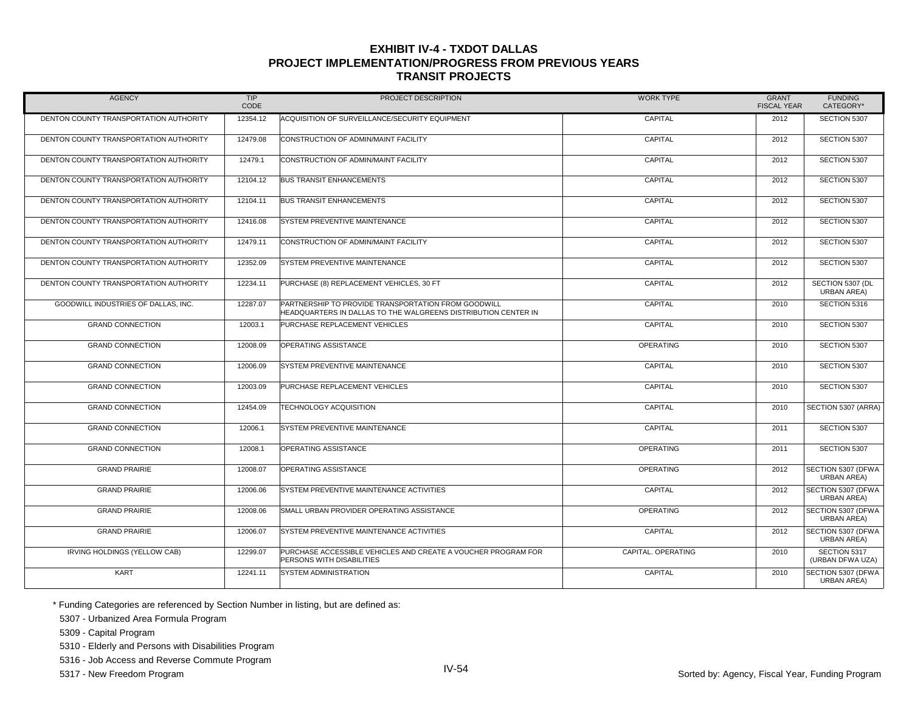# EXHIBIT IV-4 - TXDOT DALLAS
## PROJECT IMPLEMENTATION/PROGRESS FROM PREVIOUS YEARS
## TRANSIT PROJECTS

| AGENCY | TIP CODE | PROJECT DESCRIPTION | WORK TYPE | GRANT FISCAL YEAR | FUNDING CATEGORY* |
|---|---|---|---|---|---|
| DENTON COUNTY TRANSPORTATION AUTHORITY | 12354.12 | ACQUISITION OF SURVEILLANCE/SECURITY EQUIPMENT | CAPITAL | 2012 | SECTION 5307 |
| DENTON COUNTY TRANSPORTATION AUTHORITY | 12479.08 | CONSTRUCTION OF ADMIN/MAINT FACILITY | CAPITAL | 2012 | SECTION 5307 |
| DENTON COUNTY TRANSPORTATION AUTHORITY | 12479.1 | CONSTRUCTION OF ADMIN/MAINT FACILITY | CAPITAL | 2012 | SECTION 5307 |
| DENTON COUNTY TRANSPORTATION AUTHORITY | 12104.12 | BUS TRANSIT ENHANCEMENTS | CAPITAL | 2012 | SECTION 5307 |
| DENTON COUNTY TRANSPORTATION AUTHORITY | 12104.11 | BUS TRANSIT ENHANCEMENTS | CAPITAL | 2012 | SECTION 5307 |
| DENTON COUNTY TRANSPORTATION AUTHORITY | 12416.08 | SYSTEM PREVENTIVE MAINTENANCE | CAPITAL | 2012 | SECTION 5307 |
| DENTON COUNTY TRANSPORTATION AUTHORITY | 12479.11 | CONSTRUCTION OF ADMIN/MAINT FACILITY | CAPITAL | 2012 | SECTION 5307 |
| DENTON COUNTY TRANSPORTATION AUTHORITY | 12352.09 | SYSTEM PREVENTIVE MAINTENANCE | CAPITAL | 2012 | SECTION 5307 |
| DENTON COUNTY TRANSPORTATION AUTHORITY | 12234.11 | PURCHASE (8) REPLACEMENT VEHICLES, 30 FT | CAPITAL | 2012 | SECTION 5307 (DL URBAN AREA) |
| GOODWILL INDUSTRIES OF DALLAS, INC. | 12287.07 | PARTNERSHIP TO PROVIDE TRANSPORTATION FROM GOODWILL HEADQUARTERS IN DALLAS TO THE WALGREENS DISTRIBUTION CENTER IN | CAPITAL | 2010 | SECTION 5316 |
| GRAND CONNECTION | 12003.1 | PURCHASE REPLACEMENT VEHICLES | CAPITAL | 2010 | SECTION 5307 |
| GRAND CONNECTION | 12008.09 | OPERATING ASSISTANCE | OPERATING | 2010 | SECTION 5307 |
| GRAND CONNECTION | 12006.09 | SYSTEM PREVENTIVE MAINTENANCE | CAPITAL | 2010 | SECTION 5307 |
| GRAND CONNECTION | 12003.09 | PURCHASE REPLACEMENT VEHICLES | CAPITAL | 2010 | SECTION 5307 |
| GRAND CONNECTION | 12454.09 | TECHNOLOGY ACQUISITION | CAPITAL | 2010 | SECTION 5307 (ARRA) |
| GRAND CONNECTION | 12006.1 | SYSTEM PREVENTIVE MAINTENANCE | CAPITAL | 2011 | SECTION 5307 |
| GRAND CONNECTION | 12008.1 | OPERATING ASSISTANCE | OPERATING | 2011 | SECTION 5307 |
| GRAND PRAIRIE | 12008.07 | OPERATING ASSISTANCE | OPERATING | 2012 | SECTION 5307 (DFWA URBAN AREA) |
| GRAND PRAIRIE | 12006.06 | SYSTEM PREVENTIVE MAINTENANCE ACTIVITIES | CAPITAL | 2012 | SECTION 5307 (DFWA URBAN AREA) |
| GRAND PRAIRIE | 12008.06 | SMALL URBAN PROVIDER OPERATING ASSISTANCE | OPERATING | 2012 | SECTION 5307 (DFWA URBAN AREA) |
| GRAND PRAIRIE | 12006.07 | SYSTEM PREVENTIVE MAINTENANCE ACTIVITIES | CAPITAL | 2012 | SECTION 5307 (DFWA URBAN AREA) |
| IRVING HOLDINGS (YELLOW CAB) | 12299.07 | PURCHASE ACCESSIBLE VEHICLES AND CREATE A VOUCHER PROGRAM FOR PERSONS WITH DISABILITIES | CAPITAL. OPERATING | 2010 | SECTION 5317 (URBAN DFWA UZA) |
| KART | 12241.11 | SYSTEM ADMINISTRATION | CAPITAL | 2010 | SECTION 5307 (DFWA URBAN AREA) |

\* Funding Categories are referenced by Section Number in listing, but are defined as:

5307 - Urbanized Area Formula Program

5309 - Capital Program

5310 - Elderly and Persons with Disabilities Program

5316 - Job Access and Reverse Commute Program

5317 - New Freedom Program

Sorted by: Agency, Fiscal Year, Funding Program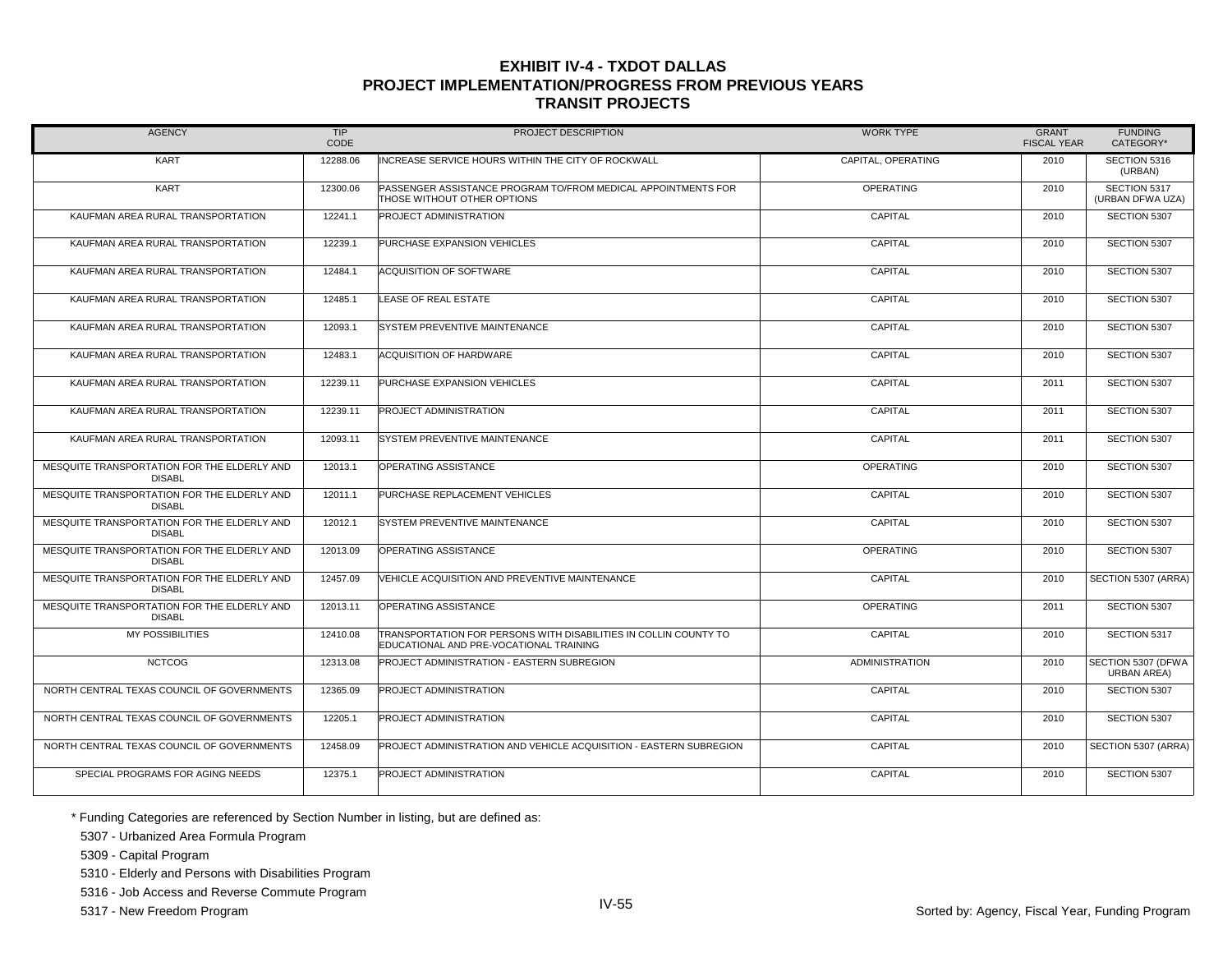# EXHIBIT IV-4 - TXDOT DALLAS
## PROJECT IMPLEMENTATION/PROGRESS FROM PREVIOUS YEARS
## TRANSIT PROJECTS

| AGENCY | TIP CODE | PROJECT DESCRIPTION | WORK TYPE | GRANT FISCAL YEAR | FUNDING CATEGORY* |
|---|---|---|---|---|---|
| KART | 12288.06 | INCREASE SERVICE HOURS WITHIN THE CITY OF ROCKWALL | CAPITAL, OPERATING | 2010 | SECTION 5316 (URBAN) |
| KART | 12300.06 | PASSENGER ASSISTANCE PROGRAM TO/FROM MEDICAL APPOINTMENTS FOR THOSE WITHOUT OTHER OPTIONS | OPERATING | 2010 | SECTION 5317 (URBAN DFWA UZA) |
| KAUFMAN AREA RURAL TRANSPORTATION | 12241.1 | PROJECT ADMINISTRATION | CAPITAL | 2010 | SECTION 5307 |
| KAUFMAN AREA RURAL TRANSPORTATION | 12239.1 | PURCHASE EXPANSION VEHICLES | CAPITAL | 2010 | SECTION 5307 |
| KAUFMAN AREA RURAL TRANSPORTATION | 12484.1 | ACQUISITION OF SOFTWARE | CAPITAL | 2010 | SECTION 5307 |
| KAUFMAN AREA RURAL TRANSPORTATION | 12485.1 | LEASE OF REAL ESTATE | CAPITAL | 2010 | SECTION 5307 |
| KAUFMAN AREA RURAL TRANSPORTATION | 12093.1 | SYSTEM PREVENTIVE MAINTENANCE | CAPITAL | 2010 | SECTION 5307 |
| KAUFMAN AREA RURAL TRANSPORTATION | 12483.1 | ACQUISITION OF HARDWARE | CAPITAL | 2010 | SECTION 5307 |
| KAUFMAN AREA RURAL TRANSPORTATION | 12239.11 | PURCHASE EXPANSION VEHICLES | CAPITAL | 2011 | SECTION 5307 |
| KAUFMAN AREA RURAL TRANSPORTATION | 12239.11 | PROJECT ADMINISTRATION | CAPITAL | 2011 | SECTION 5307 |
| KAUFMAN AREA RURAL TRANSPORTATION | 12093.11 | SYSTEM PREVENTIVE MAINTENANCE | CAPITAL | 2011 | SECTION 5307 |
| MESQUITE TRANSPORTATION FOR THE ELDERLY AND DISABL | 12013.1 | OPERATING ASSISTANCE | OPERATING | 2010 | SECTION 5307 |
| MESQUITE TRANSPORTATION FOR THE ELDERLY AND DISABL | 12011.1 | PURCHASE REPLACEMENT VEHICLES | CAPITAL | 2010 | SECTION 5307 |
| MESQUITE TRANSPORTATION FOR THE ELDERLY AND DISABL | 12012.1 | SYSTEM PREVENTIVE MAINTENANCE | CAPITAL | 2010 | SECTION 5307 |
| MESQUITE TRANSPORTATION FOR THE ELDERLY AND DISABL | 12013.09 | OPERATING ASSISTANCE | OPERATING | 2010 | SECTION 5307 |
| MESQUITE TRANSPORTATION FOR THE ELDERLY AND DISABL | 12457.09 | VEHICLE ACQUISITION AND PREVENTIVE MAINTENANCE | CAPITAL | 2010 | SECTION 5307 (ARRA) |
| MESQUITE TRANSPORTATION FOR THE ELDERLY AND DISABL | 12013.11 | OPERATING ASSISTANCE | OPERATING | 2011 | SECTION 5307 |
| MY POSSIBILITIES | 12410.08 | TRANSPORTATION FOR PERSONS WITH DISABILITIES IN COLLIN COUNTY TO EDUCATIONAL AND PRE-VOCATIONAL TRAINING | CAPITAL | 2010 | SECTION 5317 |
| NCTCOG | 12313.08 | PROJECT ADMINISTRATION - EASTERN SUBREGION | ADMINISTRATION | 2010 | SECTION 5307 (DFWA URBAN AREA) |
| NORTH CENTRAL TEXAS COUNCIL OF GOVERNMENTS | 12365.09 | PROJECT ADMINISTRATION | CAPITAL | 2010 | SECTION 5307 |
| NORTH CENTRAL TEXAS COUNCIL OF GOVERNMENTS | 12205.1 | PROJECT ADMINISTRATION | CAPITAL | 2010 | SECTION 5307 |
| NORTH CENTRAL TEXAS COUNCIL OF GOVERNMENTS | 12458.09 | PROJECT ADMINISTRATION AND VEHICLE ACQUISITION - EASTERN SUBREGION | CAPITAL | 2010 | SECTION 5307 (ARRA) |
| SPECIAL PROGRAMS FOR AGING NEEDS | 12375.1 | PROJECT ADMINISTRATION | CAPITAL | 2010 | SECTION 5307 |

\* Funding Categories are referenced by Section Number in listing, but are defined as:

5307 - Urbanized Area Formula Program

5309 - Capital Program

5310 - Elderly and Persons with Disabilities Program

5316 - Job Access and Reverse Commute Program

5317 - New Freedom Program

Sorted by: Agency, Fiscal Year, Funding Program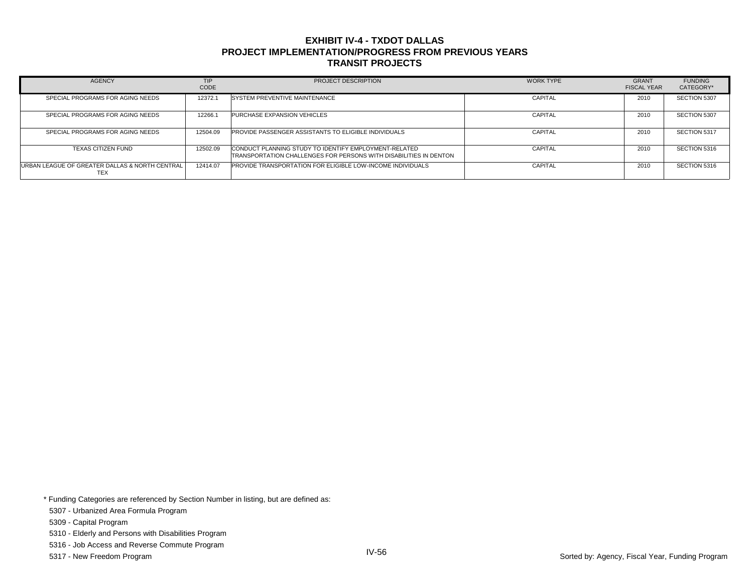# EXHIBIT IV-4 - TXDOT DALLAS
## PROJECT IMPLEMENTATION/PROGRESS FROM PREVIOUS YEARS
## TRANSIT PROJECTS

| AGENCY | TIP CODE | PROJECT DESCRIPTION | WORK TYPE | GRANT FISCAL YEAR | FUNDING CATEGORY* |
|---|---|---|---|---|---|
| SPECIAL PROGRAMS FOR AGING NEEDS | 12372.1 | SYSTEM PREVENTIVE MAINTENANCE | CAPITAL | 2010 | SECTION 5307 |
| SPECIAL PROGRAMS FOR AGING NEEDS | 12266.1 | PURCHASE EXPANSION VEHICLES | CAPITAL | 2010 | SECTION 5307 |
| SPECIAL PROGRAMS FOR AGING NEEDS | 12504.09 | PROVIDE PASSENGER ASSISTANTS TO ELIGIBLE INDIVIDUALS | CAPITAL | 2010 | SECTION 5317 |
| TEXAS CITIZEN FUND | 12502.09 | CONDUCT PLANNING STUDY TO IDENTIFY EMPLOYMENT-RELATED TRANSPORTATION CHALLENGES FOR PERSONS WITH DISABILITIES IN DENTON | CAPITAL | 2010 | SECTION 5316 |
| URBAN LEAGUE OF GREATER DALLAS & NORTH CENTRAL TEX | 12414.07 | PROVIDE TRANSPORTATION FOR ELIGIBLE LOW-INCOME INDIVIDUALS | CAPITAL | 2010 | SECTION 5316 |

\* Funding Categories are referenced by Section Number in listing, but are defined as:

5307 - Urbanized Area Formula Program

5309 - Capital Program

5310 - Elderly and Persons with Disabilities Program

5316 - Job Access and Reverse Commute Program

5317 - New Freedom Program

Sorted by: Agency, Fiscal Year, Funding Program